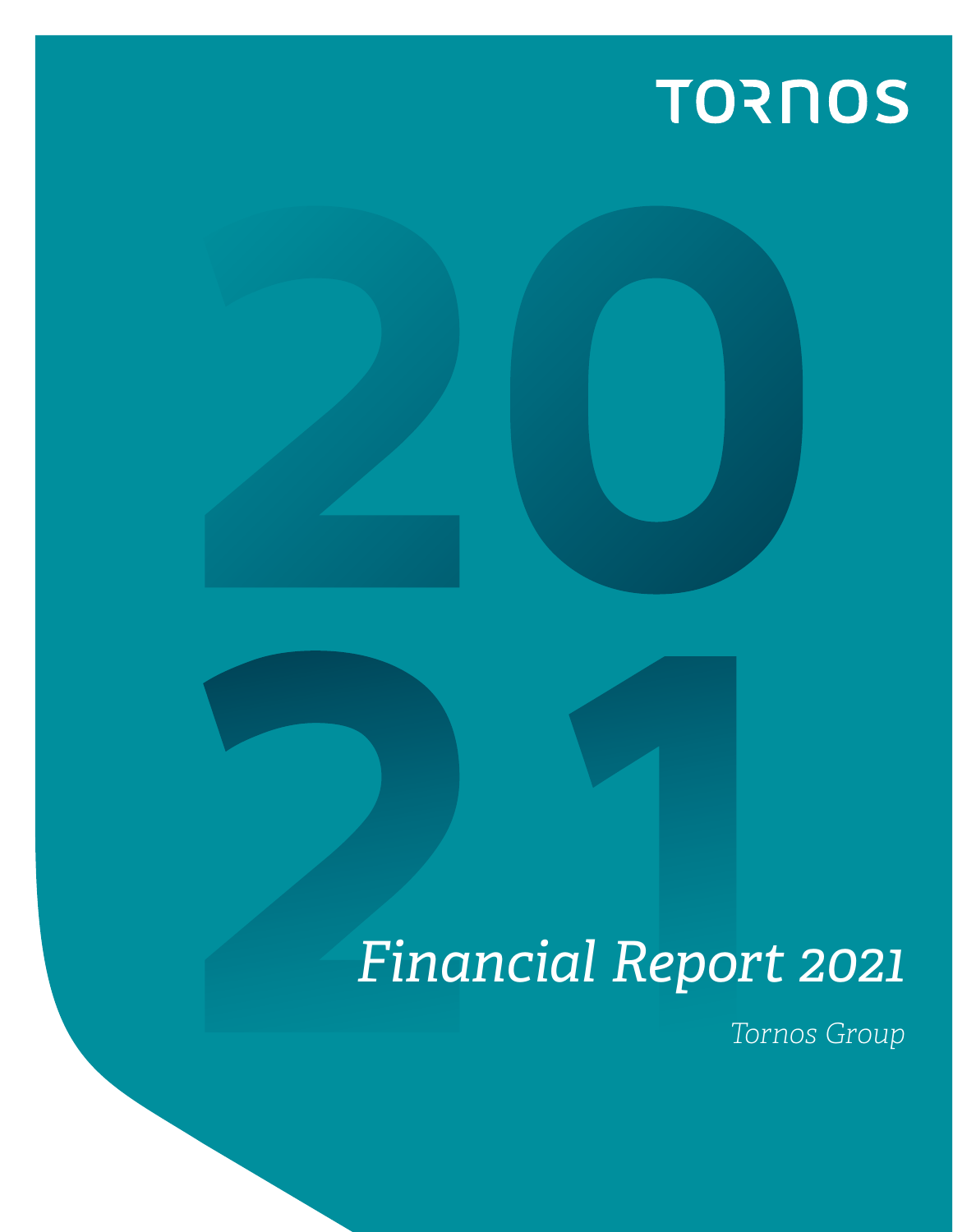TORNOS

2021

# *Financial Report 2021*

*Tornos Group*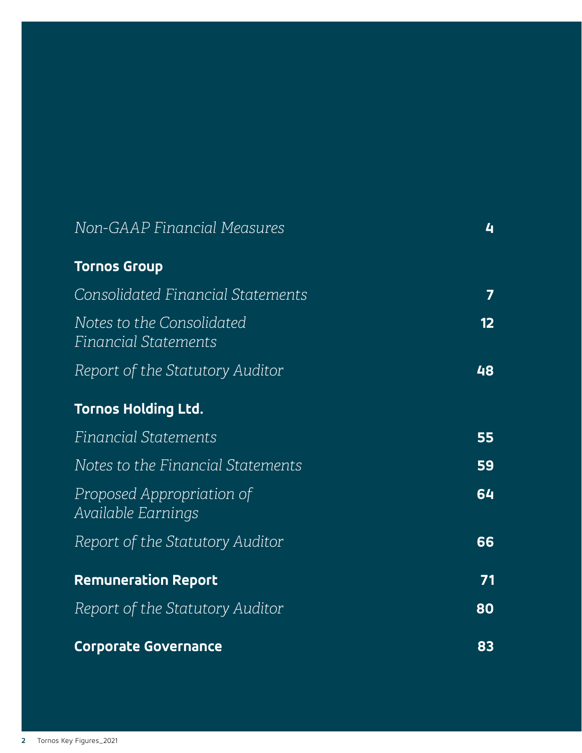| | |
|---|---|
| *Non-GAAP Financial Measures* | **4** |
| **Tornos Group** | |
| *Consolidated Financial Statements* | **7** |
| *Notes to the Consolidated Financial Statements* | **12** |
| *Report of the Statutory Auditor* | **48** |
| **Tornos Holding Ltd.** | |
| *Financial Statements* | **55** |
| *Notes to the Financial Statements* | **59** |
| *Proposed Appropriation of Available Earnings* | **64** |
| *Report of the Statutory Auditor* | **66** |
| **Remuneration Report** | **71** |
| *Report of the Statutory Auditor* | **80** |
| **Corporate Governance** | **83** |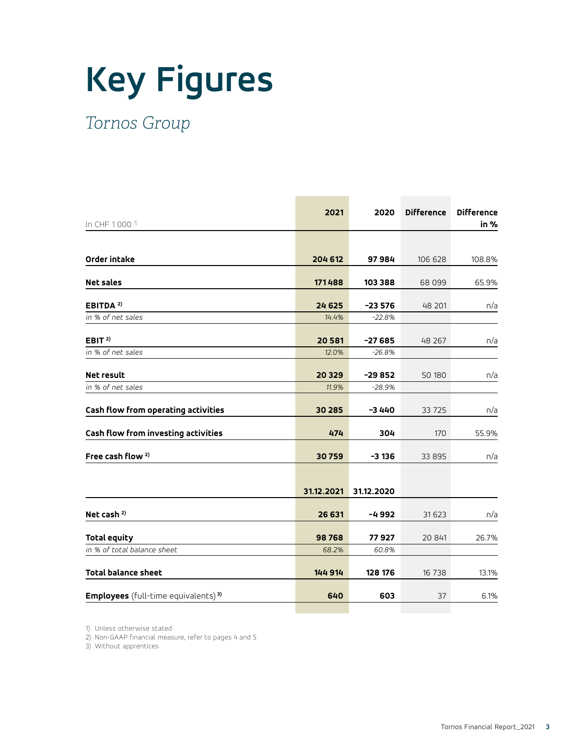# Key Figures

*Tornos Group*

| In CHF 1 000 [1] | 2021 | 2020 | Difference | Difference in % |
|---|---|---|---|---|
| **Order intake** | **204 612** | **97 984** | 106 628 | 108.8% |
| **Net sales** | **171 488** | **103 388** | 68 099 | 65.9% |
| **EBITDA** [2] | **24 625** | **-23 576** | 48 201 | n/a |
| *in % of net sales* | *14.4%* | *-22.8%* | | |
| **EBIT** [2] | **20 581** | **-27 685** | 48 267 | n/a |
| *in % of net sales* | *12.0%* | *-26.8%* | | |
| **Net result** | **20 329** | **-29 852** | 50 180 | n/a |
| *in % of net sales* | *11.9%* | *-28.9%* | | |
| **Cash flow from operating activities** | **30 285** | **-3 440** | 33 725 | n/a |
| **Cash flow from investing activities** | **474** | **304** | 170 | 55.9% |
| **Free cash flow** [2] | **30 759** | **-3 136** | 33 895 | n/a |
| | **31.12.2021** | **31.12.2020** | | |
| **Net cash** [2] | **26 631** | **-4 992** | 31 623 | n/a |
| **Total equity** | **98 768** | **77 927** | 20 841 | 26.7% |
| *in % of total balance sheet* | *68.2%* | *60.8%* | | |
| **Total balance sheet** | **144 914** | **128 176** | 16 738 | 13.1% |
| **Employees** (full-time equivalents) [3] | **640** | **603** | 37 | 6.1% |

1) Unless otherwise stated
2) Non-GAAP financial measure, refer to pages 4 and 5
3) Without apprentices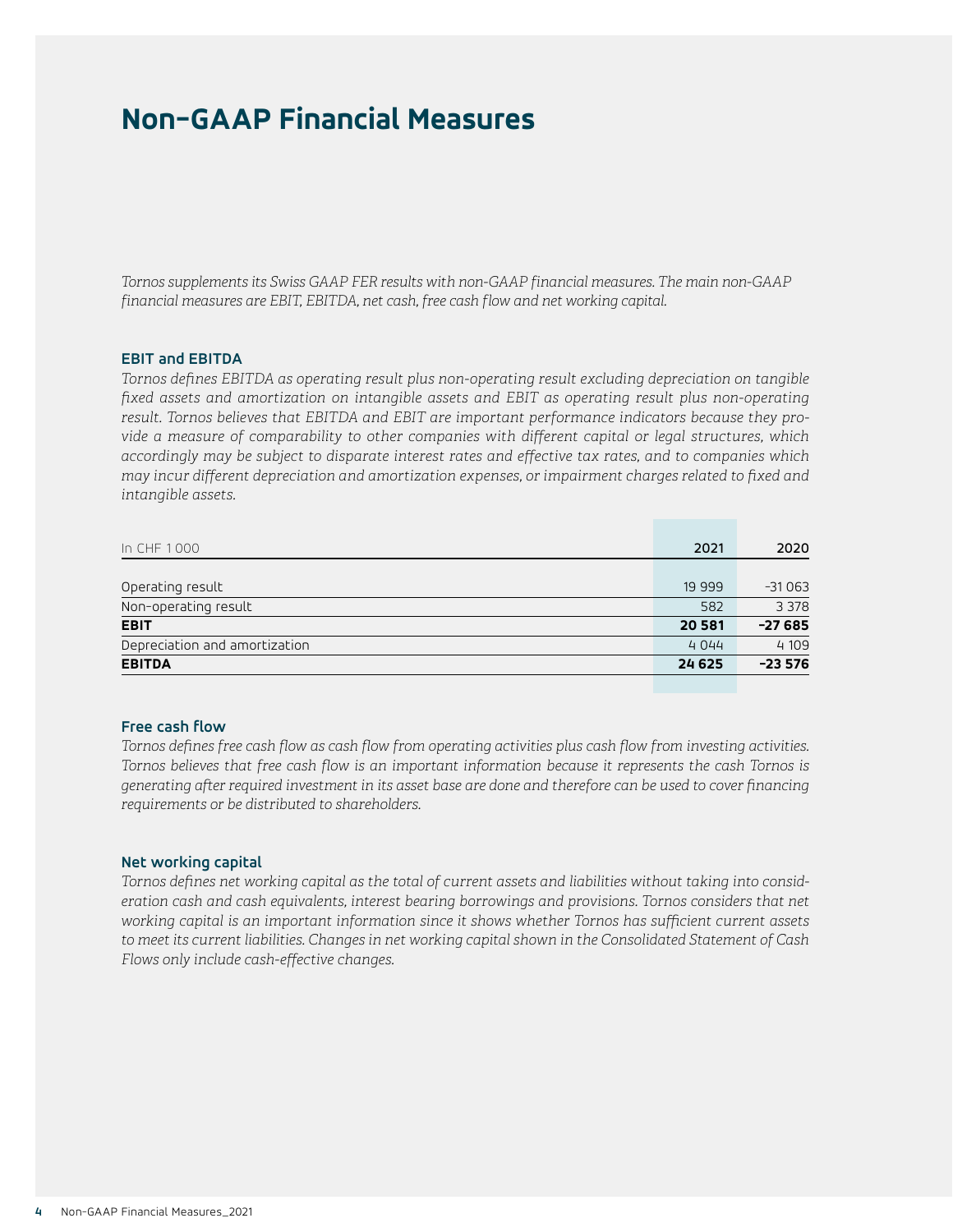# Non-GAAP Financial Measures

*Tornos supplements its Swiss GAAP FER results with non-GAAP financial measures. The main non-GAAP financial measures are EBIT, EBITDA, net cash, free cash flow and net working capital.*

### EBIT and EBITDA

*Tornos defines EBITDA as operating result plus non-operating result excluding depreciation on tangible fixed assets and amortization on intangible assets and EBIT as operating result plus non-operating result. Tornos believes that EBITDA and EBIT are important performance indicators because they provide a measure of comparability to other companies with different capital or legal structures, which accordingly may be subject to disparate interest rates and effective tax rates, and to companies which may incur different depreciation and amortization expenses, or impairment charges related to fixed and intangible assets.*

| In CHF 1 000 | 2021 | 2020 |
|---|---|---|
| Operating result | 19 999 | –31 063 |
| Non-operating result | 582 | 3 378 |
| **EBIT** | **20 581** | **–27 685** |
| Depreciation and amortization | 4 044 | 4 109 |
| **EBITDA** | **24 625** | **–23 576** |

### Free cash flow

*Tornos defines free cash flow as cash flow from operating activities plus cash flow from investing activities. Tornos believes that free cash flow is an important information because it represents the cash Tornos is generating after required investment in its asset base are done and therefore can be used to cover financing requirements or be distributed to shareholders.*

### Net working capital

*Tornos defines net working capital as the total of current assets and liabilities without taking into consideration cash and cash equivalents, interest bearing borrowings and provisions. Tornos considers that net working capital is an important information since it shows whether Tornos has sufficient current assets to meet its current liabilities. Changes in net working capital shown in the Consolidated Statement of Cash Flows only include cash-effective changes.*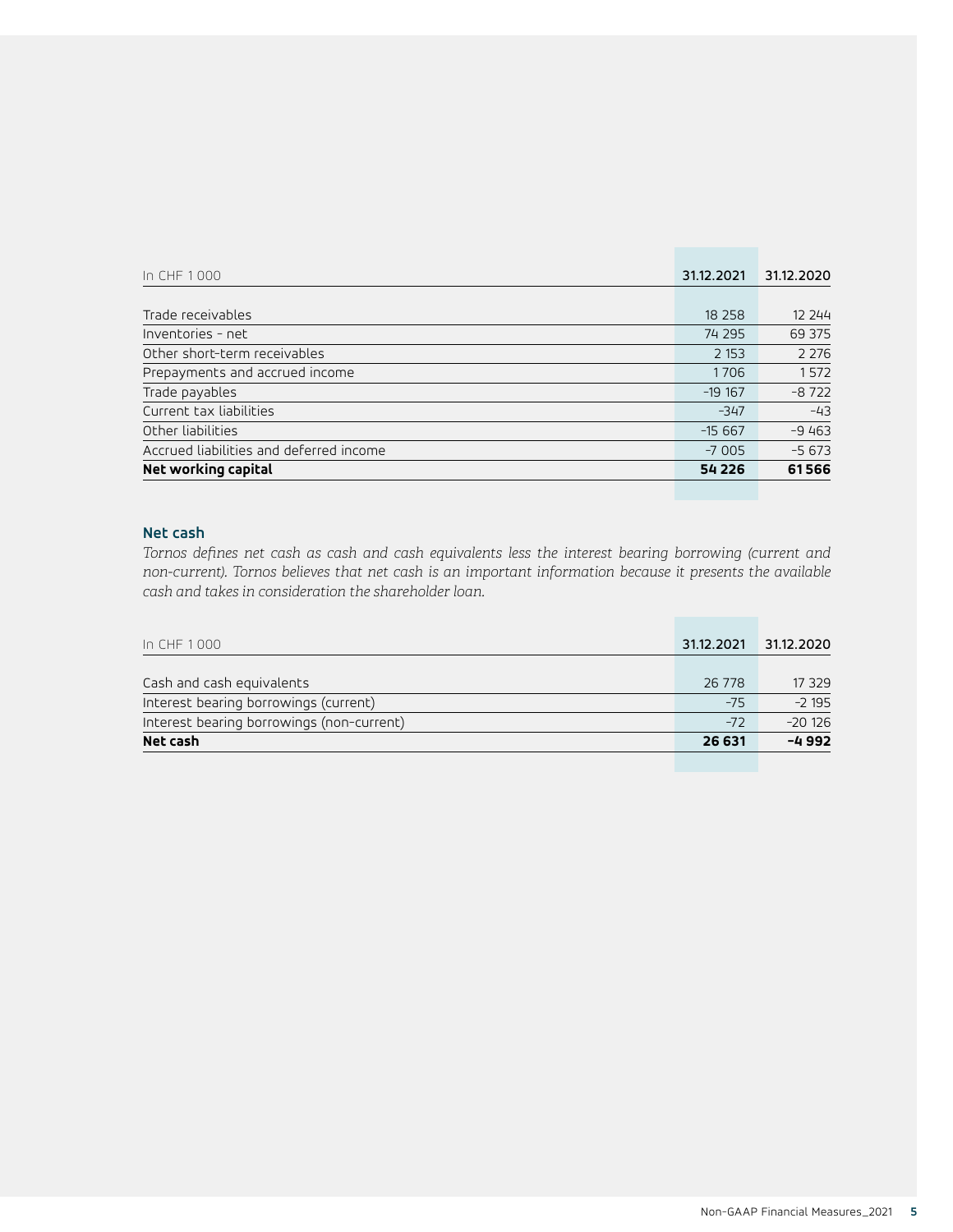| In CHF 1 000 | 31.12.2021 | 31.12.2020 |
|---|---|---|
| Trade receivables | 18 258 | 12 244 |
| Inventories - net | 74 295 | 69 375 |
| Other short-term receivables | 2 153 | 2 276 |
| Prepayments and accrued income | 1 706 | 1 572 |
| Trade payables | -19 167 | -8 722 |
| Current tax liabilities | -347 | -43 |
| Other liabilities | -15 667 | -9 463 |
| Accrued liabilities and deferred income | -7 005 | -5 673 |
| **Net working capital** | **54 226** | **61 566** |

## Net cash

*Tornos defines net cash as cash and cash equivalents less the interest bearing borrowing (current and non-current). Tornos believes that net cash is an important information because it presents the available cash and takes in consideration the shareholder loan.*

| In CHF 1 000 | 31.12.2021 | 31.12.2020 |
|---|---|---|
| Cash and cash equivalents | 26 778 | 17 329 |
| Interest bearing borrowings (current) | -75 | -2 195 |
| Interest bearing borrowings (non-current) | -72 | -20 126 |
| **Net cash** | **26 631** | **-4 992** |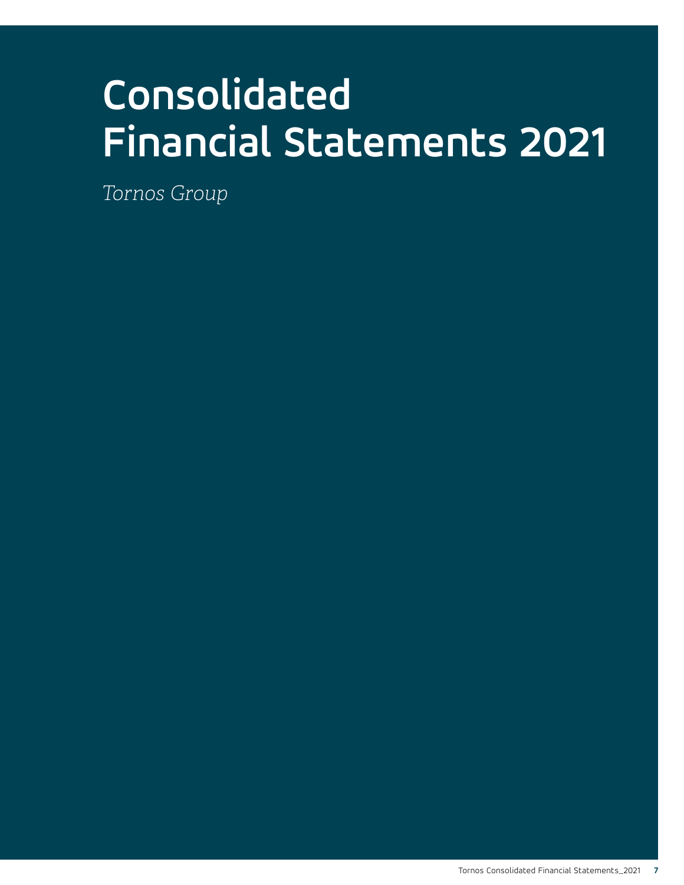# Consolidated Financial Statements 2021

*Tornos Group*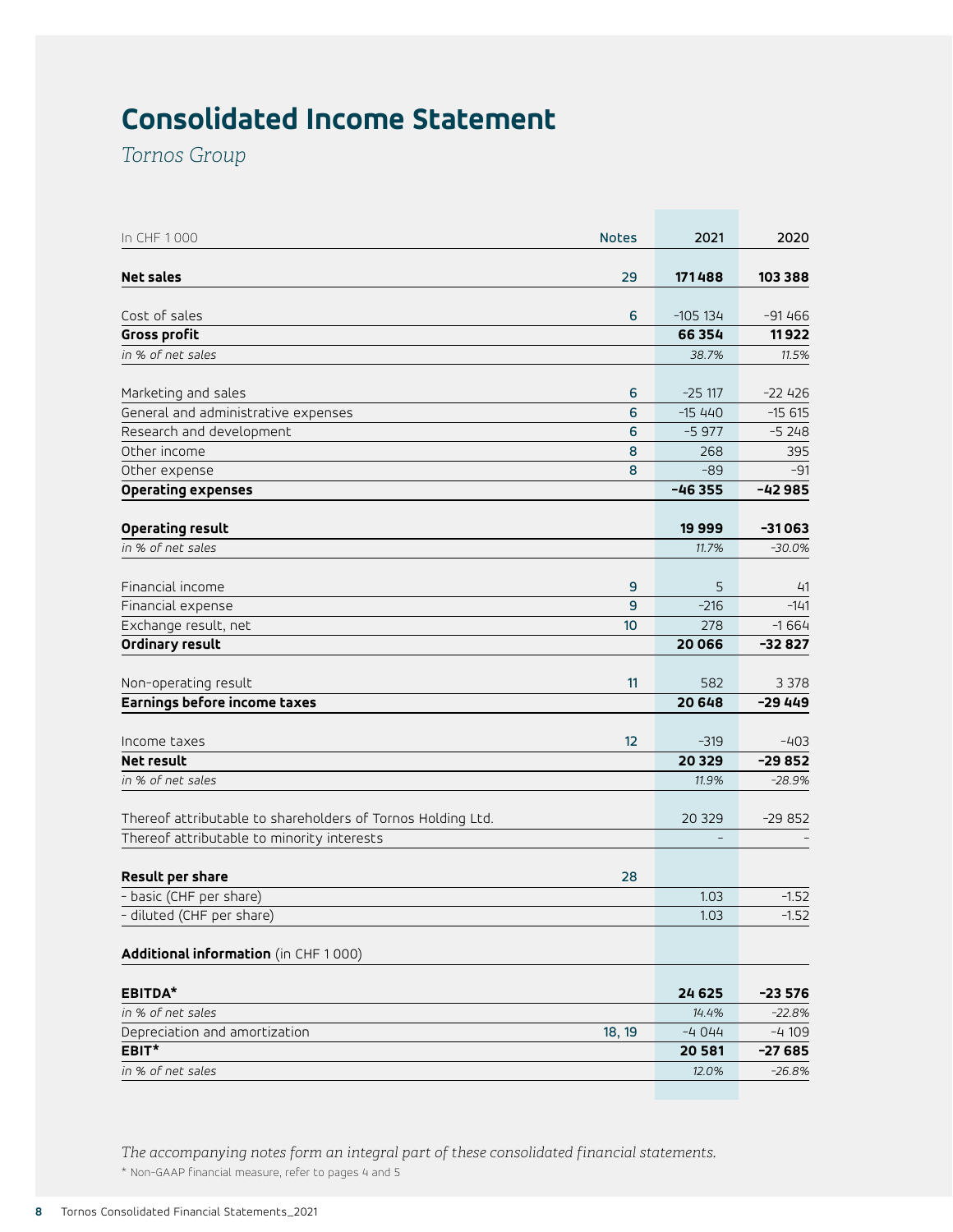# Consolidated Income Statement

*Tornos Group*

| In CHF 1 000 | Notes | 2021 | 2020 |
|---|---|---|---|
| **Net sales** | 29 | **171 488** | **103 388** |
| Cost of sales | 6 | -105 134 | -91 466 |
| **Gross profit** | | **66 354** | **11 922** |
| *in % of net sales* | | *38.7%* | *11.5%* |
| Marketing and sales | 6 | -25 117 | -22 426 |
| General and administrative expenses | 6 | -15 440 | -15 615 |
| Research and development | 6 | -5 977 | -5 248 |
| Other income | 8 | 268 | 395 |
| Other expense | 8 | -89 | -91 |
| **Operating expenses** | | **-46 355** | **-42 985** |
| **Operating result** | | **19 999** | **-31 063** |
| *in % of net sales* | | *11.7%* | *-30.0%* |
| Financial income | 9 | 5 | 41 |
| Financial expense | 9 | -216 | -141 |
| Exchange result, net | 10 | 278 | -1 664 |
| **Ordinary result** | | **20 066** | **-32 827** |
| Non-operating result | 11 | 582 | 3 378 |
| **Earnings before income taxes** | | **20 648** | **-29 449** |
| Income taxes | 12 | -319 | -403 |
| **Net result** | | **20 329** | **-29 852** |
| *in % of net sales* | | *11.9%* | *-28.9%* |
| Thereof attributable to shareholders of Tornos Holding Ltd. | | 20 329 | -29 852 |
| Thereof attributable to minority interests | | – | – |
| **Result per share** | 28 | | |
| – basic (CHF per share) | | 1.03 | -1.52 |
| – diluted (CHF per share) | | 1.03 | -1.52 |
| **Additional information** (in CHF 1 000) | | | |
| **EBITDA*** | | **24 625** | **-23 576** |
| *in % of net sales* | | *14.4%* | *-22.8%* |
| Depreciation and amortization | 18, 19 | -4 044 | -4 109 |
| **EBIT*** | | **20 581** | **-27 685** |
| *in % of net sales* | | *12.0%* | *-26.8%* |

*The accompanying notes form an integral part of these consolidated financial statements.*

* Non-GAAP financial measure, refer to pages 4 and 5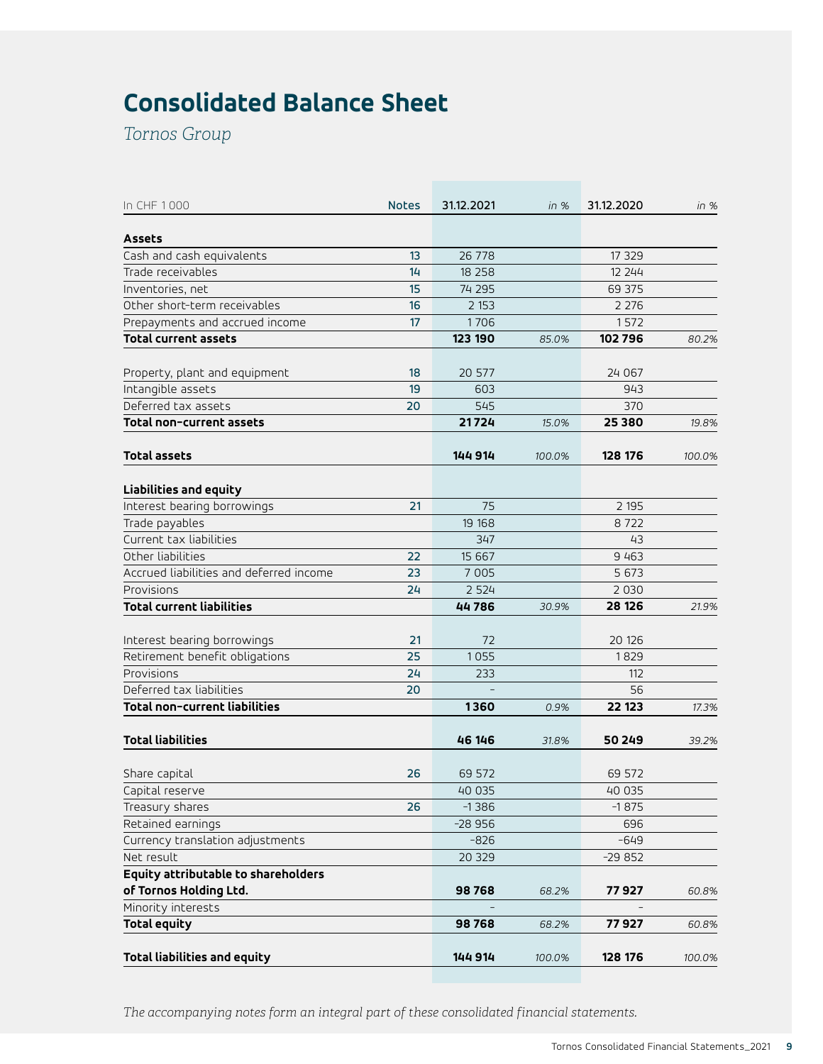# Consolidated Balance Sheet

*Tornos Group*

| In CHF 1 000 | Notes | 31.12.2021 | *in %* | 31.12.2020 | *in %* |
|---|---|---|---|---|---|
| **Assets** | | | | | |
| Cash and cash equivalents | 13 | 26 778 | | 17 329 | |
| Trade receivables | 14 | 18 258 | | 12 244 | |
| Inventories, net | 15 | 74 295 | | 69 375 | |
| Other short-term receivables | 16 | 2 153 | | 2 276 | |
| Prepayments and accrued income | 17 | 1 706 | | 1 572 | |
| **Total current assets** | | **123 190** | *85.0%* | **102 796** | *80.2%* |
| Property, plant and equipment | 18 | 20 577 | | 24 067 | |
| Intangible assets | 19 | 603 | | 943 | |
| Deferred tax assets | 20 | 545 | | 370 | |
| **Total non-current assets** | | **21 724** | *15.0%* | **25 380** | *19.8%* |
| **Total assets** | | **144 914** | *100.0%* | **128 176** | *100.0%* |
| **Liabilities and equity** | | | | | |
| Interest bearing borrowings | 21 | 75 | | 2 195 | |
| Trade payables | | 19 168 | | 8 722 | |
| Current tax liabilities | | 347 | | 43 | |
| Other liabilities | 22 | 15 667 | | 9 463 | |
| Accrued liabilities and deferred income | 23 | 7 005 | | 5 673 | |
| Provisions | 24 | 2 524 | | 2 030 | |
| **Total current liabilities** | | **44 786** | *30.9%* | **28 126** | *21.9%* |
| Interest bearing borrowings | 21 | 72 | | 20 126 | |
| Retirement benefit obligations | 25 | 1 055 | | 1 829 | |
| Provisions | 24 | 233 | | 112 | |
| Deferred tax liabilities | 20 | – | | 56 | |
| **Total non-current liabilities** | | **1 360** | *0.9%* | **22 123** | *17.3%* |
| **Total liabilities** | | **46 146** | *31.8%* | **50 249** | *39.2%* |
| Share capital | 26 | 69 572 | | 69 572 | |
| Capital reserve | | 40 035 | | 40 035 | |
| Treasury shares | 26 | -1 386 | | -1 875 | |
| Retained earnings | | -28 956 | | 696 | |
| Currency translation adjustments | | -826 | | -649 | |
| Net result | | 20 329 | | -29 852 | |
| **Equity attributable to shareholders of Tornos Holding Ltd.** | | **98 768** | *68.2%* | **77 927** | *60.8%* |
| Minority interests | | – | | – | |
| **Total equity** | | **98 768** | *68.2%* | **77 927** | *60.8%* |
| **Total liabilities and equity** | | **144 914** | *100.0%* | **128 176** | *100.0%* |

*The accompanying notes form an integral part of these consolidated financial statements.*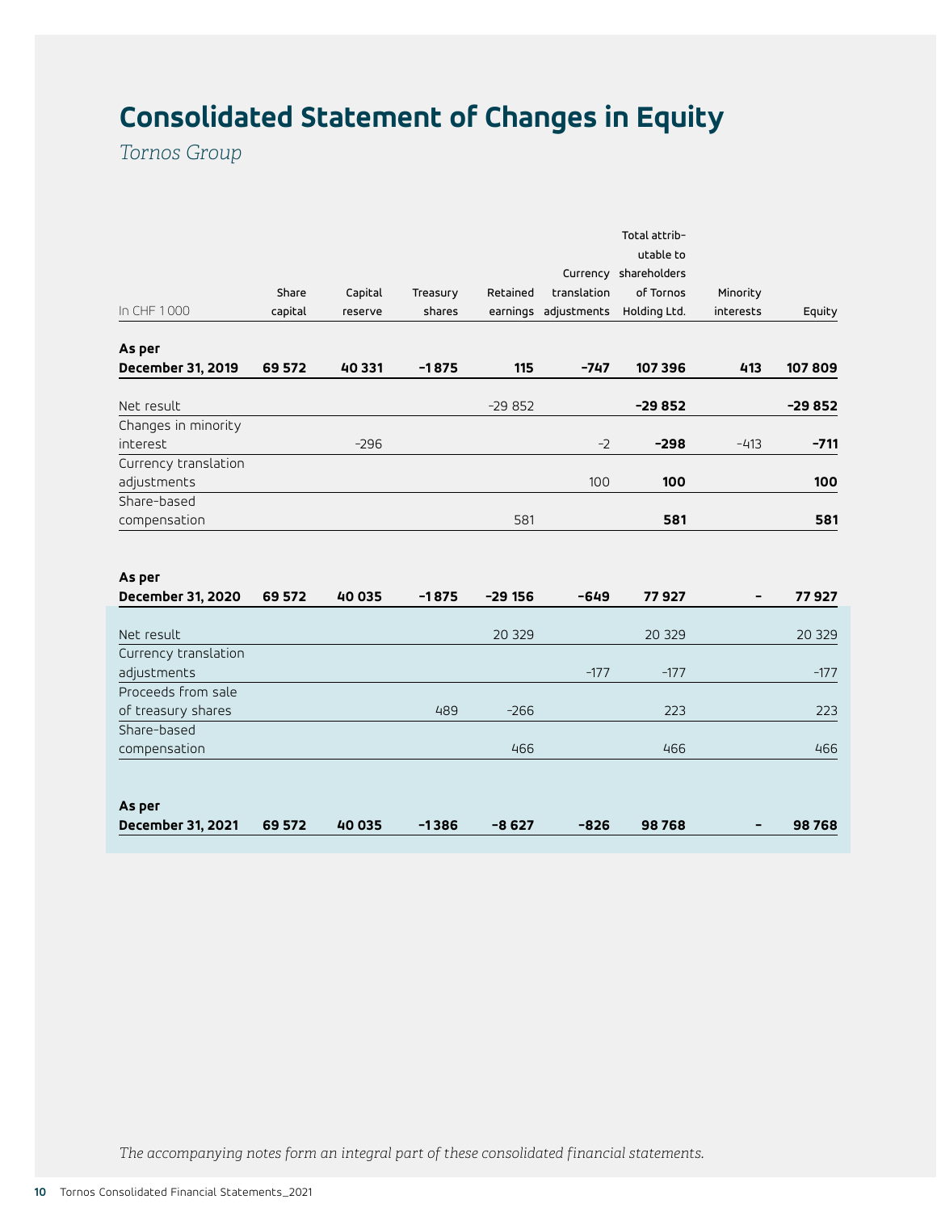# Consolidated Statement of Changes in Equity

*Tornos Group*

| In CHF 1 000 | Share capital | Capital reserve | Treasury shares | Retained earnings | Currency translation adjustments | Total attrib­utable to shareholders of Tornos Holding Ltd. | Minority interests | Equity |
|---|---|---|---|---|---|---|---|---|
| **As per December 31, 2019** | **69 572** | **40 331** | **–1 875** | **115** | **–747** | **107 396** | **413** | **107 809** |
| Net result | | | | –29 852 | | **–29 852** | | **–29 852** |
| Changes in minority interest | | –296 | | | –2 | **–298** | –413 | **–711** |
| Currency translation adjustments | | | | | 100 | **100** | | **100** |
| Share-based compensation | | | | 581 | | **581** | | **581** |
| **As per December 31, 2020** | **69 572** | **40 035** | **–1 875** | **–29 156** | **–649** | **77 927** | **–** | **77 927** |
| Net result | | | | 20 329 | | 20 329 | | 20 329 |
| Currency translation adjustments | | | | | –177 | –177 | | –177 |
| Proceeds from sale of treasury shares | | | 489 | –266 | | 223 | | 223 |
| Share-based compensation | | | | 466 | | 466 | | 466 |
| **As per December 31, 2021** | **69 572** | **40 035** | **–1 386** | **–8 627** | **–826** | **98 768** | **–** | **98 768** |

*The accompanying notes form an integral part of these consolidated financial statements.*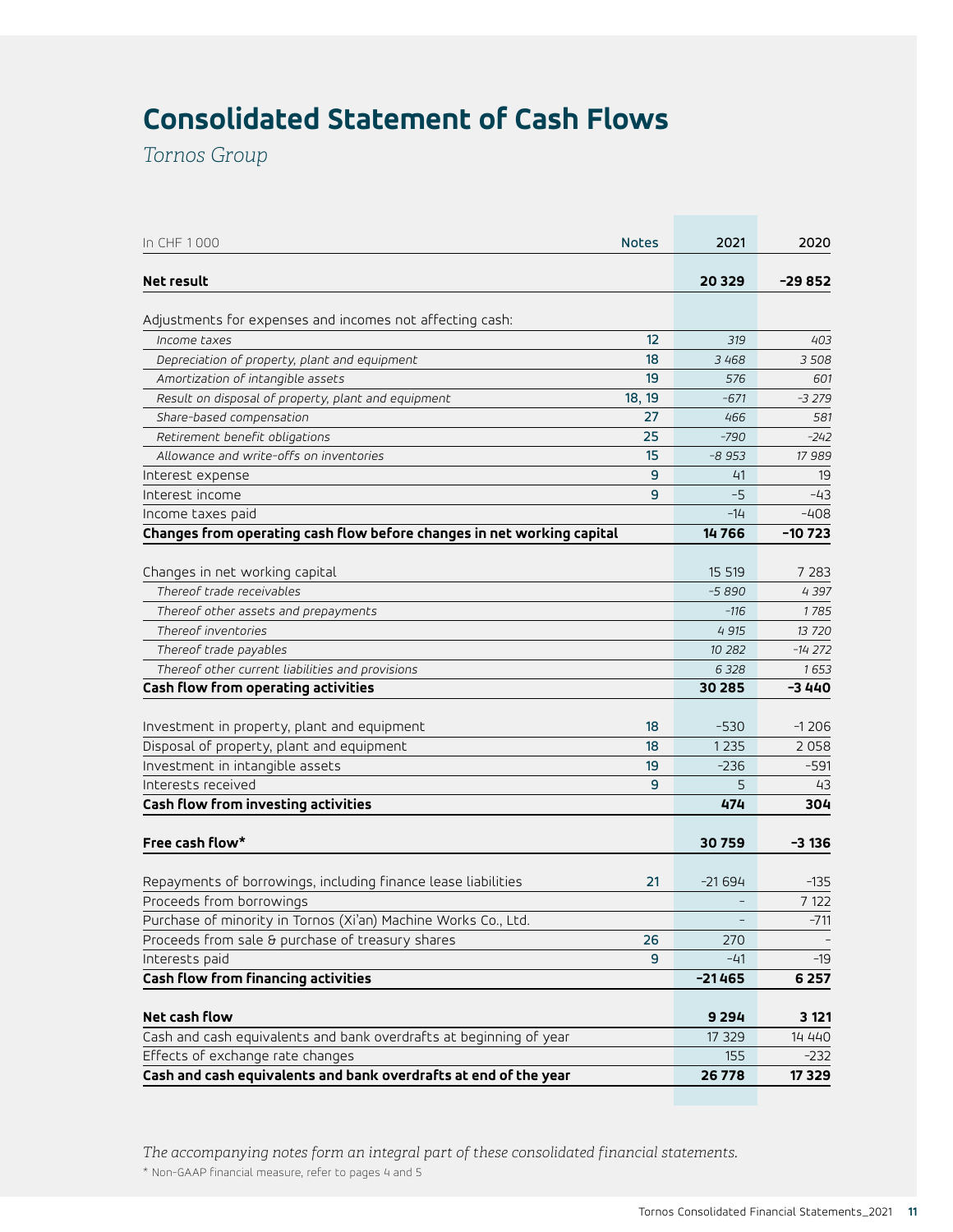# Consolidated Statement of Cash Flows

*Tornos Group*

| In CHF 1 000 | Notes | 2021 | 2020 |
|---|---|---|---|
| **Net result** | | **20 329** | **–29 852** |
| Adjustments for expenses and incomes not affecting cash: | | | |
| *Income taxes* | 12 | *319* | *403* |
| *Depreciation of property, plant and equipment* | 18 | *3 468* | *3 508* |
| *Amortization of intangible assets* | 19 | *576* | *601* |
| *Result on disposal of property, plant and equipment* | 18, 19 | *–671* | *–3 279* |
| *Share-based compensation* | 27 | *466* | *581* |
| *Retirement benefit obligations* | 25 | *–790* | *–242* |
| *Allowance and write-offs on inventories* | 15 | *–8 953* | *17 989* |
| Interest expense | 9 | 41 | 19 |
| Interest income | 9 | –5 | –43 |
| Income taxes paid | | –14 | –408 |
| **Changes from operating cash flow before changes in net working capital** | | **14 766** | **–10 723** |
| Changes in net working capital | | 15 519 | 7 283 |
| *Thereof trade receivables* | | *–5 890* | *4 397* |
| *Thereof other assets and prepayments* | | *–116* | *1 785* |
| *Thereof inventories* | | *4 915* | *13 720* |
| *Thereof trade payables* | | *10 282* | *–14 272* |
| *Thereof other current liabilities and provisions* | | *6 328* | *1 653* |
| **Cash flow from operating activities** | | **30 285** | **–3 440** |
| Investment in property, plant and equipment | 18 | –530 | –1 206 |
| Disposal of property, plant and equipment | 18 | 1 235 | 2 058 |
| Investment in intangible assets | 19 | –236 | –591 |
| Interests received | 9 | 5 | 43 |
| **Cash flow from investing activities** | | **474** | **304** |
| **Free cash flow*** | | **30 759** | **–3 136** |
| Repayments of borrowings, including finance lease liabilities | 21 | –21 694 | –135 |
| Proceeds from borrowings | | – | 7 122 |
| Purchase of minority in Tornos (Xi'an) Machine Works Co., Ltd. | | – | –711 |
| Proceeds from sale & purchase of treasury shares | 26 | 270 | – |
| Interests paid | 9 | –41 | –19 |
| **Cash flow from financing activities** | | **–21 465** | **6 257** |
| **Net cash flow** | | **9 294** | **3 121** |
| Cash and cash equivalents and bank overdrafts at beginning of year | | 17 329 | 14 440 |
| Effects of exchange rate changes | | 155 | –232 |
| **Cash and cash equivalents and bank overdrafts at end of the year** | | **26 778** | **17 329** |

*The accompanying notes form an integral part of these consolidated financial statements.*

* Non-GAAP financial measure, refer to pages 4 and 5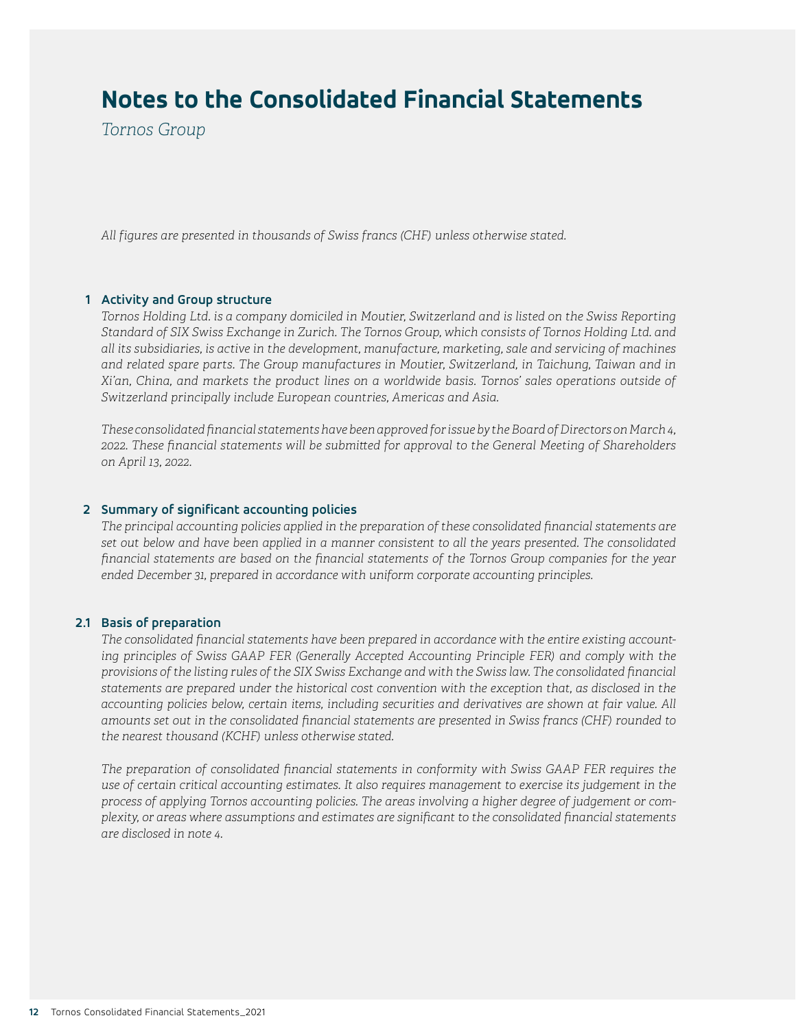# Notes to the Consolidated Financial Statements

*Tornos Group*

*All figures are presented in thousands of Swiss francs (CHF) unless otherwise stated.*

## 1 Activity and Group structure

*Tornos Holding Ltd. is a company domiciled in Moutier, Switzerland and is listed on the Swiss Reporting Standard of SIX Swiss Exchange in Zurich. The Tornos Group, which consists of Tornos Holding Ltd. and all its subsidiaries, is active in the development, manufacture, marketing, sale and servicing of machines and related spare parts. The Group manufactures in Moutier, Switzerland, in Taichung, Taiwan and in Xi'an, China, and markets the product lines on a worldwide basis. Tornos' sales operations outside of Switzerland principally include European countries, Americas and Asia.*

*These consolidated financial statements have been approved for issue by the Board of Directors on March 4, 2022. These financial statements will be submitted for approval to the General Meeting of Shareholders on April 13, 2022.*

## 2 Summary of significant accounting policies

*The principal accounting policies applied in the preparation of these consolidated financial statements are set out below and have been applied in a manner consistent to all the years presented. The consolidated financial statements are based on the financial statements of the Tornos Group companies for the year ended December 31, prepared in accordance with uniform corporate accounting principles.*

### 2.1 Basis of preparation

*The consolidated financial statements have been prepared in accordance with the entire existing accounting principles of Swiss GAAP FER (Generally Accepted Accounting Principle FER) and comply with the provisions of the listing rules of the SIX Swiss Exchange and with the Swiss law. The consolidated financial statements are prepared under the historical cost convention with the exception that, as disclosed in the accounting policies below, certain items, including securities and derivatives are shown at fair value. All amounts set out in the consolidated financial statements are presented in Swiss francs (CHF) rounded to the nearest thousand (KCHF) unless otherwise stated.*

*The preparation of consolidated financial statements in conformity with Swiss GAAP FER requires the use of certain critical accounting estimates. It also requires management to exercise its judgement in the process of applying Tornos accounting policies. The areas involving a higher degree of judgement or complexity, or areas where assumptions and estimates are significant to the consolidated financial statements are disclosed in note 4.*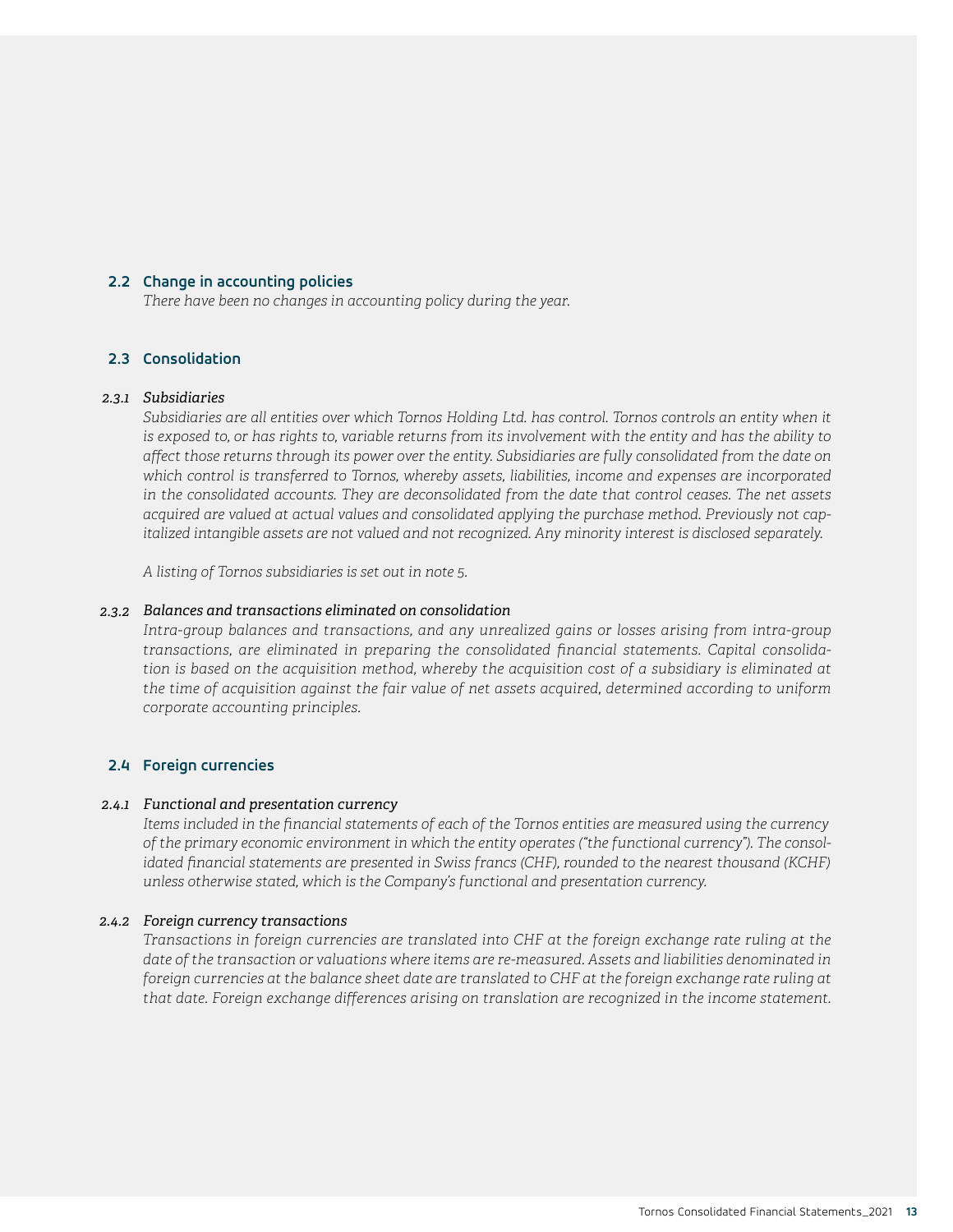## 2.2 Change in accounting policies

*There have been no changes in accounting policy during the year.*

## 2.3 Consolidation

### 2.3.1 *Subsidiaries*

*Subsidiaries are all entities over which Tornos Holding Ltd. has control. Tornos controls an entity when it is exposed to, or has rights to, variable returns from its involvement with the entity and has the ability to affect those returns through its power over the entity. Subsidiaries are fully consolidated from the date on which control is transferred to Tornos, whereby assets, liabilities, income and expenses are incorporated in the consolidated accounts. They are deconsolidated from the date that control ceases. The net assets acquired are valued at actual values and consolidated applying the purchase method. Previously not capitalized intangible assets are not valued and not recognized. Any minority interest is disclosed separately.*

*A listing of Tornos subsidiaries is set out in note 5.*

### 2.3.2 *Balances and transactions eliminated on consolidation*

*Intra-group balances and transactions, and any unrealized gains or losses arising from intra-group transactions, are eliminated in preparing the consolidated financial statements. Capital consolidation is based on the acquisition method, whereby the acquisition cost of a subsidiary is eliminated at the time of acquisition against the fair value of net assets acquired, determined according to uniform corporate accounting principles.*

## 2.4 Foreign currencies

### 2.4.1 *Functional and presentation currency*

*Items included in the financial statements of each of the Tornos entities are measured using the currency of the primary economic environment in which the entity operates ("the functional currency"). The consolidated financial statements are presented in Swiss francs (CHF), rounded to the nearest thousand (KCHF) unless otherwise stated, which is the Company's functional and presentation currency.*

### 2.4.2 *Foreign currency transactions*

*Transactions in foreign currencies are translated into CHF at the foreign exchange rate ruling at the date of the transaction or valuations where items are re-measured. Assets and liabilities denominated in foreign currencies at the balance sheet date are translated to CHF at the foreign exchange rate ruling at that date. Foreign exchange differences arising on translation are recognized in the income statement.*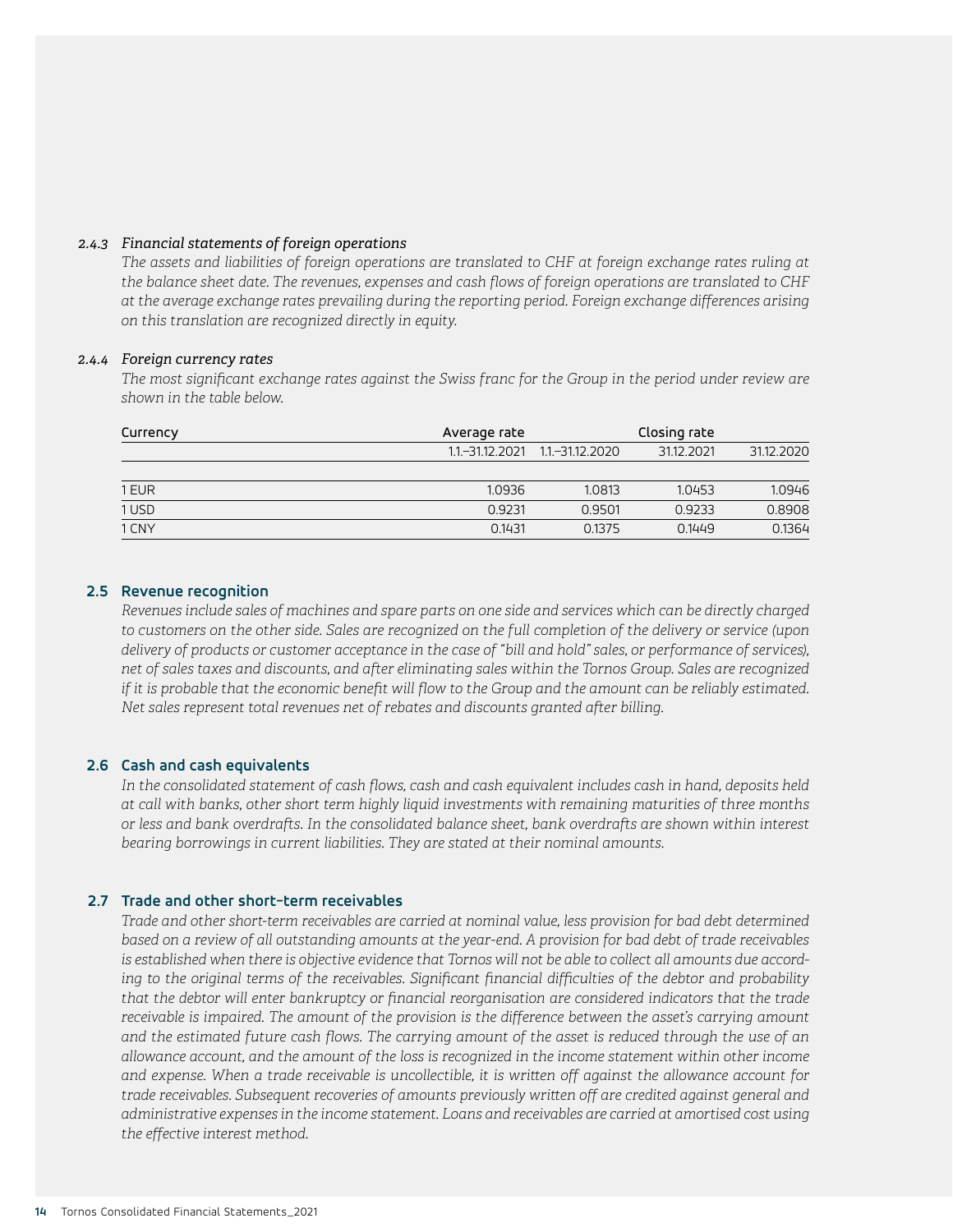*2.4.3 Financial statements of foreign operations*

*The assets and liabilities of foreign operations are translated to CHF at foreign exchange rates ruling at the balance sheet date. The revenues, expenses and cash flows of foreign operations are translated to CHF at the average exchange rates prevailing during the reporting period. Foreign exchange differences arising on this translation are recognized directly in equity.*

*2.4.4 Foreign currency rates*

*The most significant exchange rates against the Swiss franc for the Group in the period under review are shown in the table below.*

| Currency | Average rate | | Closing rate | |
|---|---|---|---|---|
| | 1.1.–31.12.2021 | 1.1.–31.12.2020 | 31.12.2021 | 31.12.2020 |
| 1 EUR | 1.0936 | 1.0813 | 1.0453 | 1.0946 |
| 1 USD | 0.9231 | 0.9501 | 0.9233 | 0.8908 |
| 1 CNY | 0.1431 | 0.1375 | 0.1449 | 0.1364 |

## 2.5 Revenue recognition

*Revenues include sales of machines and spare parts on one side and services which can be directly charged to customers on the other side. Sales are recognized on the full completion of the delivery or service (upon delivery of products or customer acceptance in the case of "bill and hold" sales, or performance of services), net of sales taxes and discounts, and after eliminating sales within the Tornos Group. Sales are recognized if it is probable that the economic benefit will flow to the Group and the amount can be reliably estimated. Net sales represent total revenues net of rebates and discounts granted after billing.*

## 2.6 Cash and cash equivalents

*In the consolidated statement of cash flows, cash and cash equivalent includes cash in hand, deposits held at call with banks, other short term highly liquid investments with remaining maturities of three months or less and bank overdrafts. In the consolidated balance sheet, bank overdrafts are shown within interest bearing borrowings in current liabilities. They are stated at their nominal amounts.*

## 2.7 Trade and other short-term receivables

*Trade and other short-term receivables are carried at nominal value, less provision for bad debt determined based on a review of all outstanding amounts at the year-end. A provision for bad debt of trade receivables is established when there is objective evidence that Tornos will not be able to collect all amounts due according to the original terms of the receivables. Significant financial difficulties of the debtor and probability that the debtor will enter bankruptcy or financial reorganisation are considered indicators that the trade receivable is impaired. The amount of the provision is the difference between the asset's carrying amount and the estimated future cash flows. The carrying amount of the asset is reduced through the use of an allowance account, and the amount of the loss is recognized in the income statement within other income and expense. When a trade receivable is uncollectible, it is written off against the allowance account for trade receivables. Subsequent recoveries of amounts previously written off are credited against general and administrative expenses in the income statement. Loans and receivables are carried at amortised cost using the effective interest method.*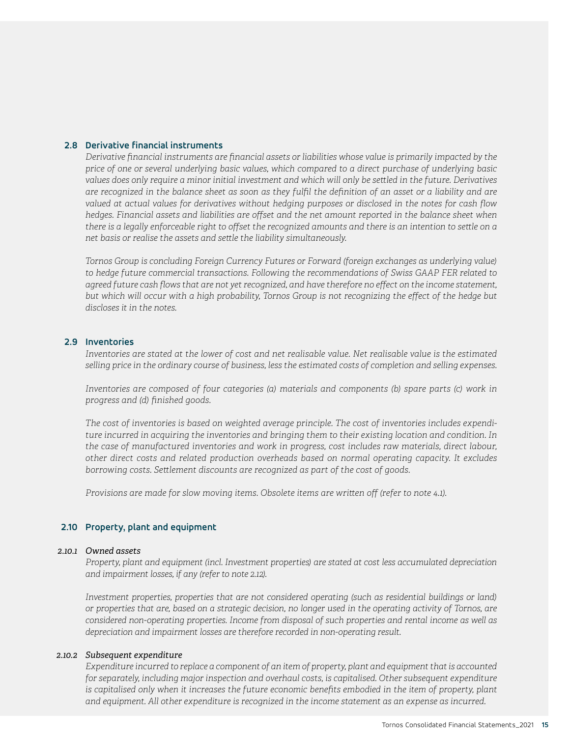## 2.8 Derivative financial instruments

*Derivative financial instruments are financial assets or liabilities whose value is primarily impacted by the price of one or several underlying basic values, which compared to a direct purchase of underlying basic values does only require a minor initial investment and which will only be settled in the future. Derivatives are recognized in the balance sheet as soon as they fulfil the definition of an asset or a liability and are valued at actual values for derivatives without hedging purposes or disclosed in the notes for cash flow hedges. Financial assets and liabilities are offset and the net amount reported in the balance sheet when there is a legally enforceable right to offset the recognized amounts and there is an intention to settle on a net basis or realise the assets and settle the liability simultaneously.*

*Tornos Group is concluding Foreign Currency Futures or Forward (foreign exchanges as underlying value) to hedge future commercial transactions. Following the recommendations of Swiss GAAP FER related to agreed future cash flows that are not yet recognized, and have therefore no effect on the income statement, but which will occur with a high probability, Tornos Group is not recognizing the effect of the hedge but discloses it in the notes.*

## 2.9 Inventories

*Inventories are stated at the lower of cost and net realisable value. Net realisable value is the estimated selling price in the ordinary course of business, less the estimated costs of completion and selling expenses.*

*Inventories are composed of four categories (a) materials and components (b) spare parts (c) work in progress and (d) finished goods.*

*The cost of inventories is based on weighted average principle. The cost of inventories includes expenditure incurred in acquiring the inventories and bringing them to their existing location and condition. In the case of manufactured inventories and work in progress, cost includes raw materials, direct labour, other direct costs and related production overheads based on normal operating capacity. It excludes borrowing costs. Settlement discounts are recognized as part of the cost of goods.*

*Provisions are made for slow moving items. Obsolete items are written off (refer to note 4.1).*

## 2.10 Property, plant and equipment

### *2.10.1 Owned assets*

*Property, plant and equipment (incl. Investment properties) are stated at cost less accumulated depreciation and impairment losses, if any (refer to note 2.12).*

*Investment properties, properties that are not considered operating (such as residential buildings or land) or properties that are, based on a strategic decision, no longer used in the operating activity of Tornos, are considered non-operating properties. Income from disposal of such properties and rental income as well as depreciation and impairment losses are therefore recorded in non-operating result.*

### *2.10.2 Subsequent expenditure*

*Expenditure incurred to replace a component of an item of property, plant and equipment that is accounted for separately, including major inspection and overhaul costs, is capitalised. Other subsequent expenditure is capitalised only when it increases the future economic benefits embodied in the item of property, plant and equipment. All other expenditure is recognized in the income statement as an expense as incurred.*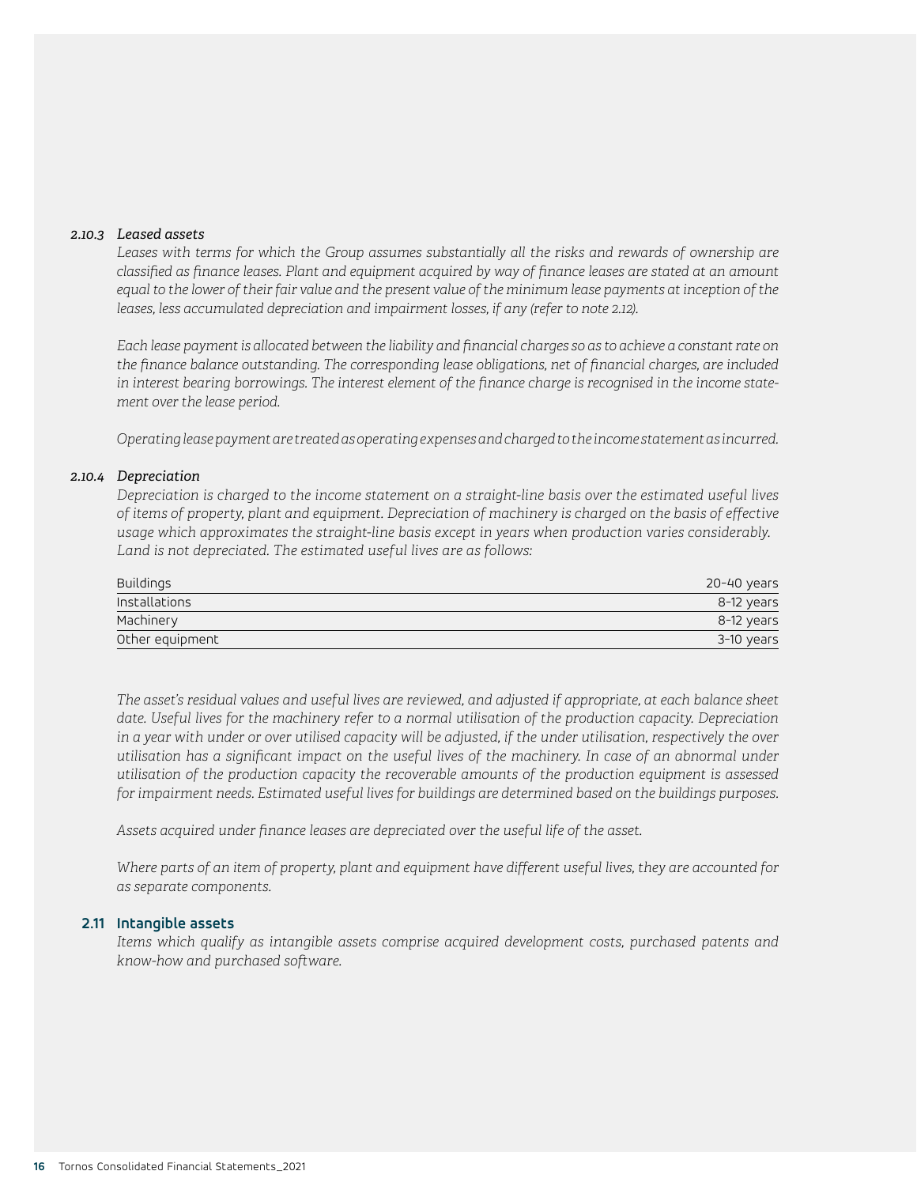### 2.10.3 *Leased assets*

*Leases with terms for which the Group assumes substantially all the risks and rewards of ownership are classified as finance leases. Plant and equipment acquired by way of finance leases are stated at an amount equal to the lower of their fair value and the present value of the minimum lease payments at inception of the leases, less accumulated depreciation and impairment losses, if any (refer to note 2.12).*

*Each lease payment is allocated between the liability and financial charges so as to achieve a constant rate on the finance balance outstanding. The corresponding lease obligations, net of financial charges, are included in interest bearing borrowings. The interest element of the finance charge is recognised in the income statement over the lease period.*

*Operating lease payment are treated as operating expenses and charged to the income statement as incurred.*

### 2.10.4 *Depreciation*

*Depreciation is charged to the income statement on a straight-line basis over the estimated useful lives of items of property, plant and equipment. Depreciation of machinery is charged on the basis of effective usage which approximates the straight-line basis except in years when production varies considerably. Land is not depreciated. The estimated useful lives are as follows:*

| | |
|---|---|
| Buildings | 20–40 years |
| Installations | 8–12 years |
| Machinery | 8–12 years |
| Other equipment | 3–10 years |

*The asset's residual values and useful lives are reviewed, and adjusted if appropriate, at each balance sheet date. Useful lives for the machinery refer to a normal utilisation of the production capacity. Depreciation in a year with under or over utilised capacity will be adjusted, if the under utilisation, respectively the over utilisation has a significant impact on the useful lives of the machinery. In case of an abnormal under utilisation of the production capacity the recoverable amounts of the production equipment is assessed for impairment needs. Estimated useful lives for buildings are determined based on the buildings purposes.*

*Assets acquired under finance leases are depreciated over the useful life of the asset.*

*Where parts of an item of property, plant and equipment have different useful lives, they are accounted for as separate components.*

## 2.11 Intangible assets

*Items which qualify as intangible assets comprise acquired development costs, purchased patents and know-how and purchased software.*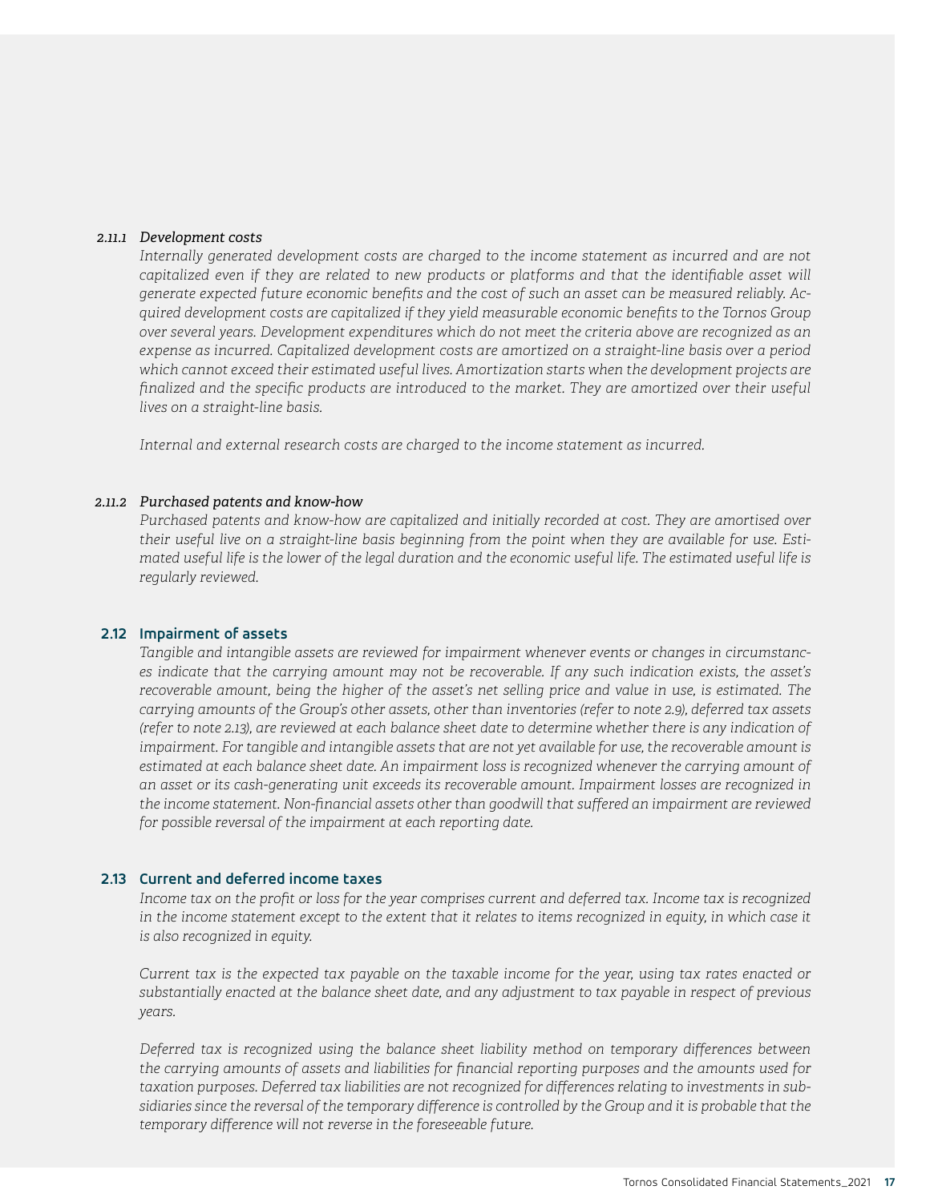#### 2.11.1 *Development costs*

*Internally generated development costs are charged to the income statement as incurred and are not capitalized even if they are related to new products or platforms and that the identifiable asset will generate expected future economic benefits and the cost of such an asset can be measured reliably. Acquired development costs are capitalized if they yield measurable economic benefits to the Tornos Group over several years. Development expenditures which do not meet the criteria above are recognized as an expense as incurred. Capitalized development costs are amortized on a straight-line basis over a period which cannot exceed their estimated useful lives. Amortization starts when the development projects are finalized and the specific products are introduced to the market. They are amortized over their useful lives on a straight-line basis.*

*Internal and external research costs are charged to the income statement as incurred.*

#### 2.11.2 *Purchased patents and know-how*

*Purchased patents and know-how are capitalized and initially recorded at cost. They are amortised over their useful live on a straight-line basis beginning from the point when they are available for use. Estimated useful life is the lower of the legal duration and the economic useful life. The estimated useful life is regularly reviewed.*

### 2.12 Impairment of assets

*Tangible and intangible assets are reviewed for impairment whenever events or changes in circumstances indicate that the carrying amount may not be recoverable. If any such indication exists, the asset's recoverable amount, being the higher of the asset's net selling price and value in use, is estimated. The carrying amounts of the Group's other assets, other than inventories (refer to note 2.9), deferred tax assets (refer to note 2.13), are reviewed at each balance sheet date to determine whether there is any indication of impairment. For tangible and intangible assets that are not yet available for use, the recoverable amount is estimated at each balance sheet date. An impairment loss is recognized whenever the carrying amount of an asset or its cash-generating unit exceeds its recoverable amount. Impairment losses are recognized in the income statement. Non-financial assets other than goodwill that suffered an impairment are reviewed for possible reversal of the impairment at each reporting date.*

### 2.13 Current and deferred income taxes

*Income tax on the profit or loss for the year comprises current and deferred tax. Income tax is recognized in the income statement except to the extent that it relates to items recognized in equity, in which case it is also recognized in equity.*

*Current tax is the expected tax payable on the taxable income for the year, using tax rates enacted or substantially enacted at the balance sheet date, and any adjustment to tax payable in respect of previous years.*

*Deferred tax is recognized using the balance sheet liability method on temporary differences between the carrying amounts of assets and liabilities for financial reporting purposes and the amounts used for taxation purposes. Deferred tax liabilities are not recognized for differences relating to investments in subsidiaries since the reversal of the temporary difference is controlled by the Group and it is probable that the temporary difference will not reverse in the foreseeable future.*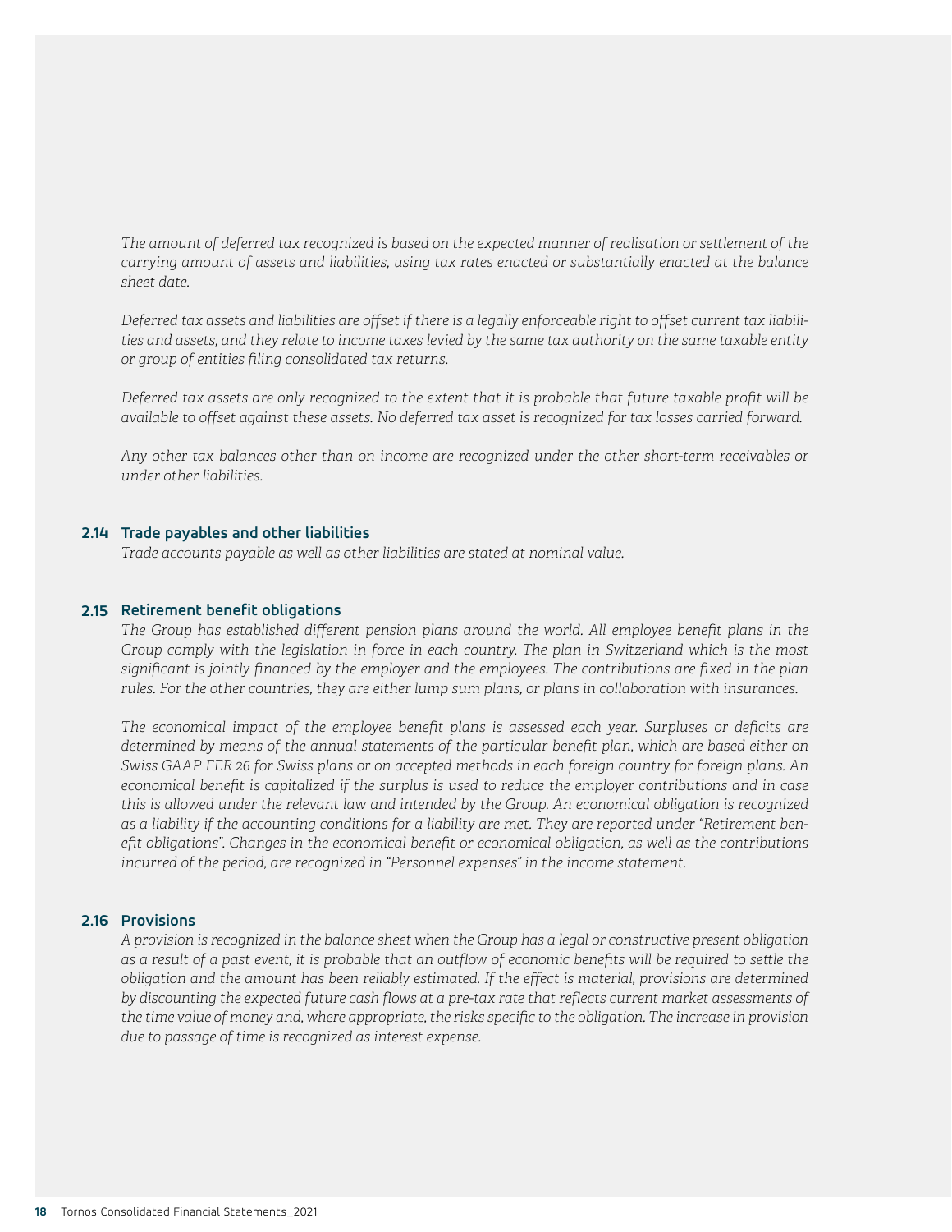*The amount of deferred tax recognized is based on the expected manner of realisation or settlement of the carrying amount of assets and liabilities, using tax rates enacted or substantially enacted at the balance sheet date.*

*Deferred tax assets and liabilities are offset if there is a legally enforceable right to offset current tax liabilities and assets, and they relate to income taxes levied by the same tax authority on the same taxable entity or group of entities filing consolidated tax returns.*

*Deferred tax assets are only recognized to the extent that it is probable that future taxable profit will be available to offset against these assets. No deferred tax asset is recognized for tax losses carried forward.*

*Any other tax balances other than on income are recognized under the other short-term receivables or under other liabilities.*

### 2.14 Trade payables and other liabilities

*Trade accounts payable as well as other liabilities are stated at nominal value.*

### 2.15 Retirement benefit obligations

*The Group has established different pension plans around the world. All employee benefit plans in the Group comply with the legislation in force in each country. The plan in Switzerland which is the most significant is jointly financed by the employer and the employees. The contributions are fixed in the plan rules. For the other countries, they are either lump sum plans, or plans in collaboration with insurances.*

*The economical impact of the employee benefit plans is assessed each year. Surpluses or deficits are determined by means of the annual statements of the particular benefit plan, which are based either on Swiss GAAP FER 26 for Swiss plans or on accepted methods in each foreign country for foreign plans. An economical benefit is capitalized if the surplus is used to reduce the employer contributions and in case this is allowed under the relevant law and intended by the Group. An economical obligation is recognized as a liability if the accounting conditions for a liability are met. They are reported under "Retirement benefit obligations". Changes in the economical benefit or economical obligation, as well as the contributions incurred of the period, are recognized in "Personnel expenses" in the income statement.*

### 2.16 Provisions

*A provision is recognized in the balance sheet when the Group has a legal or constructive present obligation as a result of a past event, it is probable that an outflow of economic benefits will be required to settle the obligation and the amount has been reliably estimated. If the effect is material, provisions are determined by discounting the expected future cash flows at a pre-tax rate that reflects current market assessments of the time value of money and, where appropriate, the risks specific to the obligation. The increase in provision due to passage of time is recognized as interest expense.*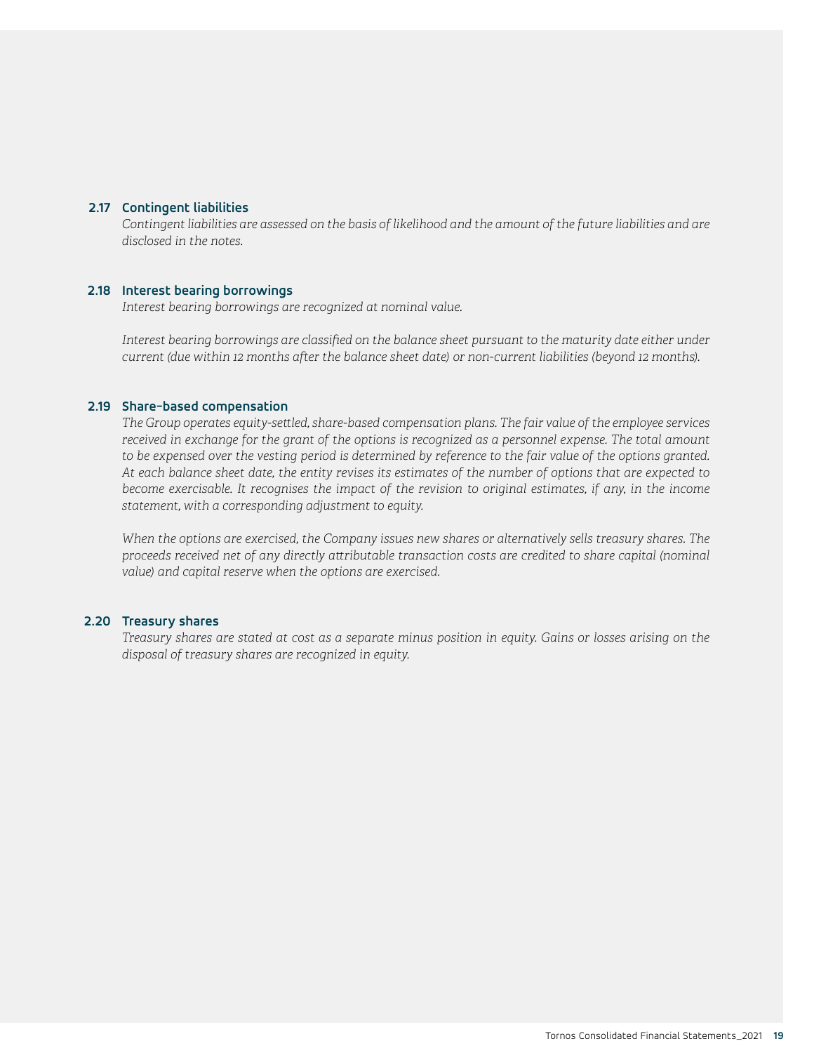### 2.17 Contingent liabilities

*Contingent liabilities are assessed on the basis of likelihood and the amount of the future liabilities and are disclosed in the notes.*

### 2.18 Interest bearing borrowings

*Interest bearing borrowings are recognized at nominal value.*

*Interest bearing borrowings are classified on the balance sheet pursuant to the maturity date either under current (due within 12 months after the balance sheet date) or non-current liabilities (beyond 12 months).*

### 2.19 Share-based compensation

*The Group operates equity-settled, share-based compensation plans. The fair value of the employee services received in exchange for the grant of the options is recognized as a personnel expense. The total amount to be expensed over the vesting period is determined by reference to the fair value of the options granted. At each balance sheet date, the entity revises its estimates of the number of options that are expected to become exercisable. It recognises the impact of the revision to original estimates, if any, in the income statement, with a corresponding adjustment to equity.*

*When the options are exercised, the Company issues new shares or alternatively sells treasury shares. The proceeds received net of any directly attributable transaction costs are credited to share capital (nominal value) and capital reserve when the options are exercised.*

### 2.20 Treasury shares

*Treasury shares are stated at cost as a separate minus position in equity. Gains or losses arising on the disposal of treasury shares are recognized in equity.*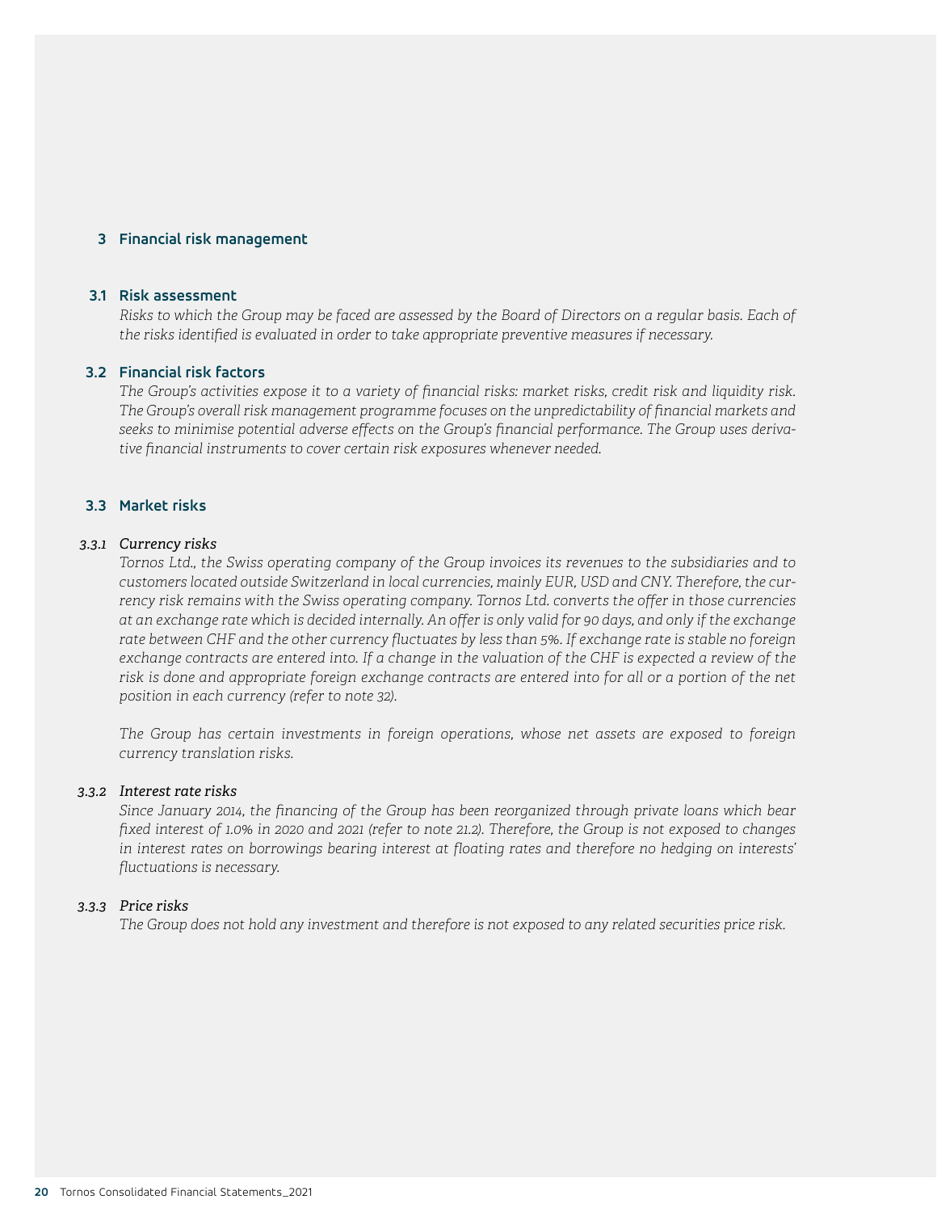## 3 Financial risk management

### 3.1 Risk assessment

*Risks to which the Group may be faced are assessed by the Board of Directors on a regular basis. Each of the risks identified is evaluated in order to take appropriate preventive measures if necessary.*

### 3.2 Financial risk factors

*The Group's activities expose it to a variety of financial risks: market risks, credit risk and liquidity risk. The Group's overall risk management programme focuses on the unpredictability of financial markets and seeks to minimise potential adverse effects on the Group's financial performance. The Group uses derivative financial instruments to cover certain risk exposures whenever needed.*

### 3.3 Market risks

#### *3.3.1 Currency risks*

*Tornos Ltd., the Swiss operating company of the Group invoices its revenues to the subsidiaries and to customers located outside Switzerland in local currencies, mainly EUR, USD and CNY. Therefore, the currency risk remains with the Swiss operating company. Tornos Ltd. converts the offer in those currencies at an exchange rate which is decided internally. An offer is only valid for 90 days, and only if the exchange rate between CHF and the other currency fluctuates by less than 5%. If exchange rate is stable no foreign exchange contracts are entered into. If a change in the valuation of the CHF is expected a review of the risk is done and appropriate foreign exchange contracts are entered into for all or a portion of the net position in each currency (refer to note 32).*

*The Group has certain investments in foreign operations, whose net assets are exposed to foreign currency translation risks.*

#### *3.3.2 Interest rate risks*

*Since January 2014, the financing of the Group has been reorganized through private loans which bear fixed interest of 1.0% in 2020 and 2021 (refer to note 21.2). Therefore, the Group is not exposed to changes in interest rates on borrowings bearing interest at floating rates and therefore no hedging on interests' fluctuations is necessary.*

#### *3.3.3 Price risks*

*The Group does not hold any investment and therefore is not exposed to any related securities price risk.*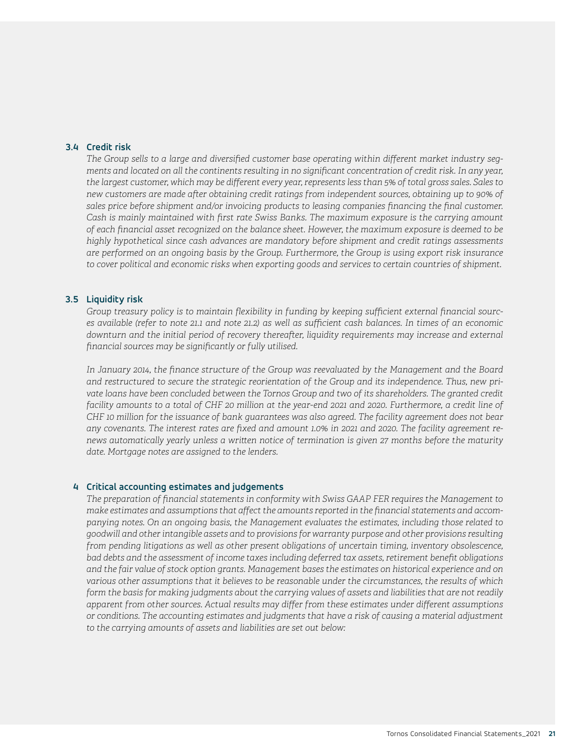### 3.4 Credit risk

*The Group sells to a large and diversified customer base operating within different market industry segments and located on all the continents resulting in no significant concentration of credit risk. In any year, the largest customer, which may be different every year, represents less than 5% of total gross sales. Sales to new customers are made after obtaining credit ratings from independent sources, obtaining up to 90% of sales price before shipment and/or invoicing products to leasing companies financing the final customer. Cash is mainly maintained with first rate Swiss Banks. The maximum exposure is the carrying amount of each financial asset recognized on the balance sheet. However, the maximum exposure is deemed to be highly hypothetical since cash advances are mandatory before shipment and credit ratings assessments are performed on an ongoing basis by the Group. Furthermore, the Group is using export risk insurance to cover political and economic risks when exporting goods and services to certain countries of shipment.*

### 3.5 Liquidity risk

*Group treasury policy is to maintain flexibility in funding by keeping sufficient external financial sources available (refer to note 21.1 and note 21.2) as well as sufficient cash balances. In times of an economic downturn and the initial period of recovery thereafter, liquidity requirements may increase and external financial sources may be significantly or fully utilised.*

*In January 2014, the finance structure of the Group was reevaluated by the Management and the Board and restructured to secure the strategic reorientation of the Group and its independence. Thus, new private loans have been concluded between the Tornos Group and two of its shareholders. The granted credit facility amounts to a total of CHF 20 million at the year-end 2021 and 2020. Furthermore, a credit line of CHF 10 million for the issuance of bank guarantees was also agreed. The facility agreement does not bear any covenants. The interest rates are fixed and amount 1.0% in 2021 and 2020. The facility agreement renews automatically yearly unless a written notice of termination is given 27 months before the maturity date. Mortgage notes are assigned to the lenders.*

## 4 Critical accounting estimates and judgements

*The preparation of financial statements in conformity with Swiss GAAP FER requires the Management to make estimates and assumptions that affect the amounts reported in the financial statements and accompanying notes. On an ongoing basis, the Management evaluates the estimates, including those related to goodwill and other intangible assets and to provisions for warranty purpose and other provisions resulting from pending litigations as well as other present obligations of uncertain timing, inventory obsolescence, bad debts and the assessment of income taxes including deferred tax assets, retirement benefit obligations and the fair value of stock option grants. Management bases the estimates on historical experience and on various other assumptions that it believes to be reasonable under the circumstances, the results of which form the basis for making judgments about the carrying values of assets and liabilities that are not readily apparent from other sources. Actual results may differ from these estimates under different assumptions or conditions. The accounting estimates and judgments that have a risk of causing a material adjustment to the carrying amounts of assets and liabilities are set out below:*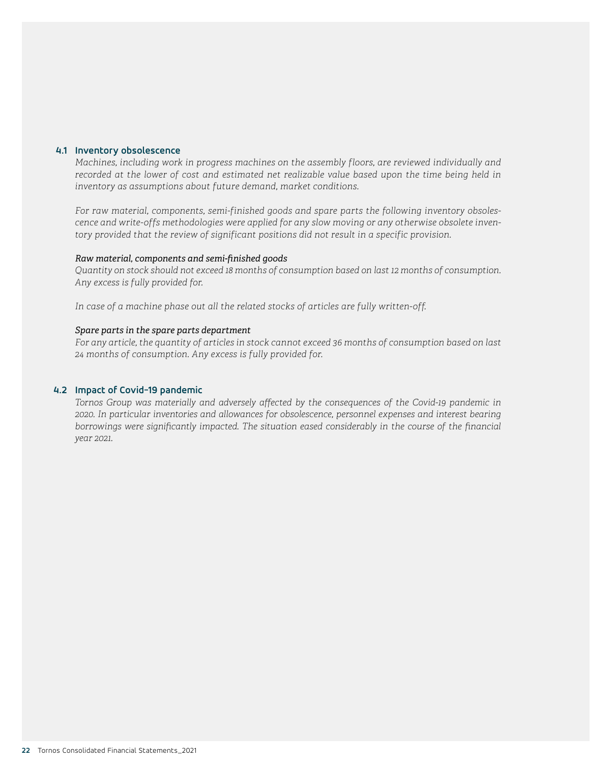### 4.1 Inventory obsolescence

*Machines, including work in progress machines on the assembly floors, are reviewed individually and recorded at the lower of cost and estimated net realizable value based upon the time being held in inventory as assumptions about future demand, market conditions.*

*For raw material, components, semi-finished goods and spare parts the following inventory obsolescence and write-offs methodologies were applied for any slow moving or any otherwise obsolete inventory provided that the review of significant positions did not result in a specific provision.*

*Raw material, components and semi-finished goods*

*Quantity on stock should not exceed 18 months of consumption based on last 12 months of consumption. Any excess is fully provided for.*

*In case of a machine phase out all the related stocks of articles are fully written-off.*

*Spare parts in the spare parts department*

*For any article, the quantity of articles in stock cannot exceed 36 months of consumption based on last 24 months of consumption. Any excess is fully provided for.*

### 4.2 Impact of Covid-19 pandemic

*Tornos Group was materially and adversely affected by the consequences of the Covid-19 pandemic in 2020. In particular inventories and allowances for obsolescence, personnel expenses and interest bearing borrowings were significantly impacted. The situation eased considerably in the course of the financial year 2021.*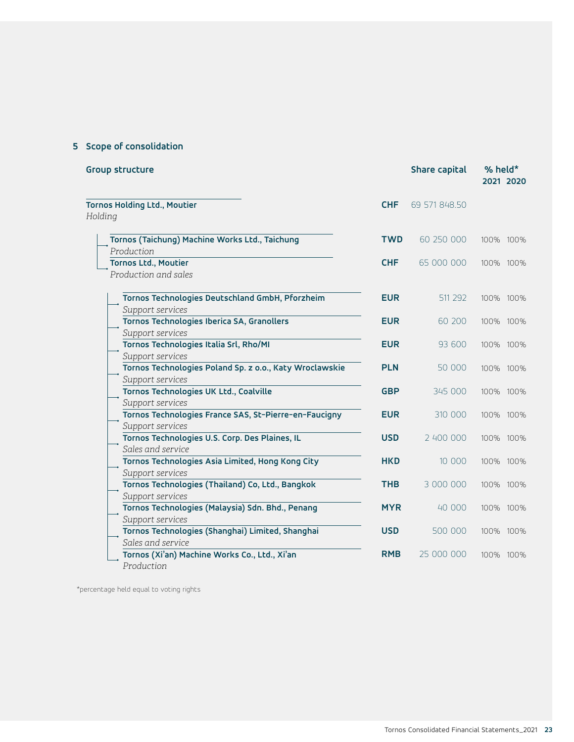## 5 Scope of consolidation

| Group structure | | Share capital | % held* 2021 | % held* 2020 |
|---|---|---|---|---|
| **Tornos Holding Ltd., Moutier**<br>*Holding* | **CHF** | 69 571 848.50 | | |
| **Tornos (Taichung) Machine Works Ltd., Taichung**<br>*Production* | **TWD** | 60 250 000 | 100% | 100% |
| **Tornos Ltd., Moutier**<br>*Production and sales* | **CHF** | 65 000 000 | 100% | 100% |
| **Tornos Technologies Deutschland GmbH, Pforzheim**<br>*Support services* | **EUR** | 511 292 | 100% | 100% |
| **Tornos Technologies Iberica SA, Granollers**<br>*Support services* | **EUR** | 60 200 | 100% | 100% |
| **Tornos Technologies Italia Srl, Rho/MI**<br>*Support services* | **EUR** | 93 600 | 100% | 100% |
| **Tornos Technologies Poland Sp. z o.o., Katy Wroclawskie**<br>*Support services* | **PLN** | 50 000 | 100% | 100% |
| **Tornos Technologies UK Ltd., Coalville**<br>*Support services* | **GBP** | 345 000 | 100% | 100% |
| **Tornos Technologies France SAS, St-Pierre-en-Faucigny**<br>*Support services* | **EUR** | 310 000 | 100% | 100% |
| **Tornos Technologies U.S. Corp. Des Plaines, IL**<br>*Sales and service* | **USD** | 2 400 000 | 100% | 100% |
| **Tornos Technologies Asia Limited, Hong Kong City**<br>*Support services* | **HKD** | 10 000 | 100% | 100% |
| **Tornos Technologies (Thailand) Co, Ltd., Bangkok**<br>*Support services* | **THB** | 3 000 000 | 100% | 100% |
| **Tornos Technologies (Malaysia) Sdn. Bhd., Penang**<br>*Support services* | **MYR** | 40 000 | 100% | 100% |
| **Tornos Technologies (Shanghai) Limited, Shanghai**<br>*Sales and service* | **USD** | 500 000 | 100% | 100% |
| **Tornos (Xi'an) Machine Works Co., Ltd., Xi'an**<br>*Production* | **RMB** | 25 000 000 | 100% | 100% |

*percentage held equal to voting rights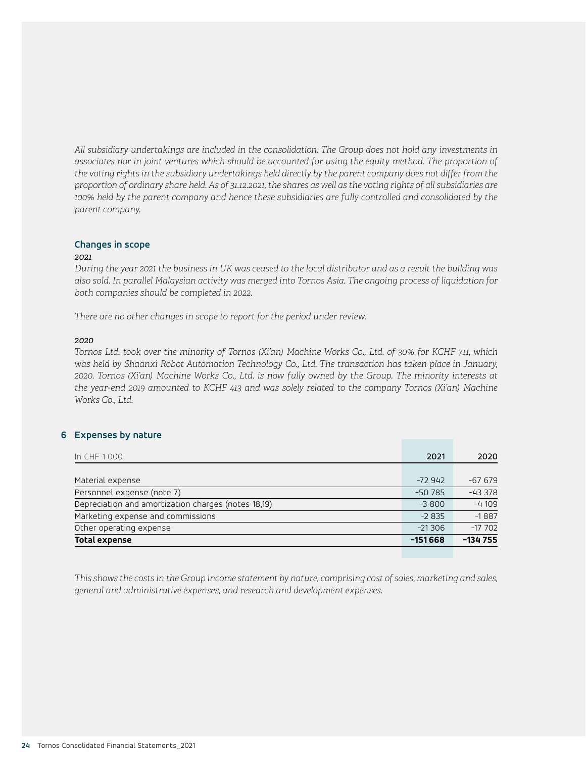*All subsidiary undertakings are included in the consolidation. The Group does not hold any investments in associates nor in joint ventures which should be accounted for using the equity method. The proportion of the voting rights in the subsidiary undertakings held directly by the parent company does not differ from the proportion of ordinary share held. As of 31.12.2021, the shares as well as the voting rights of all subsidiaries are 100% held by the parent company and hence these subsidiaries are fully controlled and consolidated by the parent company.*

### Changes in scope

*2021*

*During the year 2021 the business in UK was ceased to the local distributor and as a result the building was also sold. In parallel Malaysian activity was merged into Tornos Asia. The ongoing process of liquidation for both companies should be completed in 2022.*

*There are no other changes in scope to report for the period under review.*

*2020*

*Tornos Ltd. took over the minority of Tornos (Xi'an) Machine Works Co., Ltd. of 30% for KCHF 711, which was held by Shaanxi Robot Automation Technology Co., Ltd. The transaction has taken place in January, 2020. Tornos (Xi'an) Machine Works Co., Ltd. is now fully owned by the Group. The minority interests at the year-end 2019 amounted to KCHF 413 and was solely related to the company Tornos (Xi'an) Machine Works Co., Ltd.*

## 6 Expenses by nature

| In CHF 1 000 | 2021 | 2020 |
|---|---|---|
| Material expense | -72 942 | -67 679 |
| Personnel expense (note 7) | -50 785 | -43 378 |
| Depreciation and amortization charges (notes 18,19) | -3 800 | -4 109 |
| Marketing expense and commissions | -2 835 | -1 887 |
| Other operating expense | -21 306 | -17 702 |
| **Total expense** | **-151 668** | **-134 755** |

*This shows the costs in the Group income statement by nature, comprising cost of sales, marketing and sales, general and administrative expenses, and research and development expenses.*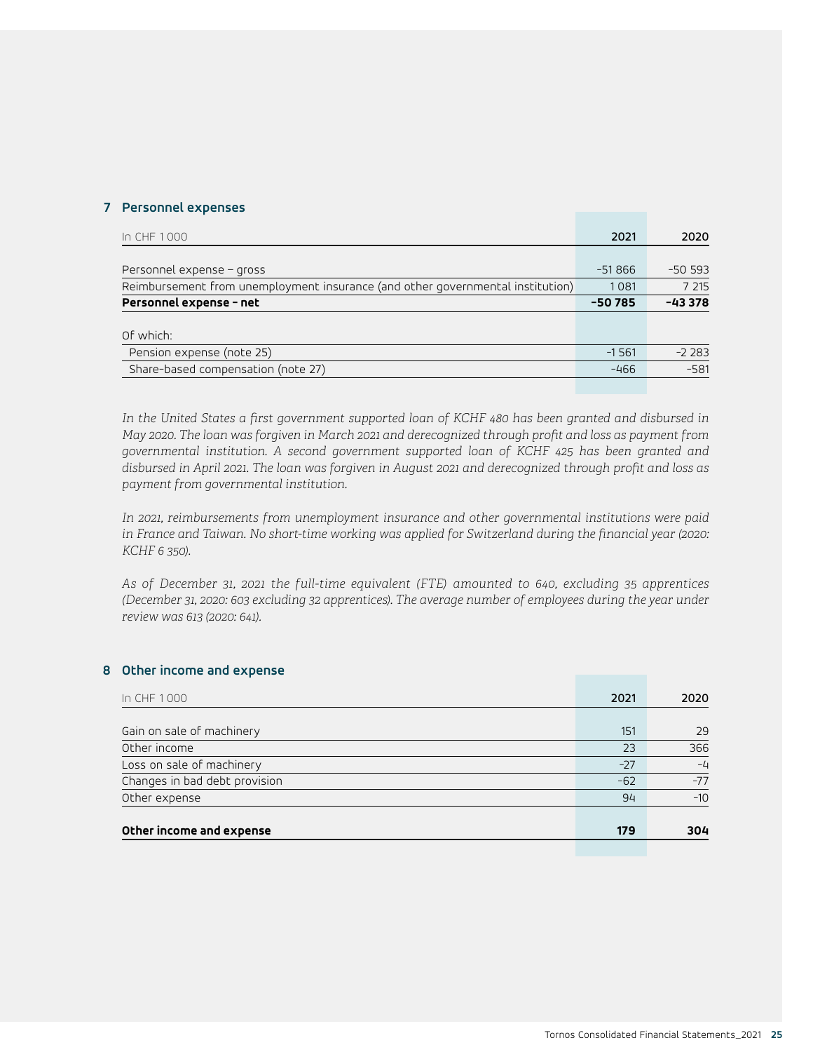## 7 Personnel expenses

| In CHF 1 000 | 2021 | 2020 |
|---|---|---|
| Personnel expense – gross | –51 866 | –50 593 |
| Reimbursement from unemployment insurance (and other governmental institution) | 1 081 | 7 215 |
| **Personnel expense – net** | **–50 785** | **–43 378** |
| Of which: | | |
| Pension expense (note 25) | –1 561 | –2 283 |
| Share-based compensation (note 27) | –466 | –581 |

*In the United States a first government supported loan of KCHF 480 has been granted and disbursed in May 2020. The loan was forgiven in March 2021 and derecognized through profit and loss as payment from governmental institution. A second government supported loan of KCHF 425 has been granted and disbursed in April 2021. The loan was forgiven in August 2021 and derecognized through profit and loss as payment from governmental institution.*

*In 2021, reimbursements from unemployment insurance and other governmental institutions were paid in France and Taiwan. No short-time working was applied for Switzerland during the financial year (2020: KCHF 6 350).*

*As of December 31, 2021 the full-time equivalent (FTE) amounted to 640, excluding 35 apprentices (December 31, 2020: 603 excluding 32 apprentices). The average number of employees during the year under review was 613 (2020: 641).*

## 8 Other income and expense

| In CHF 1 000 | 2021 | 2020 |
|---|---|---|
| Gain on sale of machinery | 151 | 29 |
| Other income | 23 | 366 |
| Loss on sale of machinery | –27 | –4 |
| Changes in bad debt provision | –62 | –77 |
| Other expense | 94 | –10 |
| **Other income and expense** | **179** | **304** |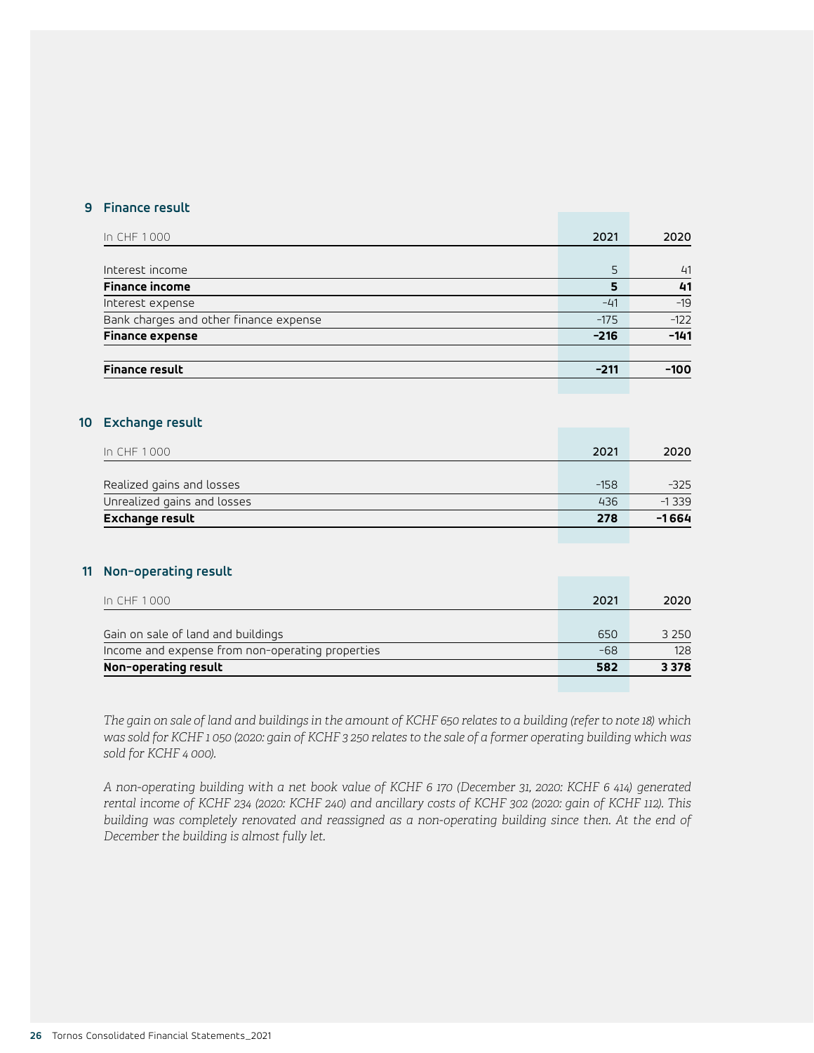## 9 Finance result

| In CHF 1 000 | 2021 | 2020 |
|---|---|---|
| Interest income | 5 | 41 |
| **Finance income** | **5** | **41** |
| Interest expense | –41 | –19 |
| Bank charges and other finance expense | –175 | –122 |
| **Finance expense** | **–216** | **–141** |
| **Finance result** | **–211** | **–100** |

## 10 Exchange result

| In CHF 1 000 | 2021 | 2020 |
|---|---|---|
| Realized gains and losses | –158 | –325 |
| Unrealized gains and losses | 436 | –1 339 |
| **Exchange result** | **278** | **–1 664** |

## 11 Non-operating result

| In CHF 1 000 | 2021 | 2020 |
|---|---|---|
| Gain on sale of land and buildings | 650 | 3 250 |
| Income and expense from non-operating properties | –68 | 128 |
| **Non-operating result** | **582** | **3 378** |

*The gain on sale of land and buildings in the amount of KCHF 650 relates to a building (refer to note 18) which was sold for KCHF 1 050 (2020: gain of KCHF 3 250 relates to the sale of a former operating building which was sold for KCHF 4 000).*

*A non-operating building with a net book value of KCHF 6 170 (December 31, 2020: KCHF 6 414) generated rental income of KCHF 234 (2020: KCHF 240) and ancillary costs of KCHF 302 (2020: gain of KCHF 112). This building was completely renovated and reassigned as a non-operating building since then. At the end of December the building is almost fully let.*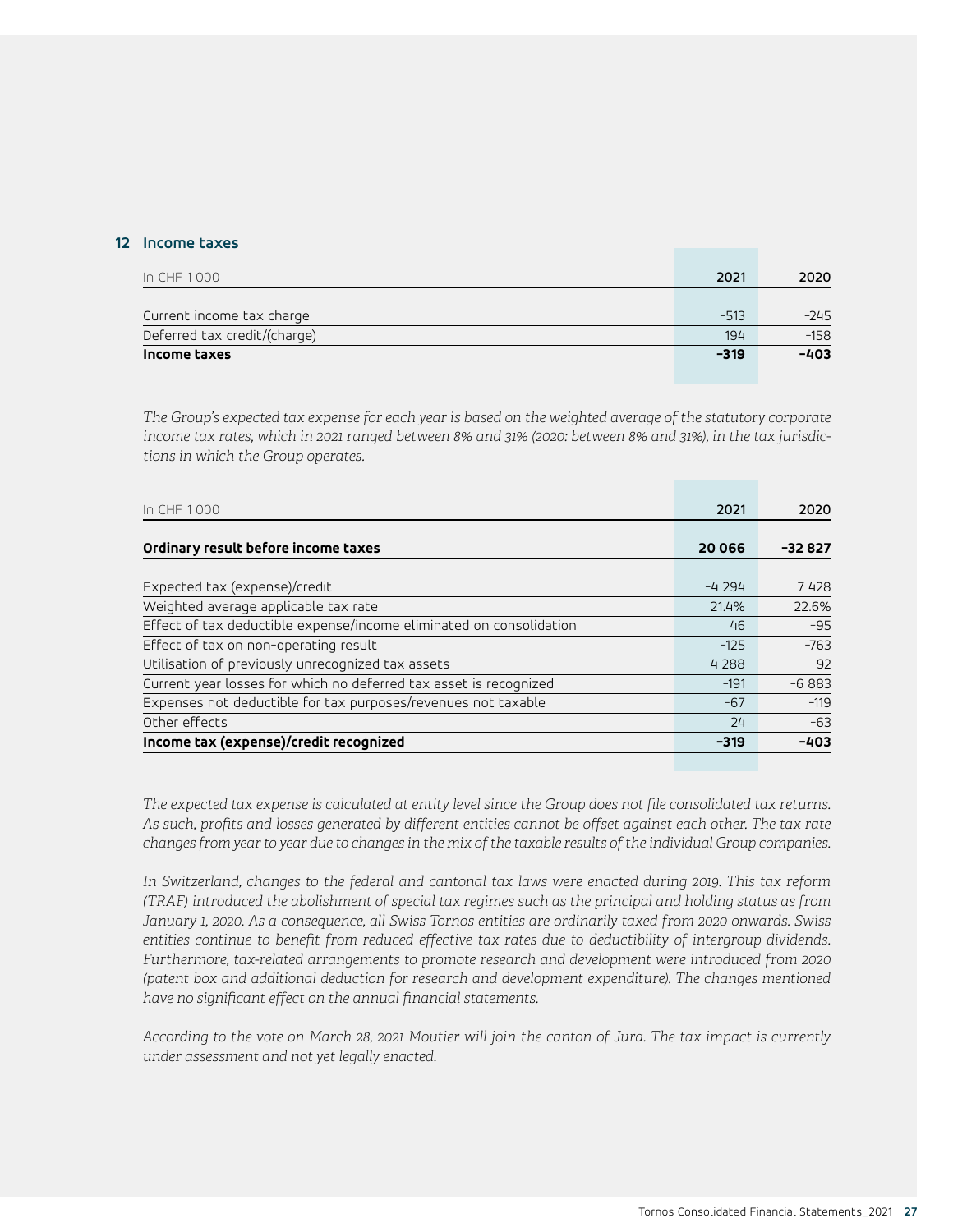## 12 Income taxes

| In CHF 1 000 | 2021 | 2020 |
|---|---|---|
| Current income tax charge | –513 | –245 |
| Deferred tax credit/(charge) | 194 | –158 |
| **Income taxes** | **–319** | **–403** |

*The Group's expected tax expense for each year is based on the weighted average of the statutory corporate income tax rates, which in 2021 ranged between 8% and 31% (2020: between 8% and 31%), in the tax jurisdictions in which the Group operates.*

| In CHF 1 000 | 2021 | 2020 |
|---|---|---|
| **Ordinary result before income taxes** | **20 066** | **–32 827** |
| Expected tax (expense)/credit | –4 294 | 7 428 |
| Weighted average applicable tax rate | 21.4% | 22.6% |
| Effect of tax deductible expense/income eliminated on consolidation | 46 | –95 |
| Effect of tax on non-operating result | –125 | –763 |
| Utilisation of previously unrecognized tax assets | 4 288 | 92 |
| Current year losses for which no deferred tax asset is recognized | –191 | –6 883 |
| Expenses not deductible for tax purposes/revenues not taxable | –67 | –119 |
| Other effects | 24 | –63 |
| **Income tax (expense)/credit recognized** | **–319** | **–403** |

*The expected tax expense is calculated at entity level since the Group does not file consolidated tax returns. As such, profits and losses generated by different entities cannot be offset against each other. The tax rate changes from year to year due to changes in the mix of the taxable results of the individual Group companies.*

*In Switzerland, changes to the federal and cantonal tax laws were enacted during 2019. This tax reform (TRAF) introduced the abolishment of special tax regimes such as the principal and holding status as from January 1, 2020. As a consequence, all Swiss Tornos entities are ordinarily taxed from 2020 onwards. Swiss entities continue to benefit from reduced effective tax rates due to deductibility of intergroup dividends. Furthermore, tax-related arrangements to promote research and development were introduced from 2020 (patent box and additional deduction for research and development expenditure). The changes mentioned have no significant effect on the annual financial statements.*

*According to the vote on March 28, 2021 Moutier will join the canton of Jura. The tax impact is currently under assessment and not yet legally enacted.*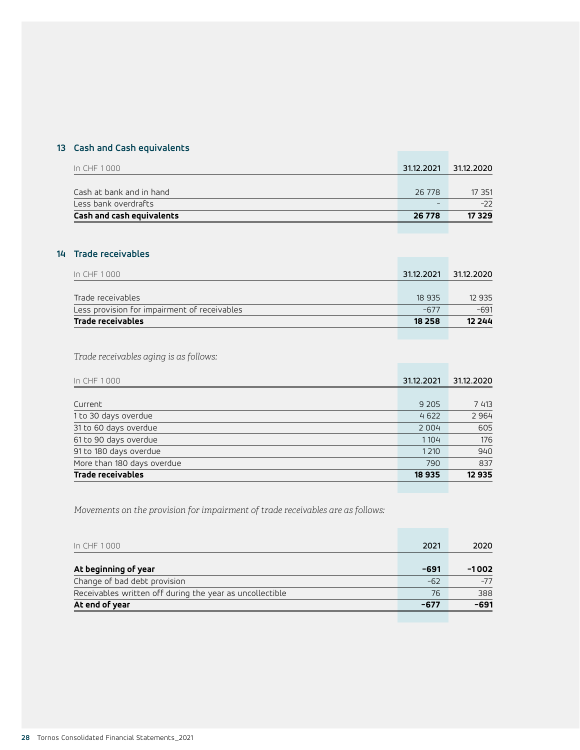## 13 Cash and Cash equivalents

| In CHF 1 000 | 31.12.2021 | 31.12.2020 |
|---|---|---|
| Cash at bank and in hand | 26 778 | 17 351 |
| Less bank overdrafts | – | -22 |
| **Cash and cash equivalents** | **26 778** | **17 329** |

## 14 Trade receivables

| In CHF 1 000 | 31.12.2021 | 31.12.2020 |
|---|---|---|
| Trade receivables | 18 935 | 12 935 |
| Less provision for impairment of receivables | -677 | -691 |
| **Trade receivables** | **18 258** | **12 244** |

*Trade receivables aging is as follows:*

| In CHF 1 000 | 31.12.2021 | 31.12.2020 |
|---|---|---|
| Current | 9 205 | 7 413 |
| 1 to 30 days overdue | 4 622 | 2 964 |
| 31 to 60 days overdue | 2 004 | 605 |
| 61 to 90 days overdue | 1 104 | 176 |
| 91 to 180 days overdue | 1 210 | 940 |
| More than 180 days overdue | 790 | 837 |
| **Trade receivables** | **18 935** | **12 935** |

*Movements on the provision for impairment of trade receivables are as follows:*

| In CHF 1 000 | 2021 | 2020 |
|---|---|---|
| **At beginning of year** | **-691** | **-1 002** |
| Change of bad debt provision | -62 | -77 |
| Receivables written off during the year as uncollectible | 76 | 388 |
| **At end of year** | **-677** | **-691** |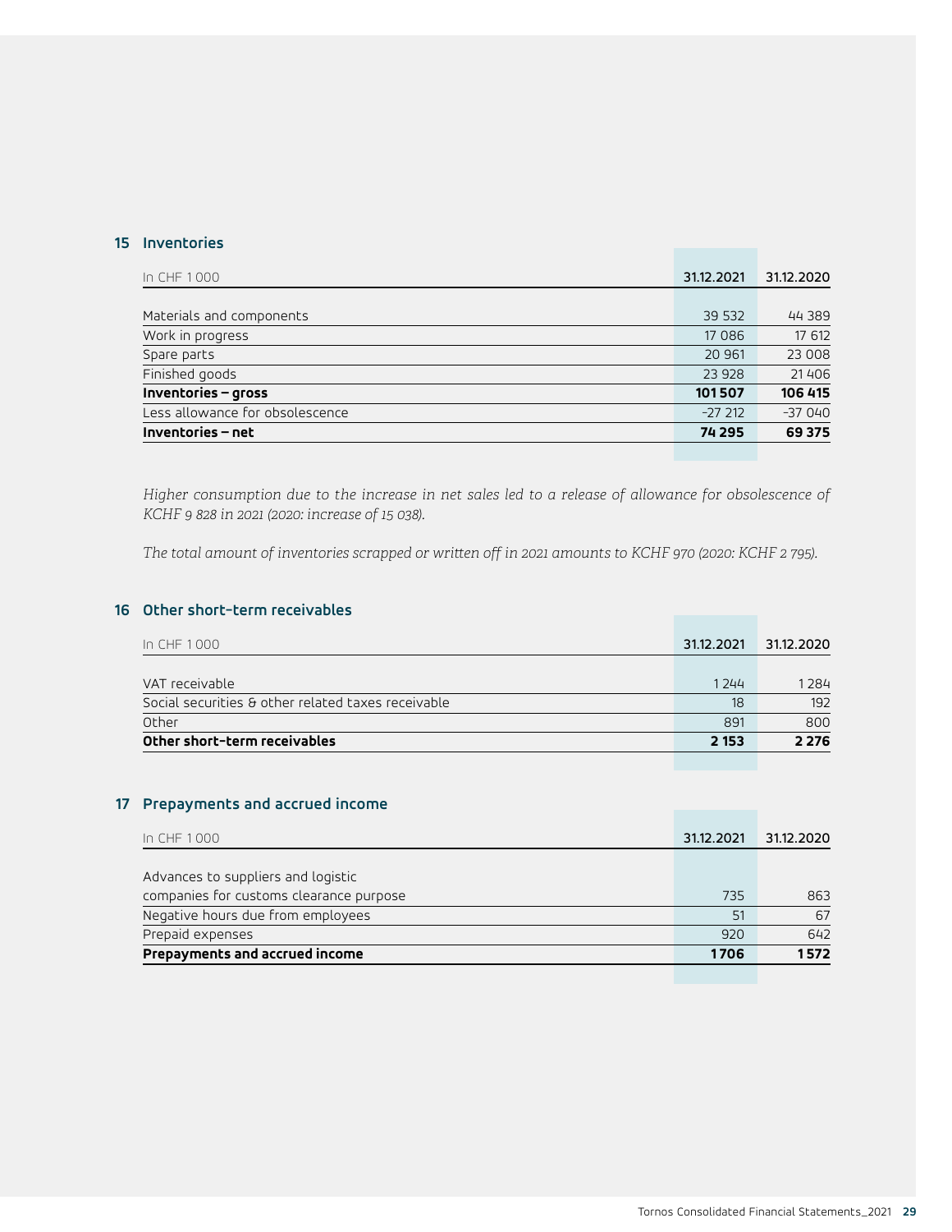## 15 Inventories

| In CHF 1 000 | 31.12.2021 | 31.12.2020 |
|---|---|---|
| Materials and components | 39 532 | 44 389 |
| Work in progress | 17 086 | 17 612 |
| Spare parts | 20 961 | 23 008 |
| Finished goods | 23 928 | 21 406 |
| **Inventories – gross** | **101 507** | **106 415** |
| Less allowance for obsolescence | -27 212 | -37 040 |
| **Inventories – net** | **74 295** | **69 375** |

*Higher consumption due to the increase in net sales led to a release of allowance for obsolescence of KCHF 9 828 in 2021 (2020: increase of 15 038).*

*The total amount of inventories scrapped or written off in 2021 amounts to KCHF 970 (2020: KCHF 2 795).*

## 16 Other short-term receivables

| In CHF 1 000 | 31.12.2021 | 31.12.2020 |
|---|---|---|
| VAT receivable | 1 244 | 1 284 |
| Social securities & other related taxes receivable | 18 | 192 |
| Other | 891 | 800 |
| **Other short-term receivables** | **2 153** | **2 276** |

## 17 Prepayments and accrued income

| In CHF 1 000 | 31.12.2021 | 31.12.2020 |
|---|---|---|
| Advances to suppliers and logistic companies for customs clearance purpose | 735 | 863 |
| Negative hours due from employees | 51 | 67 |
| Prepaid expenses | 920 | 642 |
| **Prepayments and accrued income** | **1 706** | **1 572** |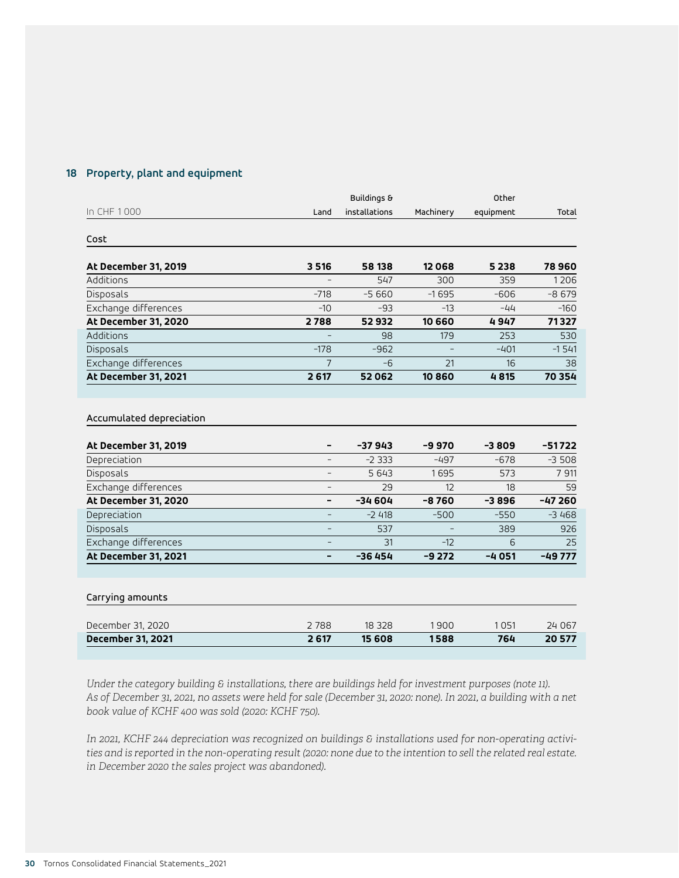## 18 Property, plant and equipment

| In CHF 1 000 | Land | Buildings & installations | Machinery | Other equipment | Total |
|---|---|---|---|---|---|
| **Cost** | | | | | |
| **At December 31, 2019** | **3 516** | **58 138** | **12 068** | **5 238** | **78 960** |
| Additions | – | 547 | 300 | 359 | 1 206 |
| Disposals | –718 | –5 660 | –1 695 | –606 | –8 679 |
| Exchange differences | –10 | –93 | –13 | –44 | –160 |
| **At December 31, 2020** | **2 788** | **52 932** | **10 660** | **4 947** | **71 327** |
| Additions | – | 98 | 179 | 253 | 530 |
| Disposals | –178 | –962 | – | –401 | –1 541 |
| Exchange differences | 7 | –6 | 21 | 16 | 38 |
| **At December 31, 2021** | **2 617** | **52 062** | **10 860** | **4 815** | **70 354** |
| **Accumulated depreciation** | | | | | |
| **At December 31, 2019** | **–** | **–37 943** | **–9 970** | **–3 809** | **–51 722** |
| Depreciation | – | –2 333 | –497 | –678 | –3 508 |
| Disposals | – | 5 643 | 1 695 | 573 | 7 911 |
| Exchange differences | – | 29 | 12 | 18 | 59 |
| **At December 31, 2020** | **–** | **–34 604** | **–8 760** | **–3 896** | **–47 260** |
| Depreciation | – | –2 418 | –500 | –550 | –3 468 |
| Disposals | – | 537 | – | 389 | 926 |
| Exchange differences | – | 31 | –12 | 6 | 25 |
| **At December 31, 2021** | **–** | **–36 454** | **–9 272** | **–4 051** | **–49 777** |
| **Carrying amounts** | | | | | |
| December 31, 2020 | 2 788 | 18 328 | 1 900 | 1 051 | 24 067 |
| **December 31, 2021** | **2 617** | **15 608** | **1 588** | **764** | **20 577** |

*Under the category building & installations, there are buildings held for investment purposes (note 11). As of December 31, 2021, no assets were held for sale (December 31, 2020: none). In 2021, a building with a net book value of KCHF 400 was sold (2020: KCHF 750).*

*In 2021, KCHF 244 depreciation was recognized on buildings & installations used for non-operating activities and is reported in the non-operating result (2020: none due to the intention to sell the related real estate. in December 2020 the sales project was abandoned).*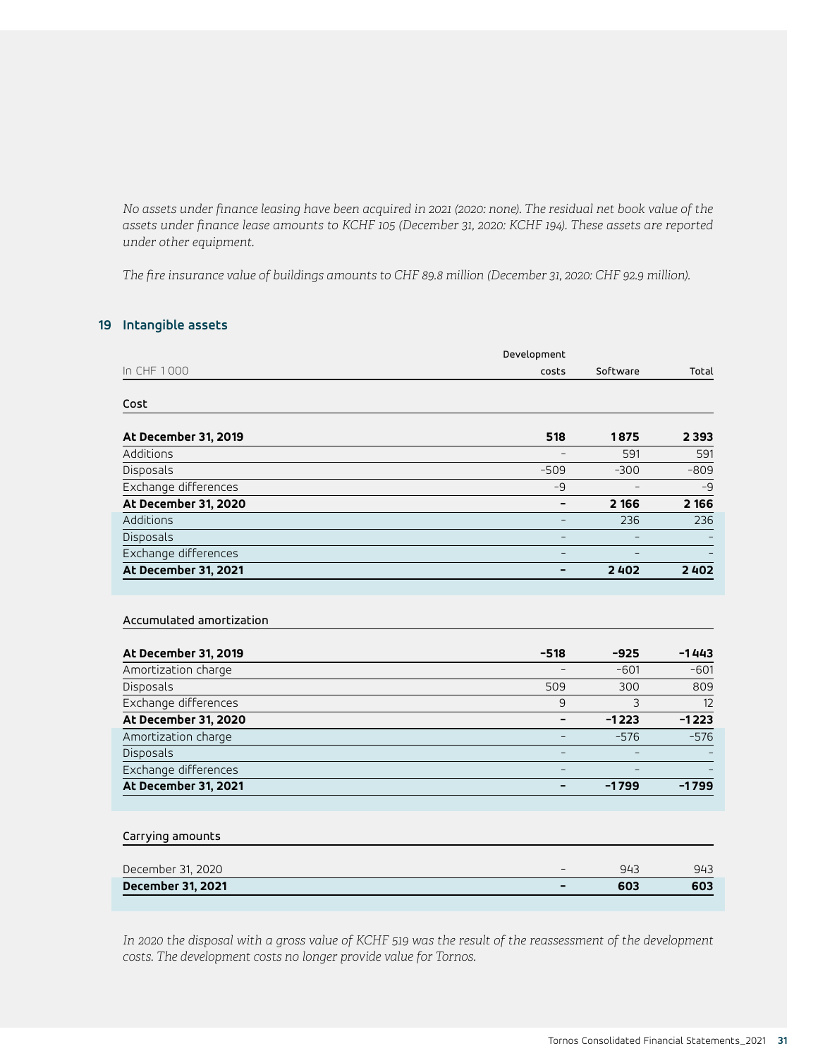*No assets under finance leasing have been acquired in 2021 (2020: none). The residual net book value of the assets under finance lease amounts to KCHF 105 (December 31, 2020: KCHF 194). These assets are reported under other equipment.*

*The fire insurance value of buildings amounts to CHF 89.8 million (December 31, 2020: CHF 92.9 million).*

## 19 Intangible assets

| In CHF 1 000 | Development costs | Software | Total |
|---|---|---|---|
| **Cost** | | | |
| **At December 31, 2019** | **518** | **1 875** | **2 393** |
| Additions | – | 591 | 591 |
| Disposals | –509 | –300 | –809 |
| Exchange differences | –9 | – | –9 |
| **At December 31, 2020** | **–** | **2 166** | **2 166** |
| Additions | – | 236 | 236 |
| Disposals | – | – | – |
| Exchange differences | – | – | – |
| **At December 31, 2021** | **–** | **2 402** | **2 402** |
| **Accumulated amortization** | | | |
| **At December 31, 2019** | **–518** | **–925** | **–1 443** |
| Amortization charge | – | –601 | –601 |
| Disposals | 509 | 300 | 809 |
| Exchange differences | 9 | 3 | 12 |
| **At December 31, 2020** | **–** | **–1 223** | **–1 223** |
| Amortization charge | – | –576 | –576 |
| Disposals | – | – | – |
| Exchange differences | – | – | – |
| **At December 31, 2021** | **–** | **–1 799** | **–1 799** |
| **Carrying amounts** | | | |
| December 31, 2020 | – | 943 | 943 |
| **December 31, 2021** | **–** | **603** | **603** |

*In 2020 the disposal with a gross value of KCHF 519 was the result of the reassessment of the development costs. The development costs no longer provide value for Tornos.*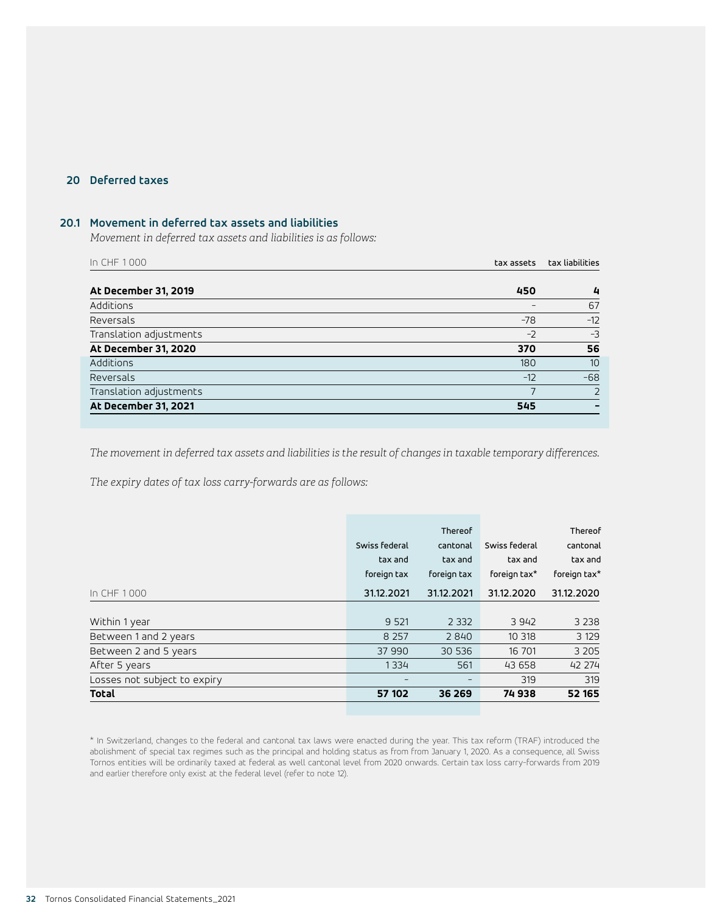## 20 Deferred taxes

### 20.1 Movement in deferred tax assets and liabilities

*Movement in deferred tax assets and liabilities is as follows:*

| In CHF 1 000 | tax assets | tax liabilities |
|---|---|---|
| **At December 31, 2019** | **450** | **4** |
| Additions | – | 67 |
| Reversals | –78 | –12 |
| Translation adjustments | –2 | –3 |
| **At December 31, 2020** | **370** | **56** |
| Additions | 180 | 10 |
| Reversals | –12 | –68 |
| Translation adjustments | 7 | 2 |
| **At December 31, 2021** | **545** | **–** |

*The movement in deferred tax assets and liabilities is the result of changes in taxable temporary differences.*

*The expiry dates of tax loss carry-forwards are as follows:*

| | Swiss federal tax and foreign tax | Thereof cantonal tax and foreign tax | Swiss federal tax and foreign tax* | Thereof cantonal tax and foreign tax* |
|---|---|---|---|---|
| In CHF 1 000 | **31.12.2021** | **31.12.2021** | **31.12.2020** | **31.12.2020** |
| Within 1 year | 9 521 | 2 332 | 3 942 | 3 238 |
| Between 1 and 2 years | 8 257 | 2 840 | 10 318 | 3 129 |
| Between 2 and 5 years | 37 990 | 30 536 | 16 701 | 3 205 |
| After 5 years | 1 334 | 561 | 43 658 | 42 274 |
| Losses not subject to expiry | – | – | 319 | 319 |
| **Total** | **57 102** | **36 269** | **74 938** | **52 165** |

\* In Switzerland, changes to the federal and cantonal tax laws were enacted during the year. This tax reform (TRAF) introduced the abolishment of special tax regimes such as the principal and holding status as from from January 1, 2020. As a consequence, all Swiss Tornos entities will be ordinarily taxed at federal as well cantonal level from 2020 onwards. Certain tax loss carry-forwards from 2019 and earlier therefore only exist at the federal level (refer to note 12).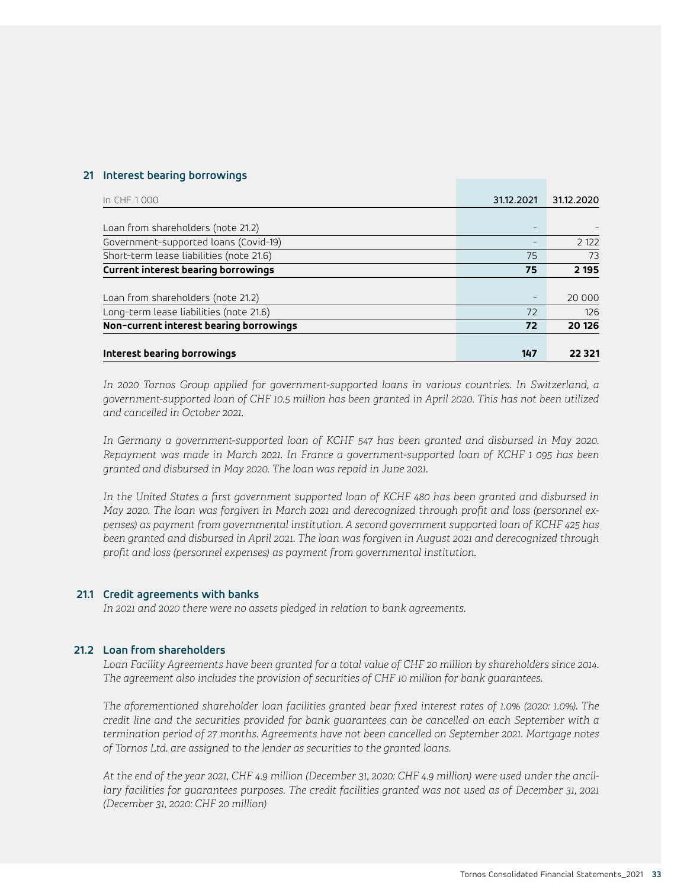## 21 Interest bearing borrowings

| In CHF 1 000 | 31.12.2021 | 31.12.2020 |
|---|---|---|
| Loan from shareholders (note 21.2) | – | – |
| Government-supported loans (Covid-19) | – | 2 122 |
| Short-term lease liabilities (note 21.6) | 75 | 73 |
| **Current interest bearing borrowings** | **75** | **2 195** |
| Loan from shareholders (note 21.2) | – | 20 000 |
| Long-term lease liabilities (note 21.6) | 72 | 126 |
| **Non-current interest bearing borrowings** | **72** | **20 126** |
| **Interest bearing borrowings** | **147** | **22 321** |

*In 2020 Tornos Group applied for government-supported loans in various countries. In Switzerland, a government-supported loan of CHF 10.5 million has been granted in April 2020. This has not been utilized and cancelled in October 2021.*

*In Germany a government-supported loan of KCHF 547 has been granted and disbursed in May 2020. Repayment was made in March 2021. In France a government-supported loan of KCHF 1 095 has been granted and disbursed in May 2020. The loan was repaid in June 2021.*

*In the United States a first government supported loan of KCHF 480 has been granted and disbursed in May 2020. The loan was forgiven in March 2021 and derecognized through profit and loss (personnel expenses) as payment from governmental institution. A second government supported loan of KCHF 425 has been granted and disbursed in April 2021. The loan was forgiven in August 2021 and derecognized through profit and loss (personnel expenses) as payment from governmental institution.*

### 21.1 Credit agreements with banks

*In 2021 and 2020 there were no assets pledged in relation to bank agreements.*

### 21.2 Loan from shareholders

*Loan Facility Agreements have been granted for a total value of CHF 20 million by shareholders since 2014. The agreement also includes the provision of securities of CHF 10 million for bank guarantees.*

*The aforementioned shareholder loan facilities granted bear fixed interest rates of 1.0% (2020: 1.0%). The credit line and the securities provided for bank guarantees can be cancelled on each September with a termination period of 27 months. Agreements have not been cancelled on September 2021. Mortgage notes of Tornos Ltd. are assigned to the lender as securities to the granted loans.*

*At the end of the year 2021, CHF 4.9 million (December 31, 2020: CHF 4.9 million) were used under the ancillary facilities for guarantees purposes. The credit facilities granted was not used as of December 31, 2021 (December 31, 2020: CHF 20 million)*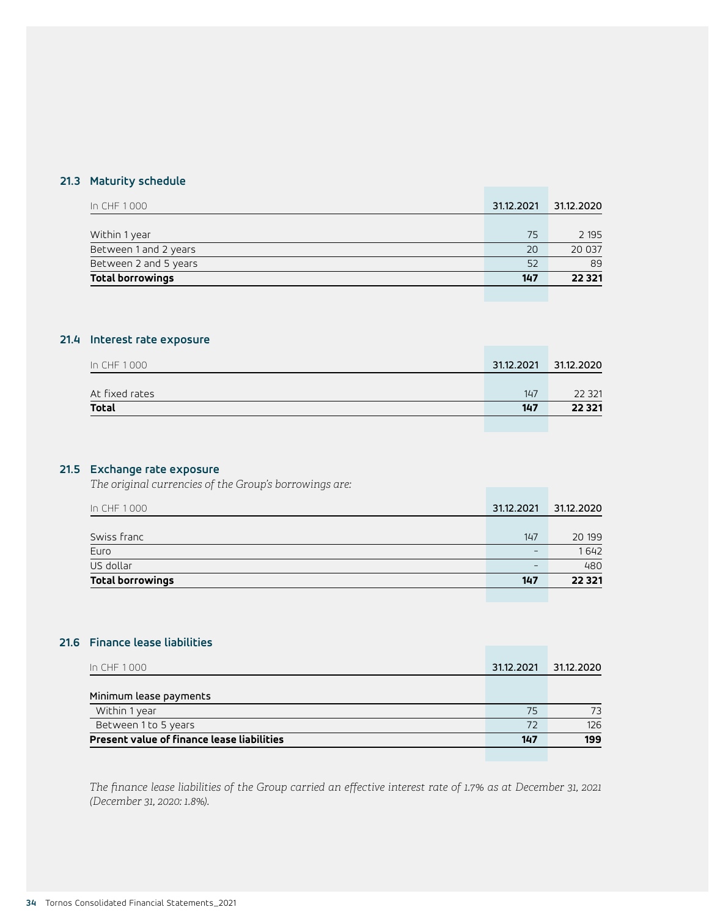### 21.3 Maturity schedule

| In CHF 1 000 | 31.12.2021 | 31.12.2020 |
|---|---|---|
| Within 1 year | 75 | 2 195 |
| Between 1 and 2 years | 20 | 20 037 |
| Between 2 and 5 years | 52 | 89 |
| **Total borrowings** | **147** | **22 321** |

### 21.4 Interest rate exposure

| In CHF 1 000 | 31.12.2021 | 31.12.2020 |
|---|---|---|
| At fixed rates | 147 | 22 321 |
| **Total** | **147** | **22 321** |

### 21.5 Exchange rate exposure

*The original currencies of the Group's borrowings are:*

| In CHF 1 000 | 31.12.2021 | 31.12.2020 |
|---|---|---|
| Swiss franc | 147 | 20 199 |
| Euro | – | 1 642 |
| US dollar | – | 480 |
| **Total borrowings** | **147** | **22 321** |

### 21.6 Finance lease liabilities

| In CHF 1 000 | 31.12.2021 | 31.12.2020 |
|---|---|---|
| Minimum lease payments | | |
| Within 1 year | 75 | 73 |
| Between 1 to 5 years | 72 | 126 |
| **Present value of finance lease liabilities** | **147** | **199** |

*The finance lease liabilities of the Group carried an effective interest rate of 1.7% as at December 31, 2021 (December 31, 2020: 1.8%).*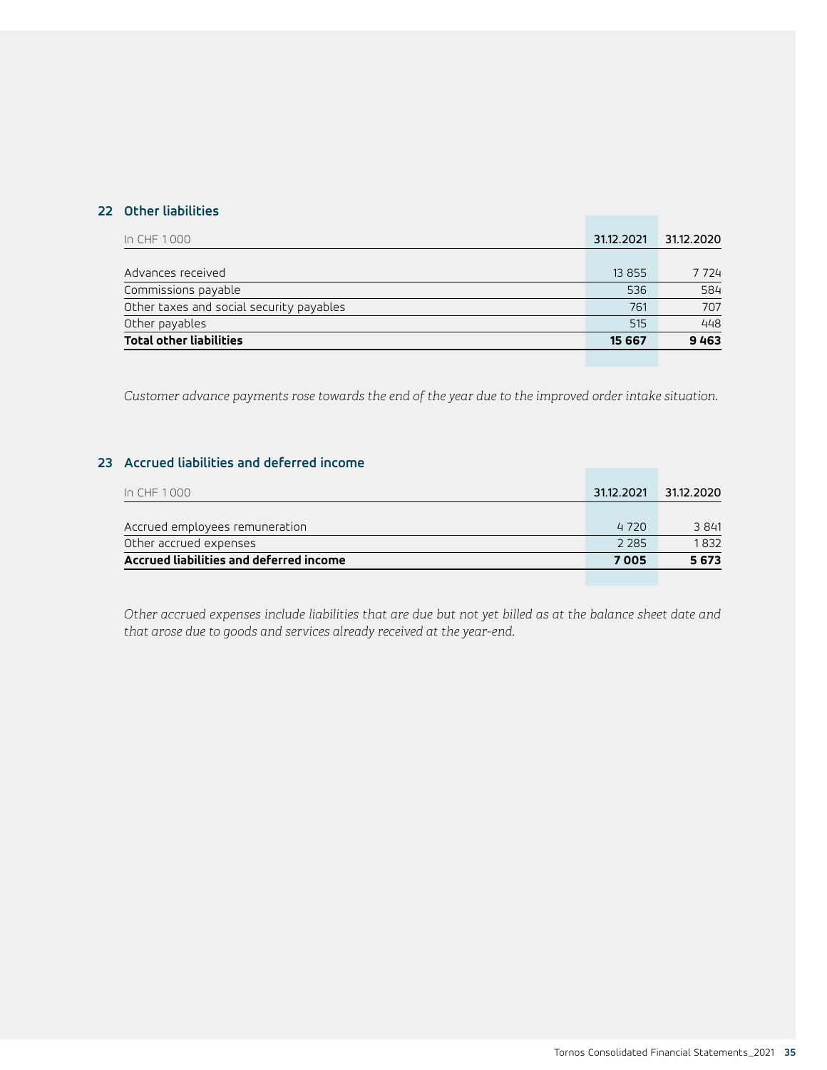## 22 Other liabilities

| In CHF 1 000 | 31.12.2021 | 31.12.2020 |
|---|---|---|
| Advances received | 13 855 | 7 724 |
| Commissions payable | 536 | 584 |
| Other taxes and social security payables | 761 | 707 |
| Other payables | 515 | 448 |
| **Total other liabilities** | **15 667** | **9 463** |

*Customer advance payments rose towards the end of the year due to the improved order intake situation.*

## 23 Accrued liabilities and deferred income

| In CHF 1 000 | 31.12.2021 | 31.12.2020 |
|---|---|---|
| Accrued employees remuneration | 4 720 | 3 841 |
| Other accrued expenses | 2 285 | 1 832 |
| **Accrued liabilities and deferred income** | **7 005** | **5 673** |

*Other accrued expenses include liabilities that are due but not yet billed as at the balance sheet date and that arose due to goods and services already received at the year-end.*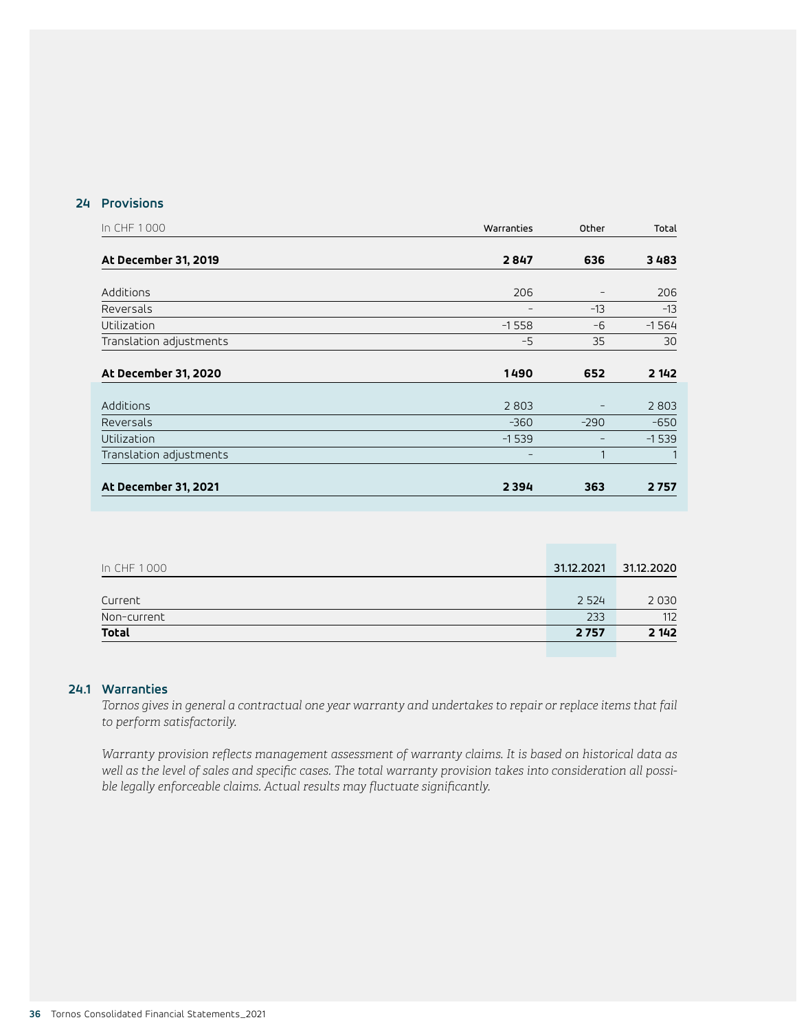## 24 Provisions

| In CHF 1 000 | Warranties | Other | Total |
|---|---|---|---|
| **At December 31, 2019** | **2 847** | **636** | **3 483** |
| Additions | 206 | – | 206 |
| Reversals | – | –13 | –13 |
| Utilization | –1 558 | –6 | –1 564 |
| Translation adjustments | –5 | 35 | 30 |
| **At December 31, 2020** | **1 490** | **652** | **2 142** |
| Additions | 2 803 | – | 2 803 |
| Reversals | –360 | –290 | –650 |
| Utilization | –1 539 | – | –1 539 |
| Translation adjustments | – | 1 | 1 |
| **At December 31, 2021** | **2 394** | **363** | **2 757** |

| In CHF 1 000 | 31.12.2021 | 31.12.2020 |
|---|---|---|
| Current | 2 524 | 2 030 |
| Non-current | 233 | 112 |
| **Total** | **2 757** | **2 142** |

### 24.1 Warranties

*Tornos gives in general a contractual one year warranty and undertakes to repair or replace items that fail to perform satisfactorily.*

*Warranty provision reflects management assessment of warranty claims. It is based on historical data as well as the level of sales and specific cases. The total warranty provision takes into consideration all possible legally enforceable claims. Actual results may fluctuate significantly.*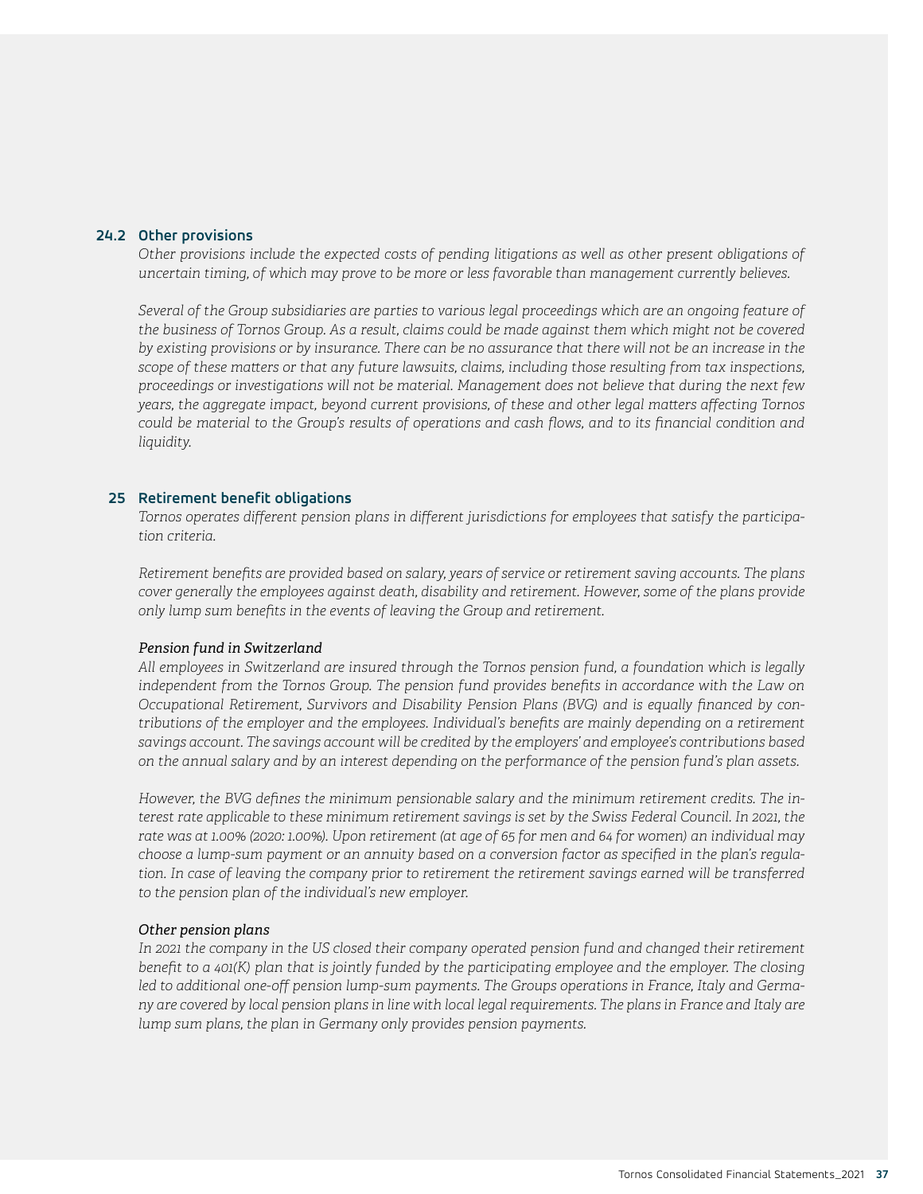### 24.2 Other provisions

*Other provisions include the expected costs of pending litigations as well as other present obligations of uncertain timing, of which may prove to be more or less favorable than management currently believes.*

*Several of the Group subsidiaries are parties to various legal proceedings which are an ongoing feature of the business of Tornos Group. As a result, claims could be made against them which might not be covered by existing provisions or by insurance. There can be no assurance that there will not be an increase in the scope of these matters or that any future lawsuits, claims, including those resulting from tax inspections, proceedings or investigations will not be material. Management does not believe that during the next few years, the aggregate impact, beyond current provisions, of these and other legal matters affecting Tornos could be material to the Group's results of operations and cash flows, and to its financial condition and liquidity.*

## 25 Retirement benefit obligations

*Tornos operates different pension plans in different jurisdictions for employees that satisfy the participation criteria.*

*Retirement benefits are provided based on salary, years of service or retirement saving accounts. The plans cover generally the employees against death, disability and retirement. However, some of the plans provide only lump sum benefits in the events of leaving the Group and retirement.*

*Pension fund in Switzerland*

*All employees in Switzerland are insured through the Tornos pension fund, a foundation which is legally independent from the Tornos Group. The pension fund provides benefits in accordance with the Law on Occupational Retirement, Survivors and Disability Pension Plans (BVG) and is equally financed by contributions of the employer and the employees. Individual's benefits are mainly depending on a retirement savings account. The savings account will be credited by the employers' and employee's contributions based on the annual salary and by an interest depending on the performance of the pension fund's plan assets.*

*However, the BVG defines the minimum pensionable salary and the minimum retirement credits. The interest rate applicable to these minimum retirement savings is set by the Swiss Federal Council. In 2021, the rate was at 1.00% (2020: 1.00%). Upon retirement (at age of 65 for men and 64 for women) an individual may choose a lump-sum payment or an annuity based on a conversion factor as specified in the plan's regulation. In case of leaving the company prior to retirement the retirement savings earned will be transferred to the pension plan of the individual's new employer.*

*Other pension plans*

*In 2021 the company in the US closed their company operated pension fund and changed their retirement benefit to a 401(K) plan that is jointly funded by the participating employee and the employer. The closing led to additional one-off pension lump-sum payments. The Groups operations in France, Italy and Germany are covered by local pension plans in line with local legal requirements. The plans in France and Italy are lump sum plans, the plan in Germany only provides pension payments.*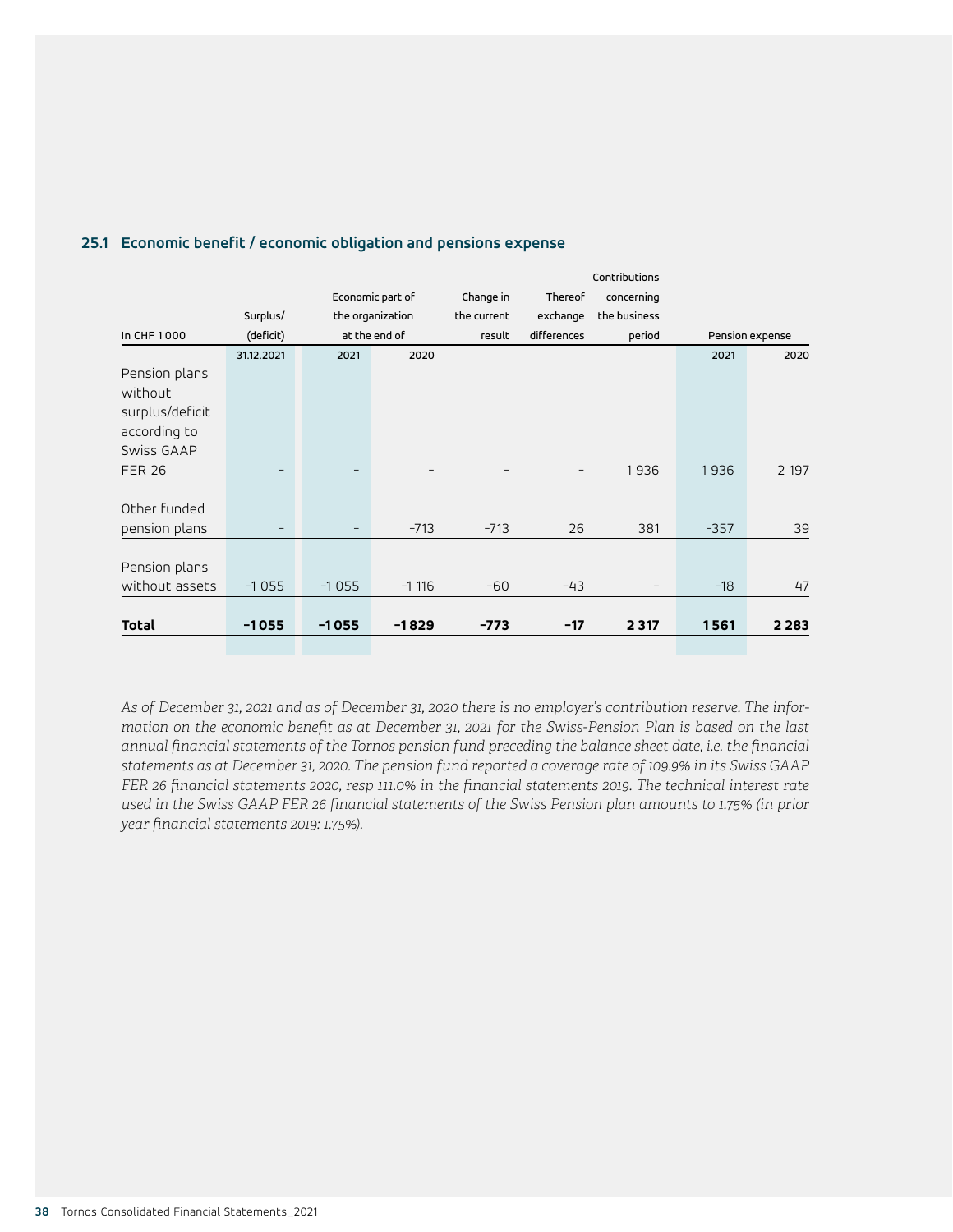## 25.1 Economic benefit / economic obligation and pensions expense

| In CHF 1 000 | Surplus/ (deficit) | Economic part of the organization at the end of | | Change in the current result | Thereof exchange differences | Contributions concerning the business period | Pension expense | |
|---|---|---|---|---|---|---|---|---|
| | 31.12.2021 | 2021 | 2020 | | | | 2021 | 2020 |
| Pension plans without surplus/deficit according to Swiss GAAP FER 26 | – | – | – | – | – | 1 936 | 1 936 | 2 197 |
| Other funded pension plans | – | – | –713 | –713 | 26 | 381 | –357 | 39 |
| Pension plans without assets | –1 055 | –1 055 | –1 116 | –60 | –43 | – | –18 | 47 |
| **Total** | **–1 055** | **–1 055** | **–1 829** | **–773** | **–17** | **2 317** | **1 561** | **2 283** |

*As of December 31, 2021 and as of December 31, 2020 there is no employer's contribution reserve. The information on the economic benefit as at December 31, 2021 for the Swiss-Pension Plan is based on the last annual financial statements of the Tornos pension fund preceding the balance sheet date, i.e. the financial statements as at December 31, 2020. The pension fund reported a coverage rate of 109.9% in its Swiss GAAP FER 26 financial statements 2020, resp 111.0% in the financial statements 2019. The technical interest rate used in the Swiss GAAP FER 26 financial statements of the Swiss Pension plan amounts to 1.75% (in prior year financial statements 2019: 1.75%).*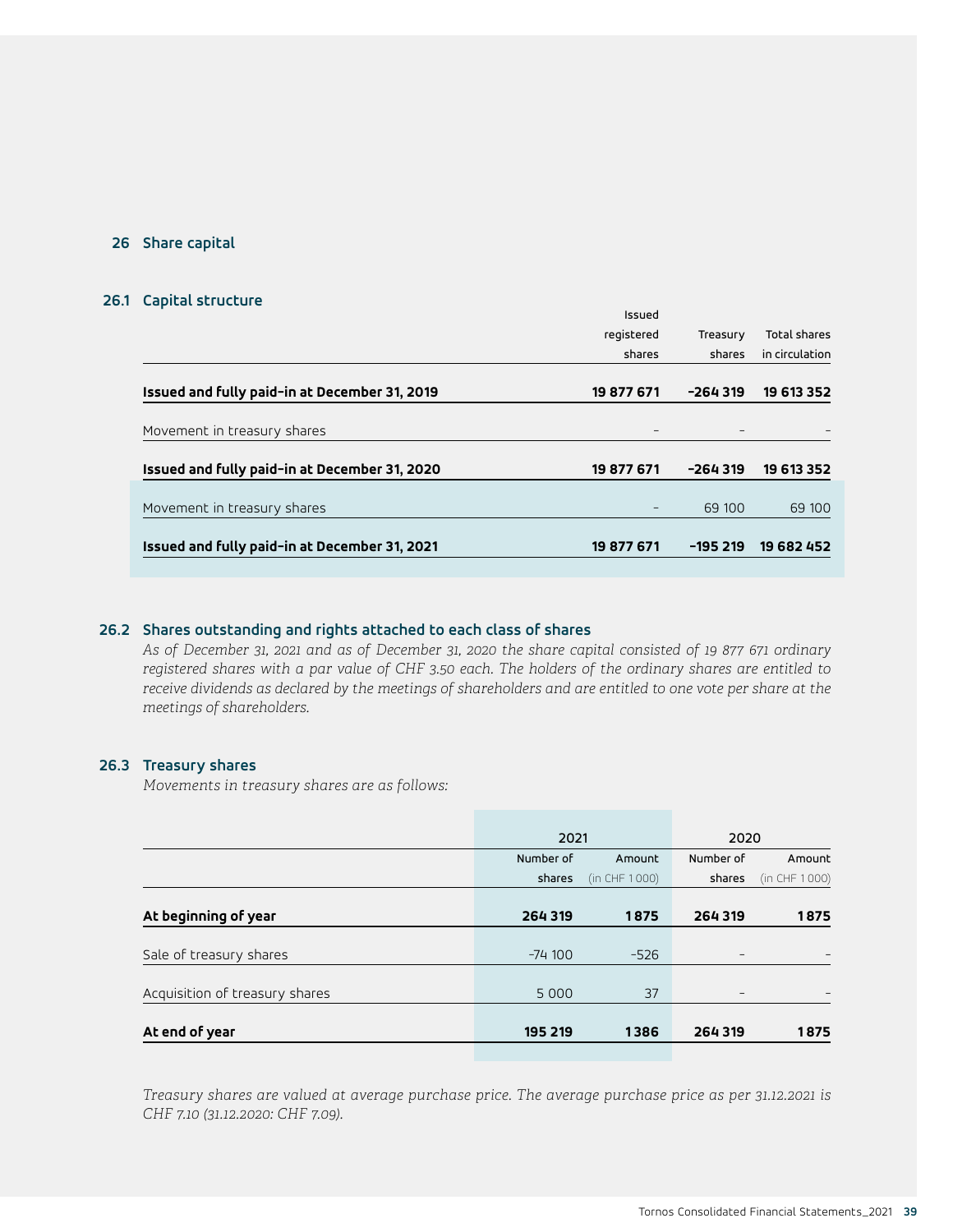## 26 Share capital

### 26.1 Capital structure

| | Issued registered shares | Treasury shares | Total shares in circulation |
|---|---|---|---|
| **Issued and fully paid-in at December 31, 2019** | **19 877 671** | **–264 319** | **19 613 352** |
| Movement in treasury shares | – | – | – |
| **Issued and fully paid-in at December 31, 2020** | **19 877 671** | **–264 319** | **19 613 352** |
| Movement in treasury shares | – | 69 100 | 69 100 |
| **Issued and fully paid-in at December 31, 2021** | **19 877 671** | **–195 219** | **19 682 452** |

### 26.2 Shares outstanding and rights attached to each class of shares

*As of December 31, 2021 and as of December 31, 2020 the share capital consisted of 19 877 671 ordinary registered shares with a par value of CHF 3.50 each. The holders of the ordinary shares are entitled to receive dividends as declared by the meetings of shareholders and are entitled to one vote per share at the meetings of shareholders.*

### 26.3 Treasury shares

*Movements in treasury shares are as follows:*

| | 2021 | | 2020 | |
|---|---|---|---|---|
| | Number of shares | Amount (in CHF 1 000) | Number of shares | Amount (in CHF 1 000) |
| **At beginning of year** | **264 319** | **1 875** | **264 319** | **1 875** |
| Sale of treasury shares | –74 100 | –526 | – | – |
| Acquisition of treasury shares | 5 000 | 37 | – | – |
| **At end of year** | **195 219** | **1 386** | **264 319** | **1 875** |

*Treasury shares are valued at average purchase price. The average purchase price as per 31.12.2021 is CHF 7.10 (31.12.2020: CHF 7.09).*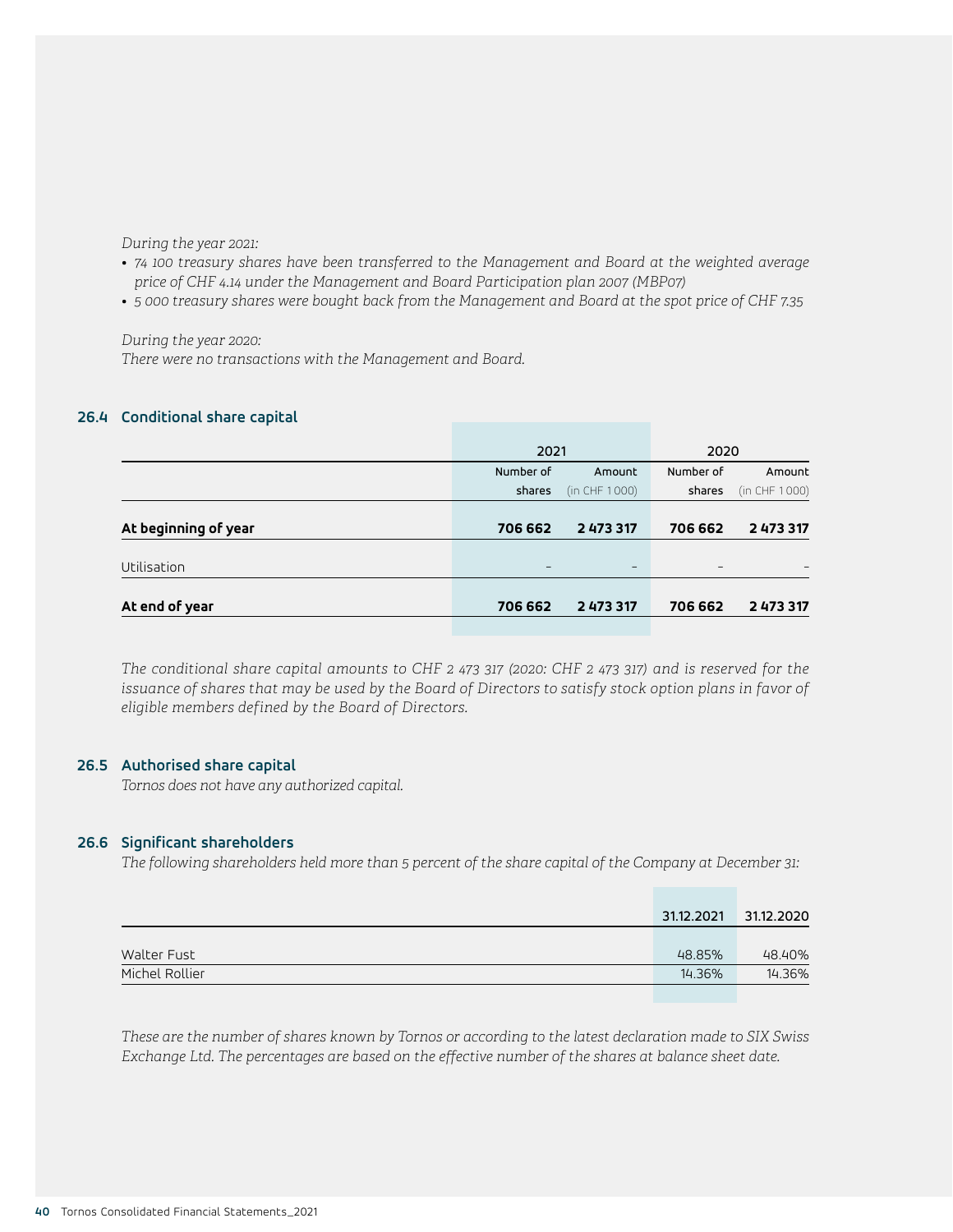*During the year 2021:*

- *74 100 treasury shares have been transferred to the Management and Board at the weighted average price of CHF 4.14 under the Management and Board Participation plan 2007 (MBP07)*
- *5 000 treasury shares were bought back from the Management and Board at the spot price of CHF 7.35*

*During the year 2020:*
*There were no transactions with the Management and Board.*

## 26.4 Conditional share capital

| | 2021 | | 2020 | |
|---|---|---|---|---|
| | Number of shares | Amount (in CHF 1 000) | Number of shares | Amount (in CHF 1 000) |
| **At beginning of year** | **706 662** | **2 473 317** | **706 662** | **2 473 317** |
| Utilisation | – | – | – | – |
| **At end of year** | **706 662** | **2 473 317** | **706 662** | **2 473 317** |

*The conditional share capital amounts to CHF 2 473 317 (2020: CHF 2 473 317) and is reserved for the issuance of shares that may be used by the Board of Directors to satisfy stock option plans in favor of eligible members defined by the Board of Directors.*

## 26.5 Authorised share capital

*Tornos does not have any authorized capital.*

## 26.6 Significant shareholders

*The following shareholders held more than 5 percent of the share capital of the Company at December 31:*

| | 31.12.2021 | 31.12.2020 |
|---|---|---|
| Walter Fust | 48.85% | 48.40% |
| Michel Rollier | 14.36% | 14.36% |

*These are the number of shares known by Tornos or according to the latest declaration made to SIX Swiss Exchange Ltd. The percentages are based on the effective number of the shares at balance sheet date.*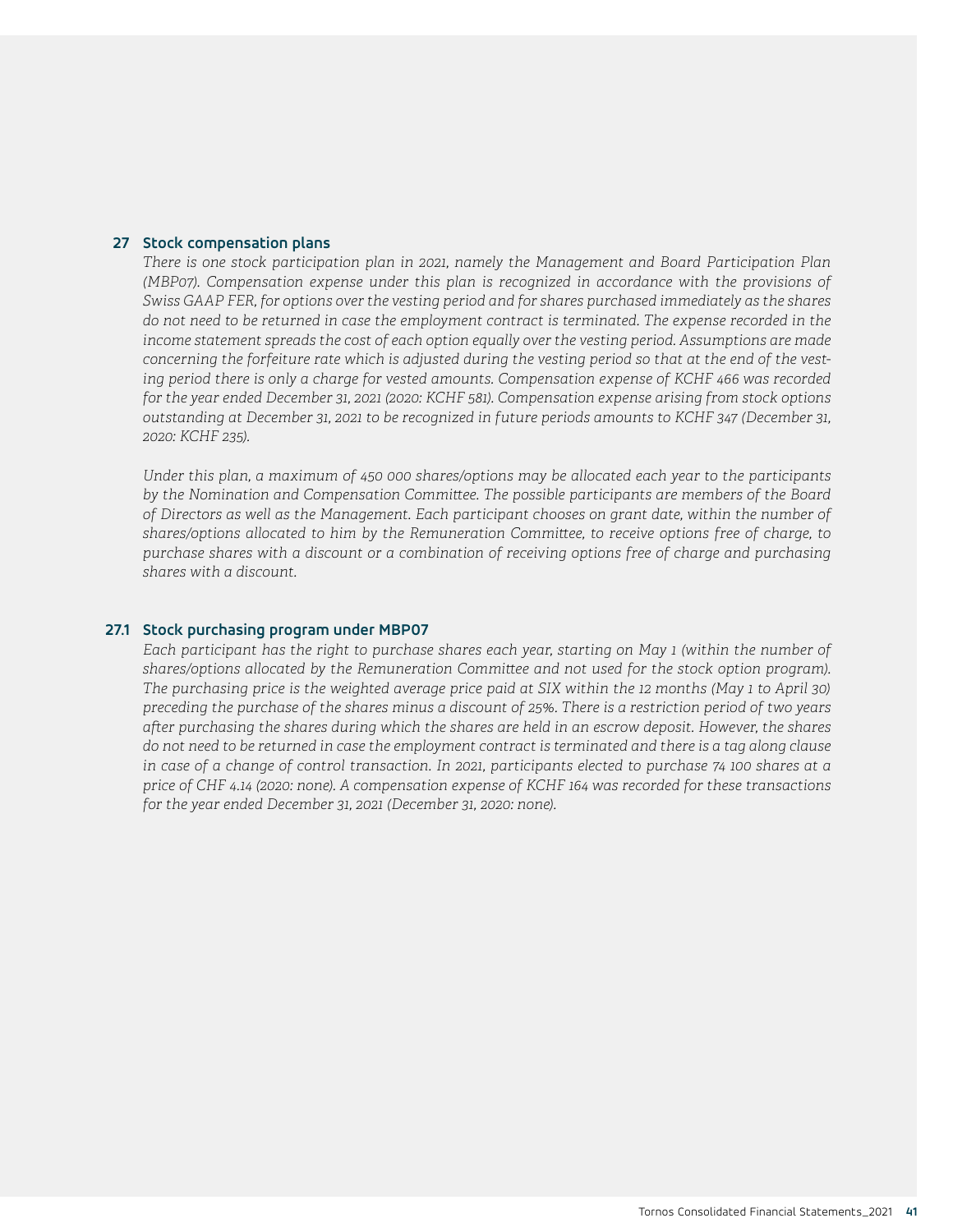## 27 Stock compensation plans

*There is one stock participation plan in 2021, namely the Management and Board Participation Plan (MBP07). Compensation expense under this plan is recognized in accordance with the provisions of Swiss GAAP FER, for options over the vesting period and for shares purchased immediately as the shares do not need to be returned in case the employment contract is terminated. The expense recorded in the income statement spreads the cost of each option equally over the vesting period. Assumptions are made concerning the forfeiture rate which is adjusted during the vesting period so that at the end of the vesting period there is only a charge for vested amounts. Compensation expense of KCHF 466 was recorded for the year ended December 31, 2021 (2020: KCHF 581). Compensation expense arising from stock options outstanding at December 31, 2021 to be recognized in future periods amounts to KCHF 347 (December 31, 2020: KCHF 235).*

*Under this plan, a maximum of 450 000 shares/options may be allocated each year to the participants by the Nomination and Compensation Committee. The possible participants are members of the Board of Directors as well as the Management. Each participant chooses on grant date, within the number of shares/options allocated to him by the Remuneration Committee, to receive options free of charge, to purchase shares with a discount or a combination of receiving options free of charge and purchasing shares with a discount.*

### 27.1 Stock purchasing program under MBP07

*Each participant has the right to purchase shares each year, starting on May 1 (within the number of shares/options allocated by the Remuneration Committee and not used for the stock option program). The purchasing price is the weighted average price paid at SIX within the 12 months (May 1 to April 30) preceding the purchase of the shares minus a discount of 25%. There is a restriction period of two years after purchasing the shares during which the shares are held in an escrow deposit. However, the shares do not need to be returned in case the employment contract is terminated and there is a tag along clause in case of a change of control transaction. In 2021, participants elected to purchase 74 100 shares at a price of CHF 4.14 (2020: none). A compensation expense of KCHF 164 was recorded for these transactions for the year ended December 31, 2021 (December 31, 2020: none).*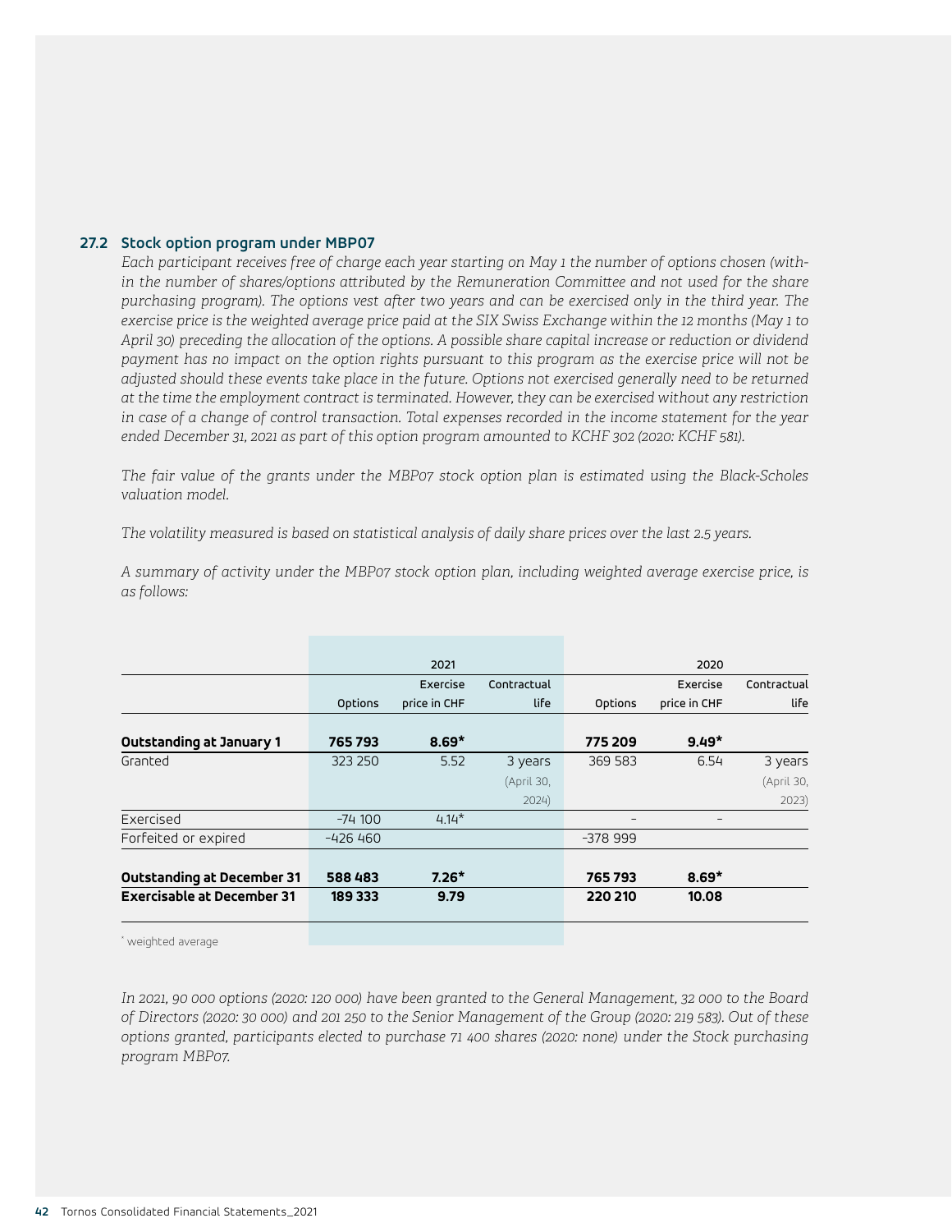### 27.2 Stock option program under MBP07

*Each participant receives free of charge each year starting on May 1 the number of options chosen (within the number of shares/options attributed by the Remuneration Committee and not used for the share purchasing program). The options vest after two years and can be exercised only in the third year. The exercise price is the weighted average price paid at the SIX Swiss Exchange within the 12 months (May 1 to April 30) preceding the allocation of the options. A possible share capital increase or reduction or dividend payment has no impact on the option rights pursuant to this program as the exercise price will not be adjusted should these events take place in the future. Options not exercised generally need to be returned at the time the employment contract is terminated. However, they can be exercised without any restriction in case of a change of control transaction. Total expenses recorded in the income statement for the year ended December 31, 2021 as part of this option program amounted to KCHF 302 (2020: KCHF 581).*

*The fair value of the grants under the MBP07 stock option plan is estimated using the Black-Scholes valuation model.*

*The volatility measured is based on statistical analysis of daily share prices over the last 2.5 years.*

*A summary of activity under the MBP07 stock option plan, including weighted average exercise price, is as follows:*

| | 2021 | | | 2020 | | |
|---|---|---|---|---|---|---|
| | Options | Exercise price in CHF | Contractual life | Options | Exercise price in CHF | Contractual life |
| **Outstanding at January 1** | **765 793** | **8.69*** | | **775 209** | **9.49*** | |
| Granted | 323 250 | 5.52 | 3 years (April 30, 2024) | 369 583 | 6.54 | 3 years (April 30, 2023) |
| Exercised | -74 100 | 4.14* | | – | – | |
| Forfeited or expired | -426 460 | | | -378 999 | | |
| **Outstanding at December 31** | **588 483** | **7.26*** | | **765 793** | **8.69*** | |
| **Exercisable at December 31** | **189 333** | **9.79** | | **220 210** | **10.08** | |

\* weighted average

*In 2021, 90 000 options (2020: 120 000) have been granted to the General Management, 32 000 to the Board of Directors (2020: 30 000) and 201 250 to the Senior Management of the Group (2020: 219 583). Out of these options granted, participants elected to purchase 71 400 shares (2020: none) under the Stock purchasing program MBP07.*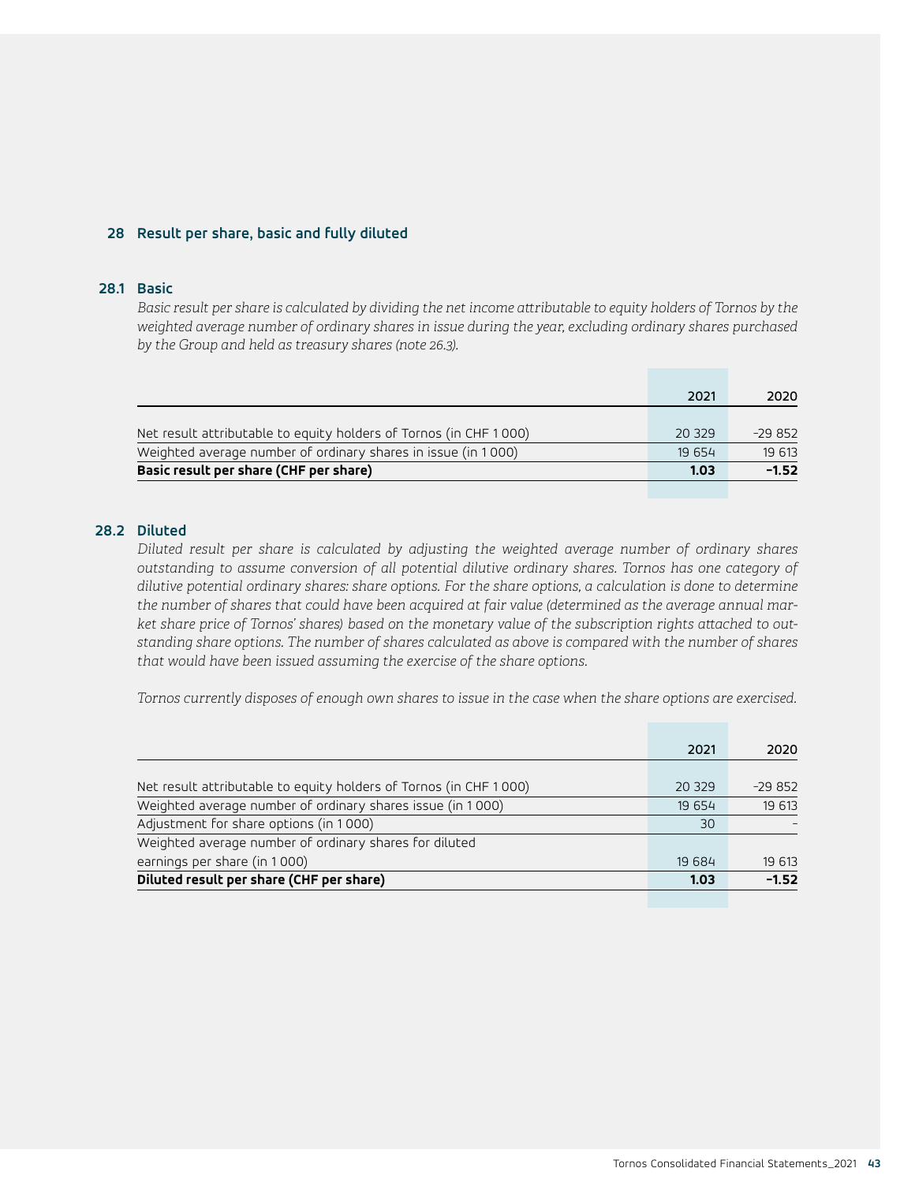## 28 Result per share, basic and fully diluted

### 28.1 Basic

*Basic result per share is calculated by dividing the net income attributable to equity holders of Tornos by the weighted average number of ordinary shares in issue during the year, excluding ordinary shares purchased by the Group and held as treasury shares (note 26.3).*

| | 2021 | 2020 |
|---|---|---|
| Net result attributable to equity holders of Tornos (in CHF 1 000) | 20 329 | –29 852 |
| Weighted average number of ordinary shares in issue (in 1 000) | 19 654 | 19 613 |
| **Basic result per share (CHF per share)** | **1.03** | **–1.52** |

### 28.2 Diluted

*Diluted result per share is calculated by adjusting the weighted average number of ordinary shares outstanding to assume conversion of all potential dilutive ordinary shares. Tornos has one category of dilutive potential ordinary shares: share options. For the share options, a calculation is done to determine the number of shares that could have been acquired at fair value (determined as the average annual market share price of Tornos' shares) based on the monetary value of the subscription rights attached to outstanding share options. The number of shares calculated as above is compared with the number of shares that would have been issued assuming the exercise of the share options.*

*Tornos currently disposes of enough own shares to issue in the case when the share options are exercised.*

| | 2021 | 2020 |
|---|---|---|
| Net result attributable to equity holders of Tornos (in CHF 1 000) | 20 329 | –29 852 |
| Weighted average number of ordinary shares issue (in 1 000) | 19 654 | 19 613 |
| Adjustment for share options (in 1 000) | 30 | – |
| Weighted average number of ordinary shares for diluted earnings per share (in 1 000) | 19 684 | 19 613 |
| **Diluted result per share (CHF per share)** | **1.03** | **–1.52** |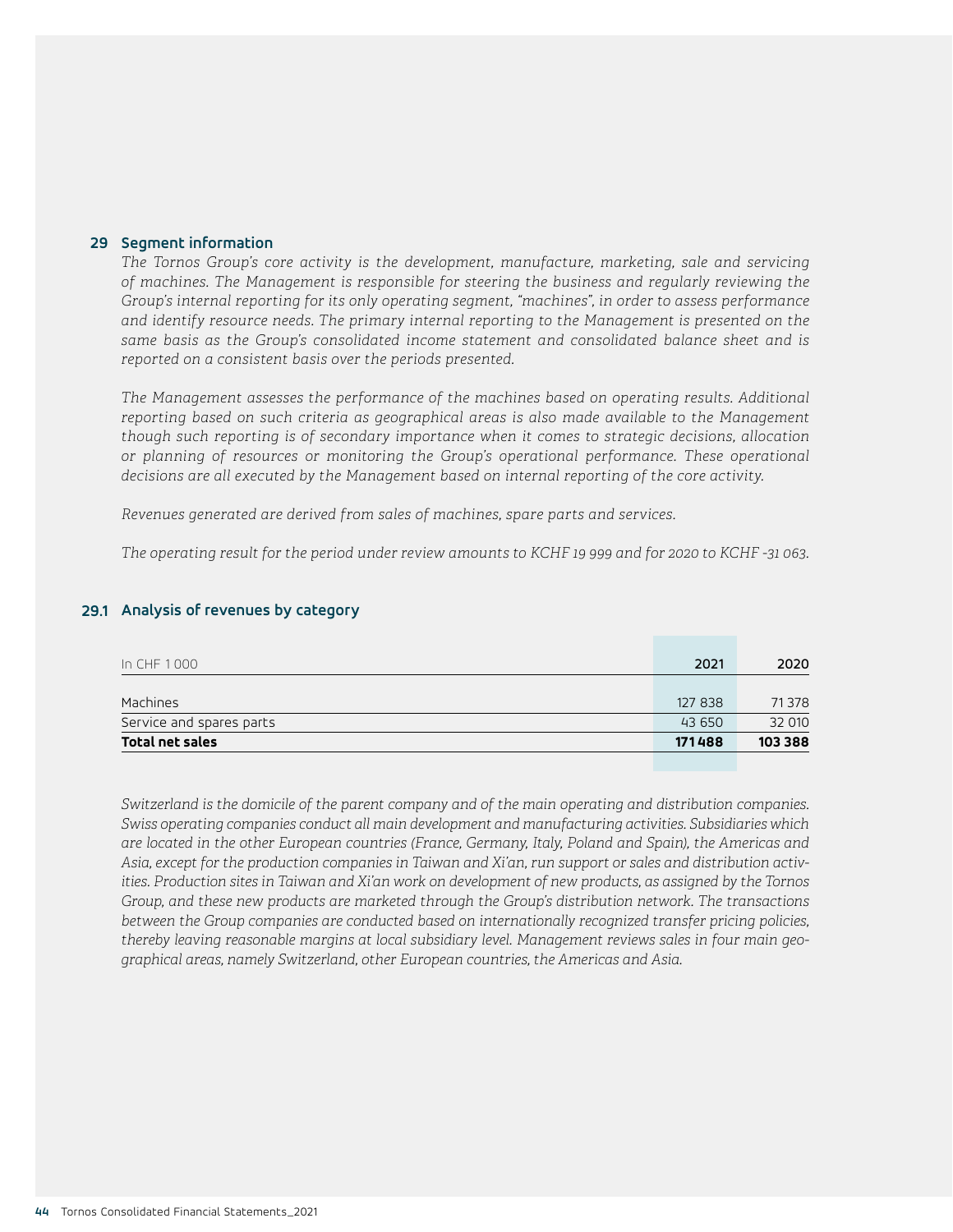## 29 Segment information

*The Tornos Group's core activity is the development, manufacture, marketing, sale and servicing of machines. The Management is responsible for steering the business and regularly reviewing the Group's internal reporting for its only operating segment, "machines", in order to assess performance and identify resource needs. The primary internal reporting to the Management is presented on the same basis as the Group's consolidated income statement and consolidated balance sheet and is reported on a consistent basis over the periods presented.*

*The Management assesses the performance of the machines based on operating results. Additional reporting based on such criteria as geographical areas is also made available to the Management though such reporting is of secondary importance when it comes to strategic decisions, allocation or planning of resources or monitoring the Group's operational performance. These operational decisions are all executed by the Management based on internal reporting of the core activity.*

*Revenues generated are derived from sales of machines, spare parts and services.*

*The operating result for the period under review amounts to KCHF 19 999 and for 2020 to KCHF -31 063.*

### 29.1 Analysis of revenues by category

| In CHF 1 000 | 2021 | 2020 |
|---|---|---|
| Machines | 127 838 | 71 378 |
| Service and spares parts | 43 650 | 32 010 |
| **Total net sales** | **171 488** | **103 388** |

*Switzerland is the domicile of the parent company and of the main operating and distribution companies. Swiss operating companies conduct all main development and manufacturing activities. Subsidiaries which are located in the other European countries (France, Germany, Italy, Poland and Spain), the Americas and Asia, except for the production companies in Taiwan and Xi'an, run support or sales and distribution activities. Production sites in Taiwan and Xi'an work on development of new products, as assigned by the Tornos Group, and these new products are marketed through the Group's distribution network. The transactions between the Group companies are conducted based on internationally recognized transfer pricing policies, thereby leaving reasonable margins at local subsidiary level. Management reviews sales in four main geographical areas, namely Switzerland, other European countries, the Americas and Asia.*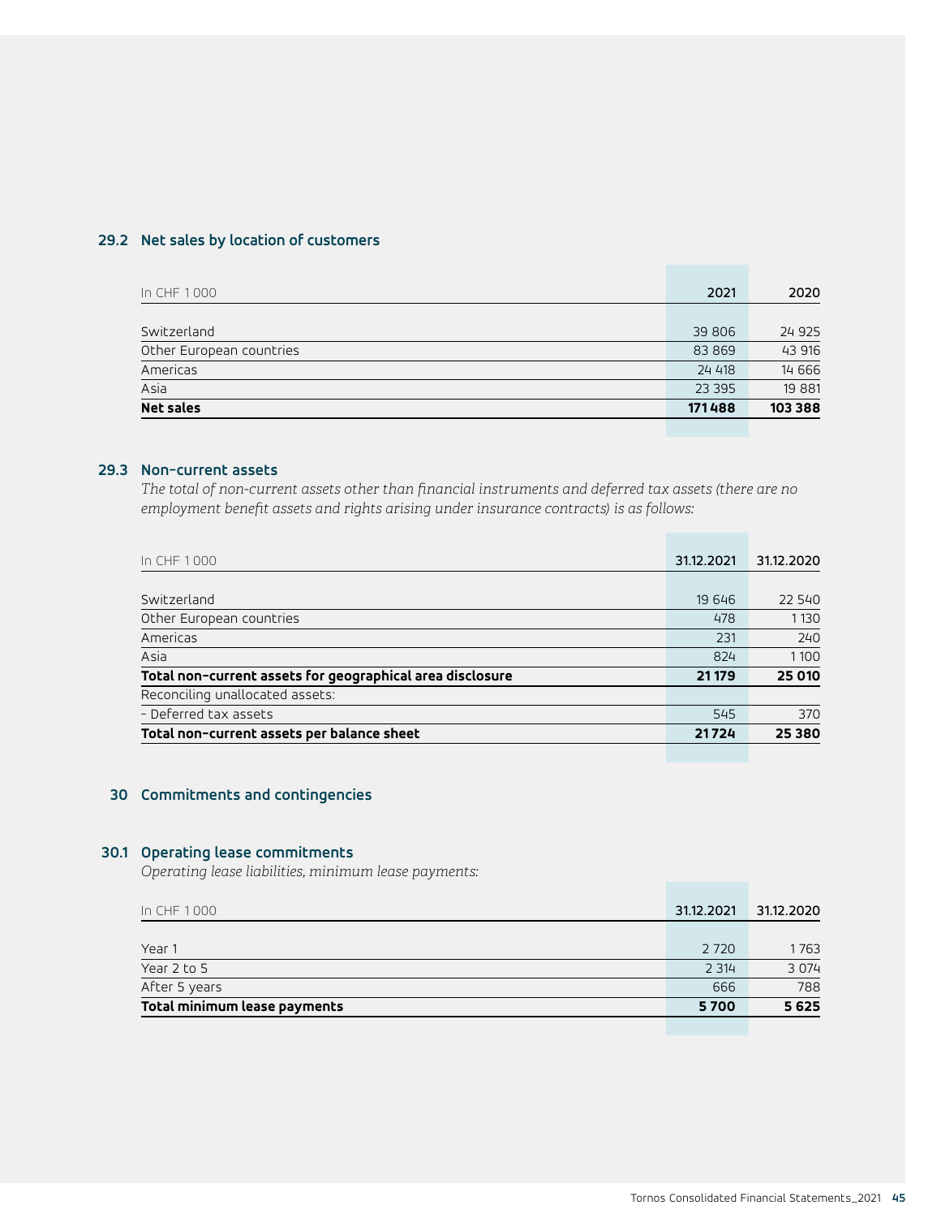### 29.2 Net sales by location of customers

| In CHF 1 000 | 2021 | 2020 |
|---|---|---|
| Switzerland | 39 806 | 24 925 |
| Other European countries | 83 869 | 43 916 |
| Americas | 24 418 | 14 666 |
| Asia | 23 395 | 19 881 |
| **Net sales** | **171 488** | **103 388** |

### 29.3 Non-current assets

*The total of non-current assets other than financial instruments and deferred tax assets (there are no employment benefit assets and rights arising under insurance contracts) is as follows:*

| In CHF 1 000 | 31.12.2021 | 31.12.2020 |
|---|---|---|
| Switzerland | 19 646 | 22 540 |
| Other European countries | 478 | 1 130 |
| Americas | 231 | 240 |
| Asia | 824 | 1 100 |
| **Total non-current assets for geographical area disclosure** | **21 179** | **25 010** |
| Reconciling unallocated assets: | | |
| - Deferred tax assets | 545 | 370 |
| **Total non-current assets per balance sheet** | **21 724** | **25 380** |

## 30 Commitments and contingencies

### 30.1 Operating lease commitments

*Operating lease liabilities, minimum lease payments:*

| In CHF 1 000 | 31.12.2021 | 31.12.2020 |
|---|---|---|
| Year 1 | 2 720 | 1 763 |
| Year 2 to 5 | 2 314 | 3 074 |
| After 5 years | 666 | 788 |
| **Total minimum lease payments** | **5 700** | **5 625** |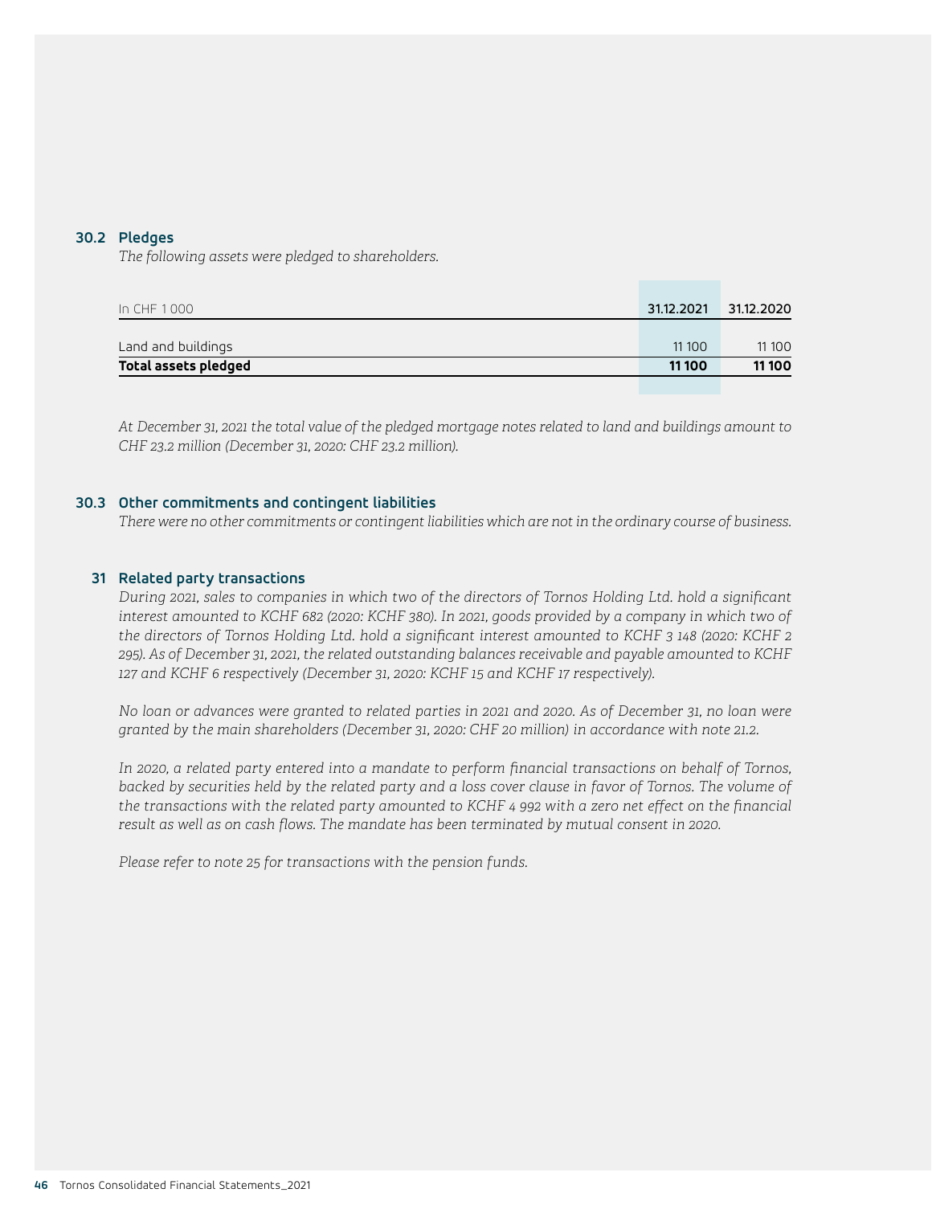### 30.2 Pledges

*The following assets were pledged to shareholders.*

| In CHF 1 000 | 31.12.2021 | 31.12.2020 |
|---|---|---|
| Land and buildings | 11 100 | 11 100 |
| **Total assets pledged** | **11 100** | **11 100** |

*At December 31, 2021 the total value of the pledged mortgage notes related to land and buildings amount to CHF 23.2 million (December 31, 2020: CHF 23.2 million).*

### 30.3 Other commitments and contingent liabilities

*There were no other commitments or contingent liabilities which are not in the ordinary course of business.*

## 31 Related party transactions

*During 2021, sales to companies in which two of the directors of Tornos Holding Ltd. hold a significant interest amounted to KCHF 682 (2020: KCHF 380). In 2021, goods provided by a company in which two of the directors of Tornos Holding Ltd. hold a significant interest amounted to KCHF 3 148 (2020: KCHF 2 295). As of December 31, 2021, the related outstanding balances receivable and payable amounted to KCHF 127 and KCHF 6 respectively (December 31, 2020: KCHF 15 and KCHF 17 respectively).*

*No loan or advances were granted to related parties in 2021 and 2020. As of December 31, no loan were granted by the main shareholders (December 31, 2020: CHF 20 million) in accordance with note 21.2.*

*In 2020, a related party entered into a mandate to perform financial transactions on behalf of Tornos, backed by securities held by the related party and a loss cover clause in favor of Tornos. The volume of the transactions with the related party amounted to KCHF 4 992 with a zero net effect on the financial result as well as on cash flows. The mandate has been terminated by mutual consent in 2020.*

*Please refer to note 25 for transactions with the pension funds.*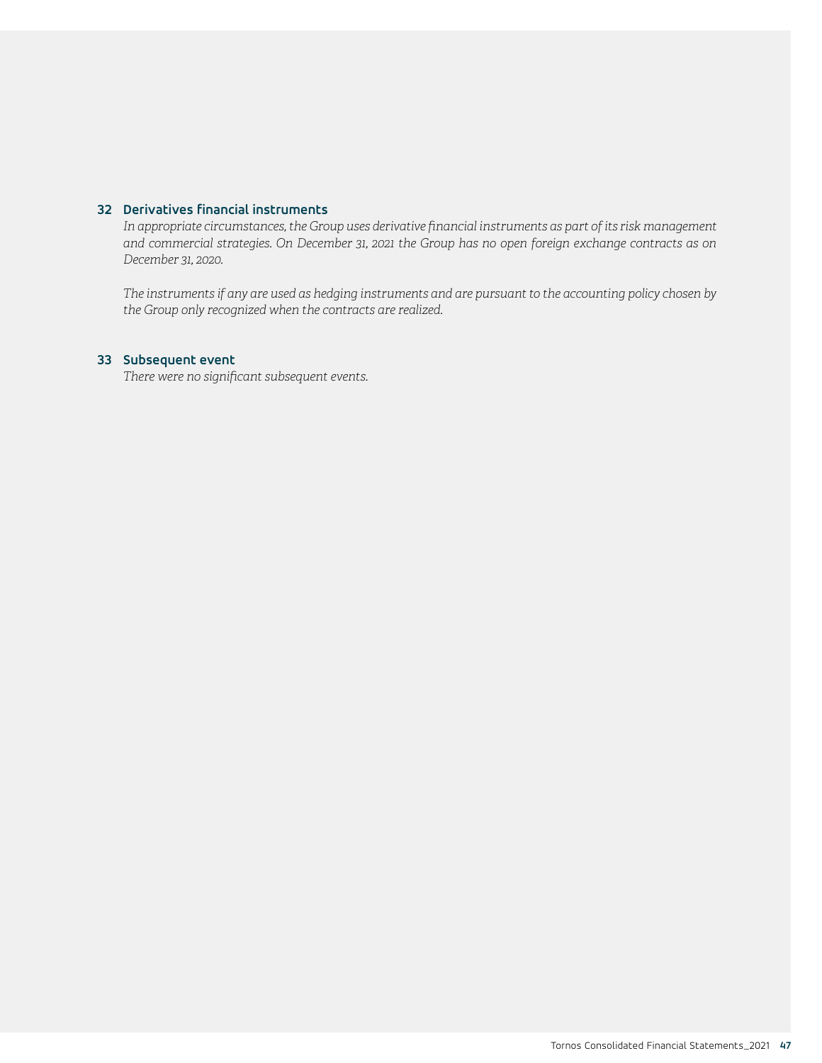## 32 Derivatives financial instruments

*In appropriate circumstances, the Group uses derivative financial instruments as part of its risk management and commercial strategies. On December 31, 2021 the Group has no open foreign exchange contracts as on December 31, 2020.*

*The instruments if any are used as hedging instruments and are pursuant to the accounting policy chosen by the Group only recognized when the contracts are realized.*

## 33 Subsequent event

*There were no significant subsequent events.*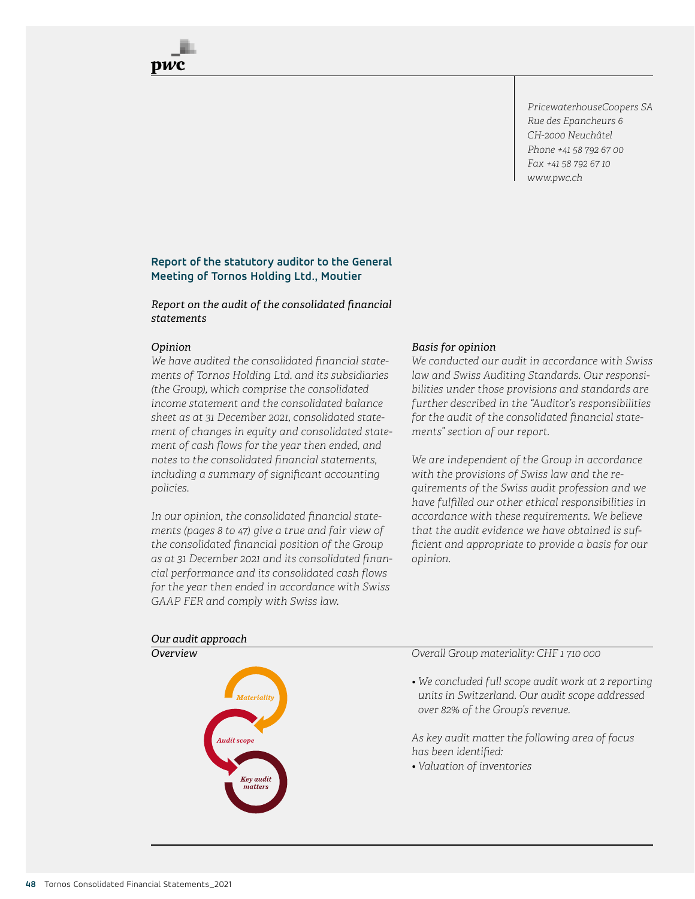pwc

*PricewaterhouseCoopers SA*
*Rue des Epancheurs 6*
*CH-2000 Neuchâtel*
*Phone +41 58 792 67 00*
*Fax +41 58 792 67 10*
*www.pwc.ch*

## Report of the statutory auditor to the General Meeting of Tornos Holding Ltd., Moutier

### *Report on the audit of the consolidated financial statements*

*Opinion*

*We have audited the consolidated financial statements of Tornos Holding Ltd. and its subsidiaries (the Group), which comprise the consolidated income statement and the consolidated balance sheet as at 31 December 2021, consolidated statement of changes in equity and consolidated statement of cash flows for the year then ended, and notes to the consolidated financial statements, including a summary of significant accounting policies.*

*In our opinion, the consolidated financial statements (pages 8 to 47) give a true and fair view of the consolidated financial position of the Group as at 31 December 2021 and its consolidated financial performance and its consolidated cash flows for the year then ended in accordance with Swiss GAAP FER and comply with Swiss law.*

*Basis for opinion*

*We conducted our audit in accordance with Swiss law and Swiss Auditing Standards. Our responsibilities under those provisions and standards are further described in the "Auditor's responsibilities for the audit of the consolidated financial statements" section of our report.*

*We are independent of the Group in accordance with the provisions of Swiss law and the requirements of the Swiss audit profession and we have fulfilled our other ethical responsibilities in accordance with these requirements. We believe that the audit evidence we have obtained is sufficient and appropriate to provide a basis for our opinion.*

*Our audit approach*

*Overview*

*Materiality*

*Audit scope*

*Key audit matters*

*Overall Group materiality: CHF 1 710 000*

- *We concluded full scope audit work at 2 reporting units in Switzerland. Our audit scope addressed over 82% of the Group's revenue.*

*As key audit matter the following area of focus has been identified:*

- *Valuation of inventories*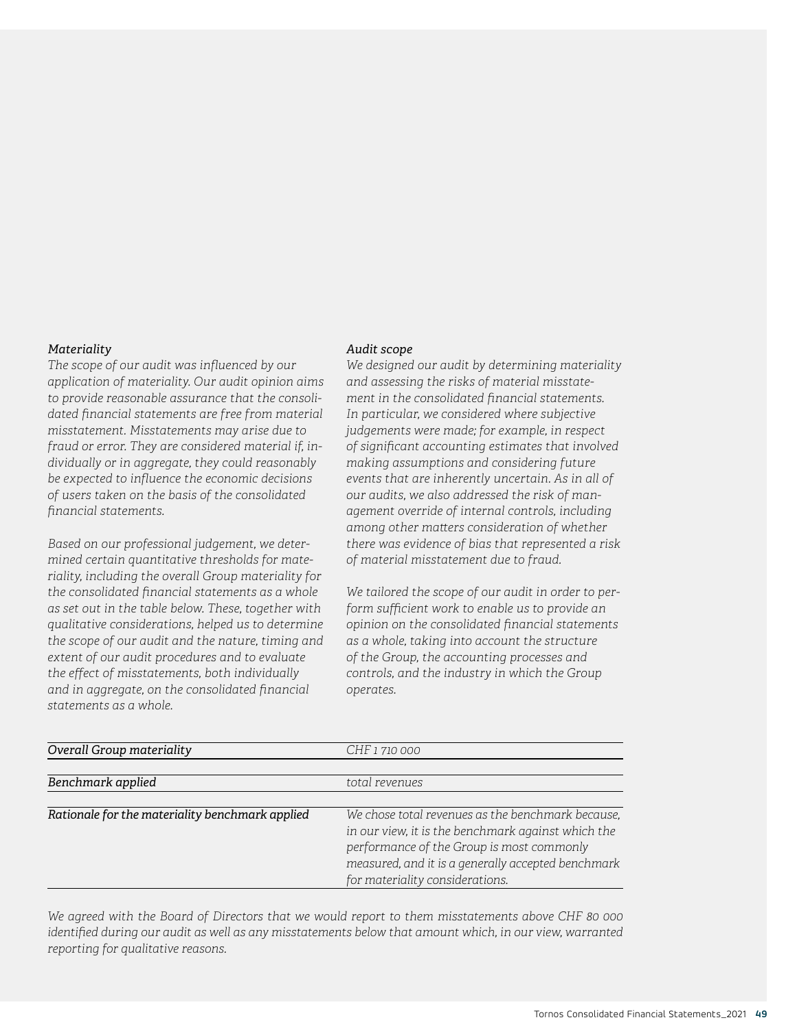*Materiality*

*The scope of our audit was influenced by our application of materiality. Our audit opinion aims to provide reasonable assurance that the consolidated financial statements are free from material misstatement. Misstatements may arise due to fraud or error. They are considered material if, individually or in aggregate, they could reasonably be expected to influence the economic decisions of users taken on the basis of the consolidated financial statements.*

*Based on our professional judgement, we determined certain quantitative thresholds for materiality, including the overall Group materiality for the consolidated financial statements as a whole as set out in the table below. These, together with qualitative considerations, helped us to determine the scope of our audit and the nature, timing and extent of our audit procedures and to evaluate the effect of misstatements, both individually and in aggregate, on the consolidated financial statements as a whole.*

*Audit scope*

*We designed our audit by determining materiality and assessing the risks of material misstatement in the consolidated financial statements. In particular, we considered where subjective judgements were made; for example, in respect of significant accounting estimates that involved making assumptions and considering future events that are inherently uncertain. As in all of our audits, we also addressed the risk of management override of internal controls, including among other matters consideration of whether there was evidence of bias that represented a risk of material misstatement due to fraud.*

*We tailored the scope of our audit in order to perform sufficient work to enable us to provide an opinion on the consolidated financial statements as a whole, taking into account the structure of the Group, the accounting processes and controls, and the industry in which the Group operates.*

| | |
|---|---|
| *Overall Group materiality* | *CHF 1 710 000* |
| *Benchmark applied* | *total revenues* |
| *Rationale for the materiality benchmark applied* | *We chose total revenues as the benchmark because, in our view, it is the benchmark against which the performance of the Group is most commonly measured, and it is a generally accepted benchmark for materiality considerations.* |

*We agreed with the Board of Directors that we would report to them misstatements above CHF 80 000 identified during our audit as well as any misstatements below that amount which, in our view, warranted reporting for qualitative reasons.*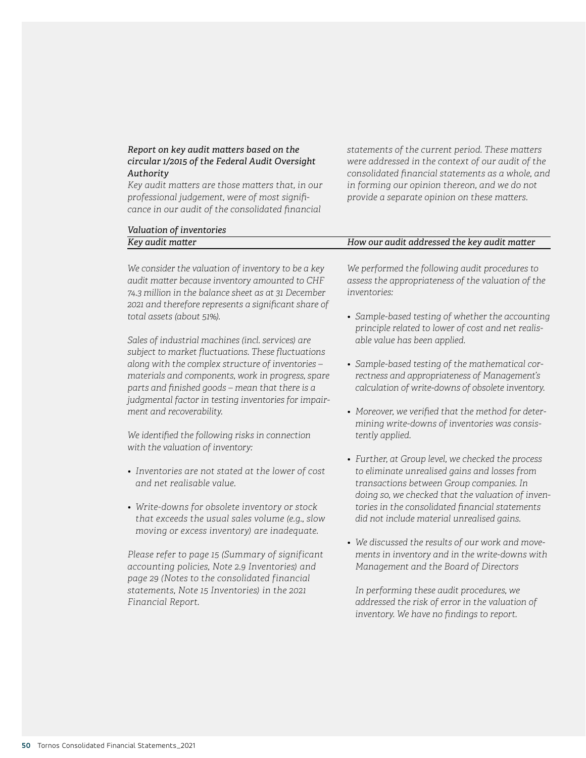*Report on key audit matters based on the circular 1/2015 of the Federal Audit Oversight Authority*

*Key audit matters are those matters that, in our professional judgement, were of most significance in our audit of the consolidated financial statements of the current period. These matters were addressed in the context of our audit of the consolidated financial statements as a whole, and in forming our opinion thereon, and we do not provide a separate opinion on these matters.*

*Valuation of inventories*

| *Key audit matter* | *How our audit addressed the key audit matter* |
|---|---|
| *We consider the valuation of inventory to be a key audit matter because inventory amounted to CHF 74.3 million in the balance sheet as at 31 December 2021 and therefore represents a significant share of total assets (about 51%).*<br><br>*Sales of industrial machines (incl. services) are subject to market fluctuations. These fluctuations along with the complex structure of inventories – materials and components, work in progress, spare parts and finished goods – mean that there is a judgmental factor in testing inventories for impairment and recoverability.*<br><br>*We identified the following risks in connection with the valuation of inventory:*<br><br>• *Inventories are not stated at the lower of cost and net realisable value.*<br><br>• *Write-downs for obsolete inventory or stock that exceeds the usual sales volume (e.g., slow moving or excess inventory) are inadequate.*<br><br>*Please refer to page 15 (Summary of significant accounting policies, Note 2.9 Inventories) and page 29 (Notes to the consolidated financial statements, Note 15 Inventories) in the 2021 Financial Report.* | *We performed the following audit procedures to assess the appropriateness of the valuation of the inventories:*<br><br>• *Sample-based testing of whether the accounting principle related to lower of cost and net realisable value has been applied.*<br><br>• *Sample-based testing of the mathematical correctness and appropriateness of Management's calculation of write-downs of obsolete inventory.*<br><br>• *Moreover, we verified that the method for determining write-downs of inventories was consistently applied.*<br><br>• *Further, at Group level, we checked the process to eliminate unrealised gains and losses from transactions between Group companies. In doing so, we checked that the valuation of inventories in the consolidated financial statements did not include material unrealised gains.*<br><br>• *We discussed the results of our work and movements in inventory and in the write-downs with Management and the Board of Directors*<br><br>*In performing these audit procedures, we addressed the risk of error in the valuation of inventory. We have no findings to report.* |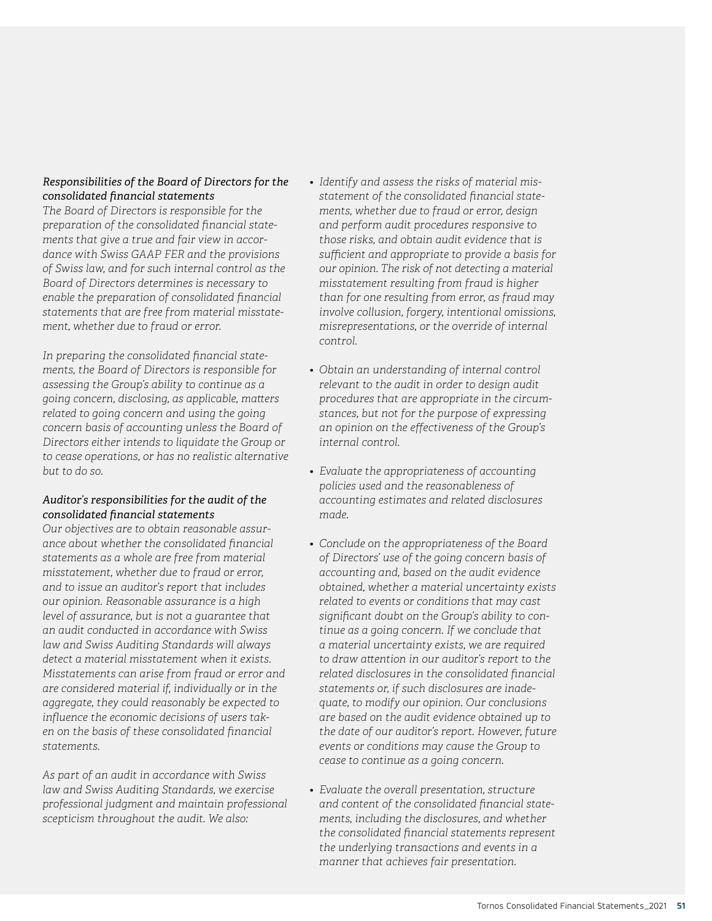*Responsibilities of the Board of Directors for the consolidated financial statements*

*The Board of Directors is responsible for the preparation of the consolidated financial statements that give a true and fair view in accordance with Swiss GAAP FER and the provisions of Swiss law, and for such internal control as the Board of Directors determines is necessary to enable the preparation of consolidated financial statements that are free from material misstatement, whether due to fraud or error.*

*In preparing the consolidated financial statements, the Board of Directors is responsible for assessing the Group's ability to continue as a going concern, disclosing, as applicable, matters related to going concern and using the going concern basis of accounting unless the Board of Directors either intends to liquidate the Group or to cease operations, or has no realistic alternative but to do so.*

*Auditor's responsibilities for the audit of the consolidated financial statements*

*Our objectives are to obtain reasonable assurance about whether the consolidated financial statements as a whole are free from material misstatement, whether due to fraud or error, and to issue an auditor's report that includes our opinion. Reasonable assurance is a high level of assurance, but is not a guarantee that an audit conducted in accordance with Swiss law and Swiss Auditing Standards will always detect a material misstatement when it exists. Misstatements can arise from fraud or error and are considered material if, individually or in the aggregate, they could reasonably be expected to influence the economic decisions of users taken on the basis of these consolidated financial statements.*

*As part of an audit in accordance with Swiss law and Swiss Auditing Standards, we exercise professional judgment and maintain professional scepticism throughout the audit. We also:*

- *Identify and assess the risks of material misstatement of the consolidated financial statements, whether due to fraud or error, design and perform audit procedures responsive to those risks, and obtain audit evidence that is sufficient and appropriate to provide a basis for our opinion. The risk of not detecting a material misstatement resulting from fraud is higher than for one resulting from error, as fraud may involve collusion, forgery, intentional omissions, misrepresentations, or the override of internal control.*

- *Obtain an understanding of internal control relevant to the audit in order to design audit procedures that are appropriate in the circumstances, but not for the purpose of expressing an opinion on the effectiveness of the Group's internal control.*

- *Evaluate the appropriateness of accounting policies used and the reasonableness of accounting estimates and related disclosures made.*

- *Conclude on the appropriateness of the Board of Directors' use of the going concern basis of accounting and, based on the audit evidence obtained, whether a material uncertainty exists related to events or conditions that may cast significant doubt on the Group's ability to continue as a going concern. If we conclude that a material uncertainty exists, we are required to draw attention in our auditor's report to the related disclosures in the consolidated financial statements or, if such disclosures are inadequate, to modify our opinion. Our conclusions are based on the audit evidence obtained up to the date of our auditor's report. However, future events or conditions may cause the Group to cease to continue as a going concern.*

- *Evaluate the overall presentation, structure and content of the consolidated financial statements, including the disclosures, and whether the consolidated financial statements represent the underlying transactions and events in a manner that achieves fair presentation.*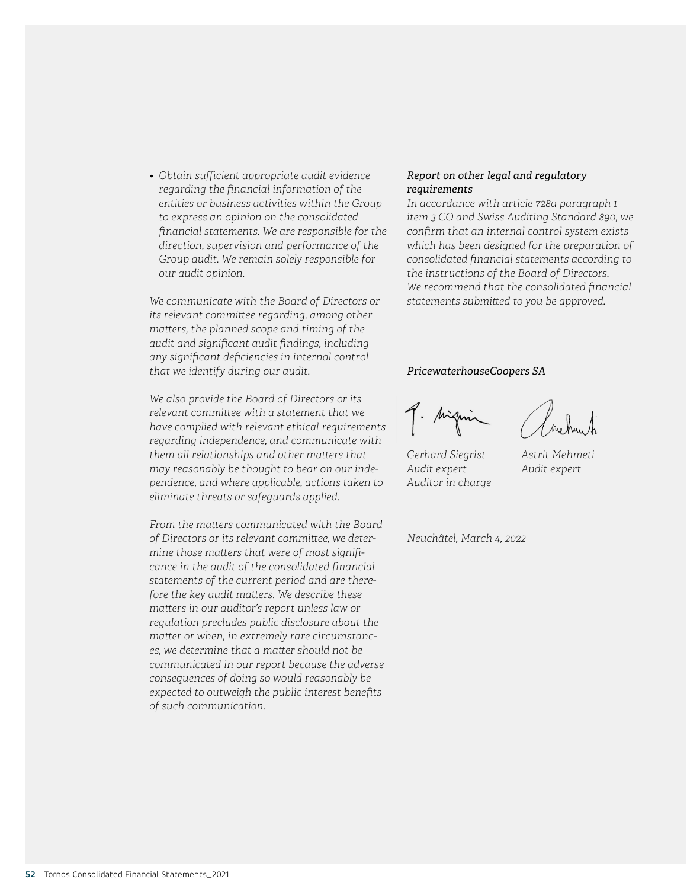- *Obtain sufficient appropriate audit evidence regarding the financial information of the entities or business activities within the Group to express an opinion on the consolidated financial statements. We are responsible for the direction, supervision and performance of the Group audit. We remain solely responsible for our audit opinion.*

*We communicate with the Board of Directors or its relevant committee regarding, among other matters, the planned scope and timing of the audit and significant audit findings, including any significant deficiencies in internal control that we identify during our audit.*

*We also provide the Board of Directors or its relevant committee with a statement that we have complied with relevant ethical requirements regarding independence, and communicate with them all relationships and other matters that may reasonably be thought to bear on our independence, and where applicable, actions taken to eliminate threats or safeguards applied.*

*From the matters communicated with the Board of Directors or its relevant committee, we determine those matters that were of most significance in the audit of the consolidated financial statements of the current period and are therefore the key audit matters. We describe these matters in our auditor's report unless law or regulation precludes public disclosure about the matter or when, in extremely rare circumstances, we determine that a matter should not be communicated in our report because the adverse consequences of doing so would reasonably be expected to outweigh the public interest benefits of such communication.*

### *Report on other legal and regulatory requirements*

*In accordance with article 728a paragraph 1 item 3 CO and Swiss Auditing Standard 890, we confirm that an internal control system exists which has been designed for the preparation of consolidated financial statements according to the instructions of the Board of Directors.*
*We recommend that the consolidated financial statements submitted to you be approved.*

*PricewaterhouseCoopers SA*

| | |
|---|---|
| *Gerhard Siegrist* | *Astrit Mehmeti* |
| *Audit expert* | *Audit expert* |
| *Auditor in charge* | |

*Neuchâtel, March 4, 2022*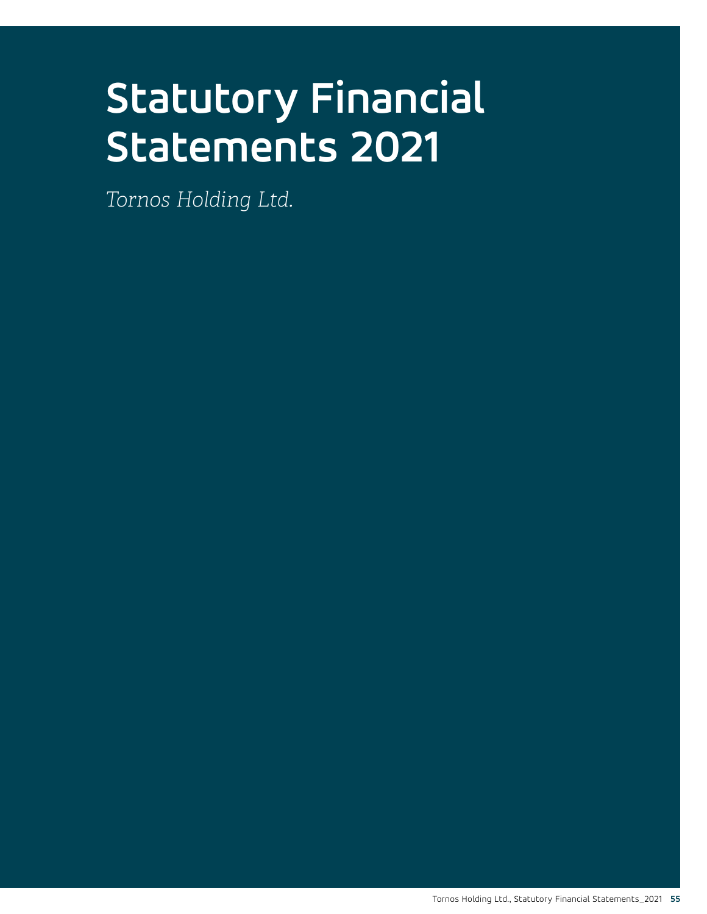# Statutory Financial Statements 2021

*Tornos Holding Ltd.*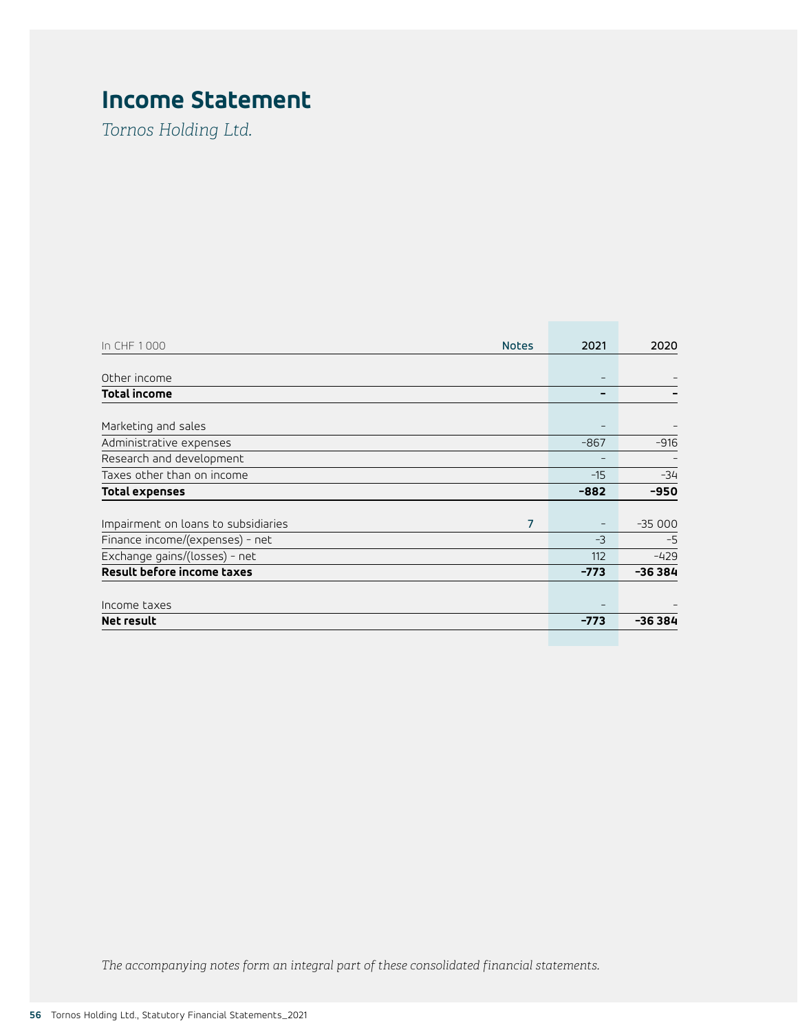# Income Statement

*Tornos Holding Ltd.*

| In CHF 1 000 | Notes | 2021 | 2020 |
|---|---|---|---|
| Other income | | – | – |
| **Total income** | | **–** | **–** |
| Marketing and sales | | – | – |
| Administrative expenses | | –867 | –916 |
| Research and development | | – | – |
| Taxes other than on income | | –15 | –34 |
| **Total expenses** | | **–882** | **–950** |
| Impairment on loans to subsidiaries | 7 | – | –35 000 |
| Finance income/(expenses) - net | | –3 | –5 |
| Exchange gains/(losses) - net | | 112 | –429 |
| **Result before income taxes** | | **–773** | **–36 384** |
| Income taxes | | – | – |
| **Net result** | | **–773** | **–36 384** |

*The accompanying notes form an integral part of these consolidated financial statements.*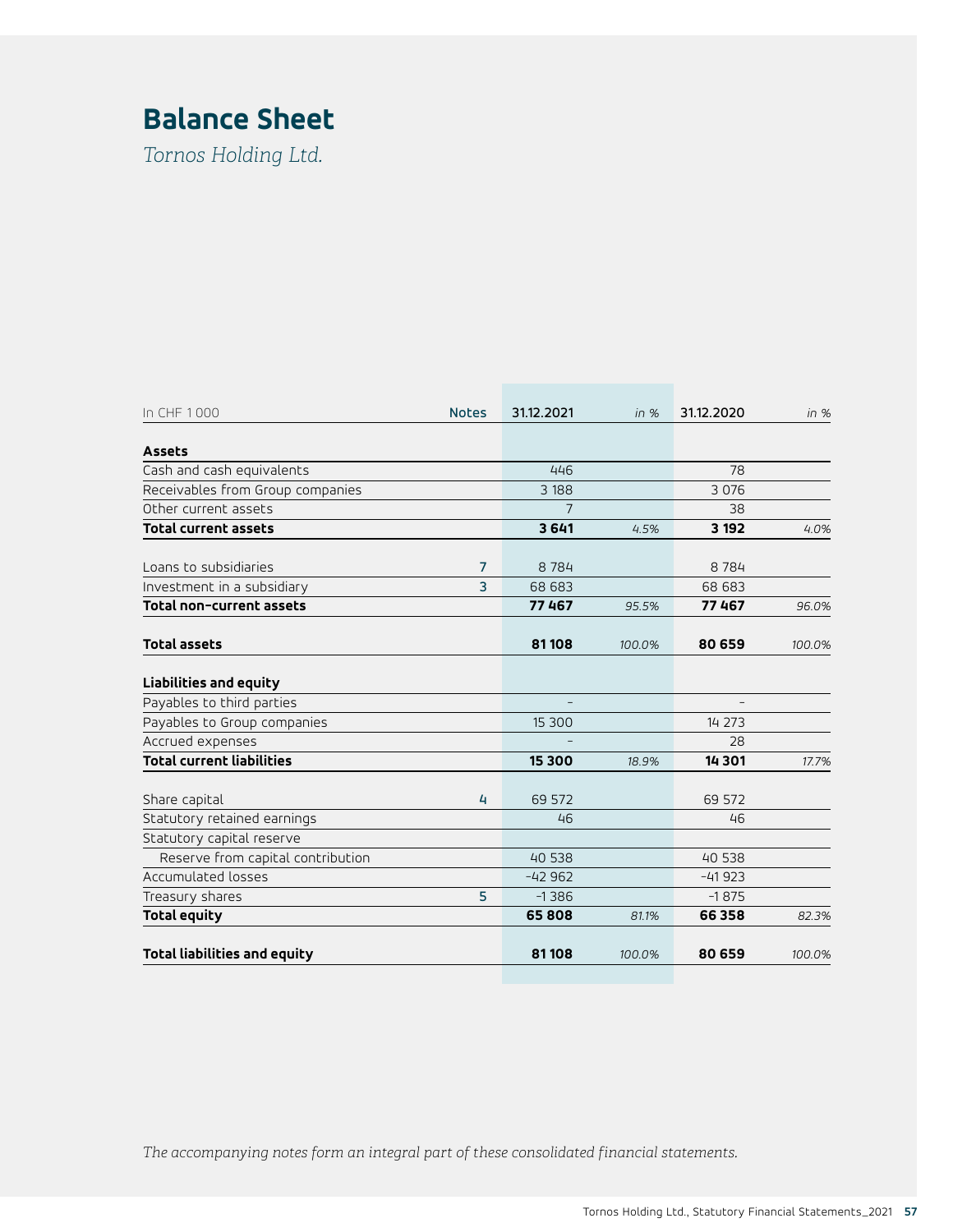# Balance Sheet

*Tornos Holding Ltd.*

| In CHF 1 000 | Notes | 31.12.2021 | in % | 31.12.2020 | in % |
|---|---|---|---|---|---|
| **Assets** | | | | | |
| Cash and cash equivalents | | 446 | | 78 | |
| Receivables from Group companies | | 3 188 | | 3 076 | |
| Other current assets | | 7 | | 38 | |
| **Total current assets** | | **3 641** | *4.5%* | **3 192** | *4.0%* |
| Loans to subsidiaries | 7 | 8 784 | | 8 784 | |
| Investment in a subsidiary | 3 | 68 683 | | 68 683 | |
| **Total non-current assets** | | **77 467** | *95.5%* | **77 467** | *96.0%* |
| **Total assets** | | **81 108** | *100.0%* | **80 659** | *100.0%* |
| **Liabilities and equity** | | | | | |
| Payables to third parties | | – | | – | |
| Payables to Group companies | | 15 300 | | 14 273 | |
| Accrued expenses | | – | | 28 | |
| **Total current liabilities** | | **15 300** | *18.9%* | **14 301** | *17.7%* |
| Share capital | 4 | 69 572 | | 69 572 | |
| Statutory retained earnings | | 46 | | 46 | |
| Statutory capital reserve | | | | | |
| Reserve from capital contribution | | 40 538 | | 40 538 | |
| Accumulated losses | | -42 962 | | -41 923 | |
| Treasury shares | 5 | -1 386 | | -1 875 | |
| **Total equity** | | **65 808** | *81.1%* | **66 358** | *82.3%* |
| **Total liabilities and equity** | | **81 108** | *100.0%* | **80 659** | *100.0%* |

*The accompanying notes form an integral part of these consolidated financial statements.*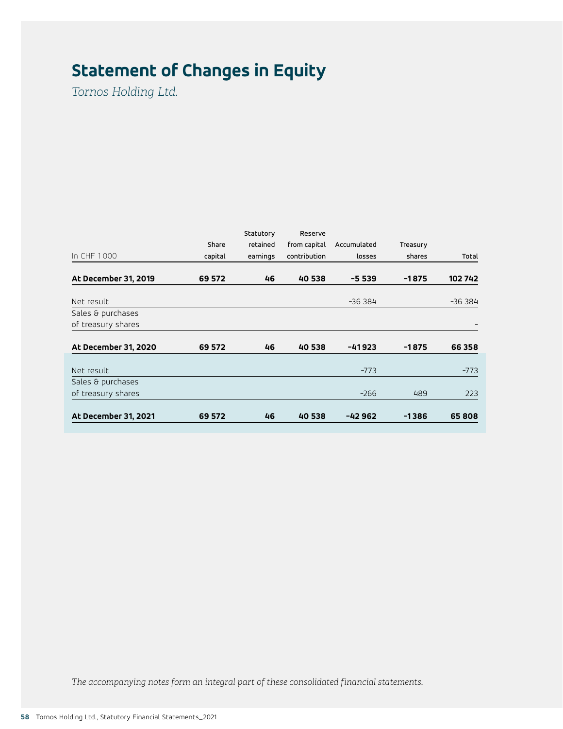# Statement of Changes in Equity

*Tornos Holding Ltd.*

| In CHF 1 000 | Share capital | Statutory retained earnings | Reserve from capital contribution | Accumulated losses | Treasury shares | Total |
|---|---|---|---|---|---|---|
| **At December 31, 2019** | **69 572** | **46** | **40 538** | **–5 539** | **–1 875** | **102 742** |
| Net result | | | | –36 384 | | –36 384 |
| Sales & purchases of treasury shares | | | | | | – |
| **At December 31, 2020** | **69 572** | **46** | **40 538** | **–41 923** | **–1 875** | **66 358** |
| Net result | | | | –773 | | –773 |
| Sales & purchases of treasury shares | | | | –266 | 489 | 223 |
| **At December 31, 2021** | **69 572** | **46** | **40 538** | **–42 962** | **–1 386** | **65 808** |

*The accompanying notes form an integral part of these consolidated financial statements.*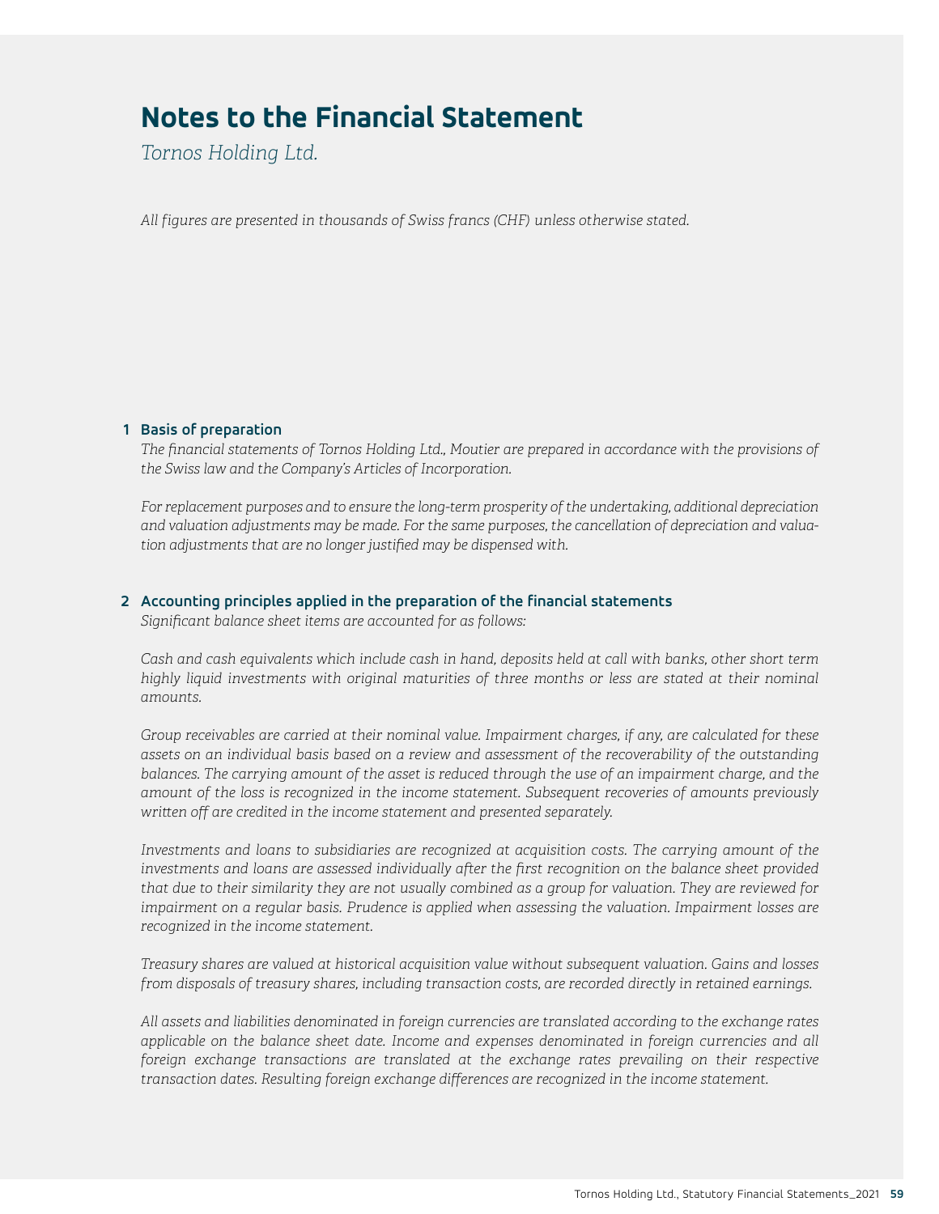# Notes to the Financial Statement

*Tornos Holding Ltd.*

*All figures are presented in thousands of Swiss francs (CHF) unless otherwise stated.*

## 1 Basis of preparation

*The financial statements of Tornos Holding Ltd., Moutier are prepared in accordance with the provisions of the Swiss law and the Company's Articles of Incorporation.*

*For replacement purposes and to ensure the long-term prosperity of the undertaking, additional depreciation and valuation adjustments may be made. For the same purposes, the cancellation of depreciation and valuation adjustments that are no longer justified may be dispensed with.*

## 2 Accounting principles applied in the preparation of the financial statements

*Significant balance sheet items are accounted for as follows:*

*Cash and cash equivalents which include cash in hand, deposits held at call with banks, other short term highly liquid investments with original maturities of three months or less are stated at their nominal amounts.*

*Group receivables are carried at their nominal value. Impairment charges, if any, are calculated for these assets on an individual basis based on a review and assessment of the recoverability of the outstanding balances. The carrying amount of the asset is reduced through the use of an impairment charge, and the amount of the loss is recognized in the income statement. Subsequent recoveries of amounts previously written off are credited in the income statement and presented separately.*

*Investments and loans to subsidiaries are recognized at acquisition costs. The carrying amount of the investments and loans are assessed individually after the first recognition on the balance sheet provided that due to their similarity they are not usually combined as a group for valuation. They are reviewed for impairment on a regular basis. Prudence is applied when assessing the valuation. Impairment losses are recognized in the income statement.*

*Treasury shares are valued at historical acquisition value without subsequent valuation. Gains and losses from disposals of treasury shares, including transaction costs, are recorded directly in retained earnings.*

*All assets and liabilities denominated in foreign currencies are translated according to the exchange rates applicable on the balance sheet date. Income and expenses denominated in foreign currencies and all foreign exchange transactions are translated at the exchange rates prevailing on their respective transaction dates. Resulting foreign exchange differences are recognized in the income statement.*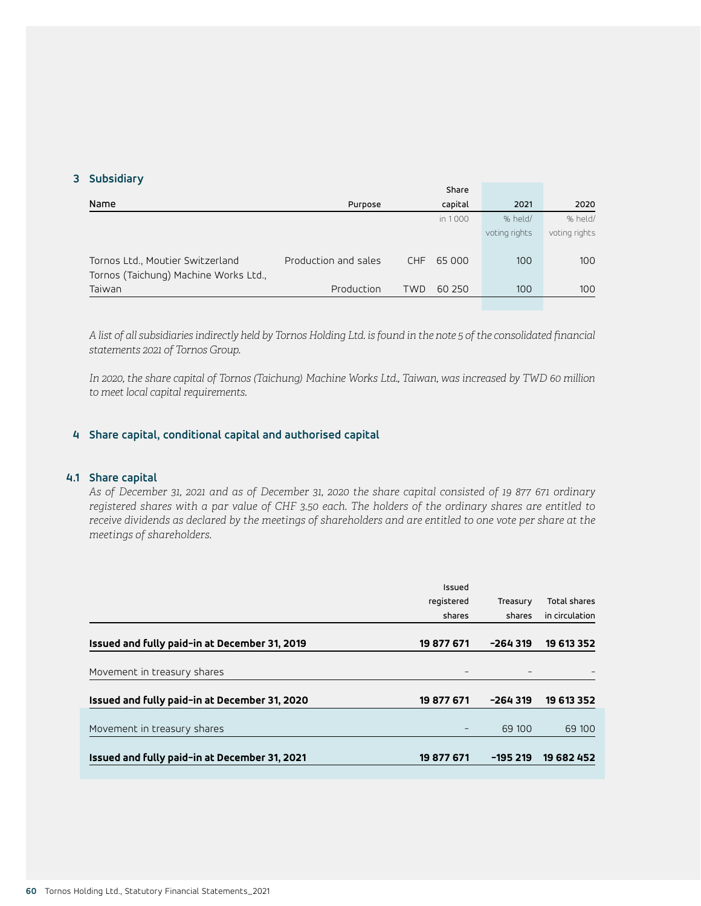## 3 Subsidiary

| Name | Purpose | | Share capital | 2021 | 2020 |
|---|---|---|---|---|---|
| | | | in 1 000 | % held/ voting rights | % held/ voting rights |
| Tornos Ltd., Moutier Switzerland | Production and sales | CHF | 65 000 | 100 | 100 |
| Tornos (Taichung) Machine Works Ltd., Taiwan | Production | TWD | 60 250 | 100 | 100 |

*A list of all subsidiaries indirectly held by Tornos Holding Ltd. is found in the note 5 of the consolidated financial statements 2021 of Tornos Group.*

*In 2020, the share capital of Tornos (Taichung) Machine Works Ltd., Taiwan, was increased by TWD 60 million to meet local capital requirements.*

## 4 Share capital, conditional capital and authorised capital

### 4.1 Share capital

*As of December 31, 2021 and as of December 31, 2020 the share capital consisted of 19 877 671 ordinary registered shares with a par value of CHF 3.50 each. The holders of the ordinary shares are entitled to receive dividends as declared by the meetings of shareholders and are entitled to one vote per share at the meetings of shareholders.*

| | Issued registered shares | Treasury shares | Total shares in circulation |
|---|---|---|---|
| **Issued and fully paid-in at December 31, 2019** | **19 877 671** | **-264 319** | **19 613 352** |
| Movement in treasury shares | – | – | – |
| **Issued and fully paid-in at December 31, 2020** | **19 877 671** | **-264 319** | **19 613 352** |
| Movement in treasury shares | – | 69 100 | 69 100 |
| **Issued and fully paid-in at December 31, 2021** | **19 877 671** | **-195 219** | **19 682 452** |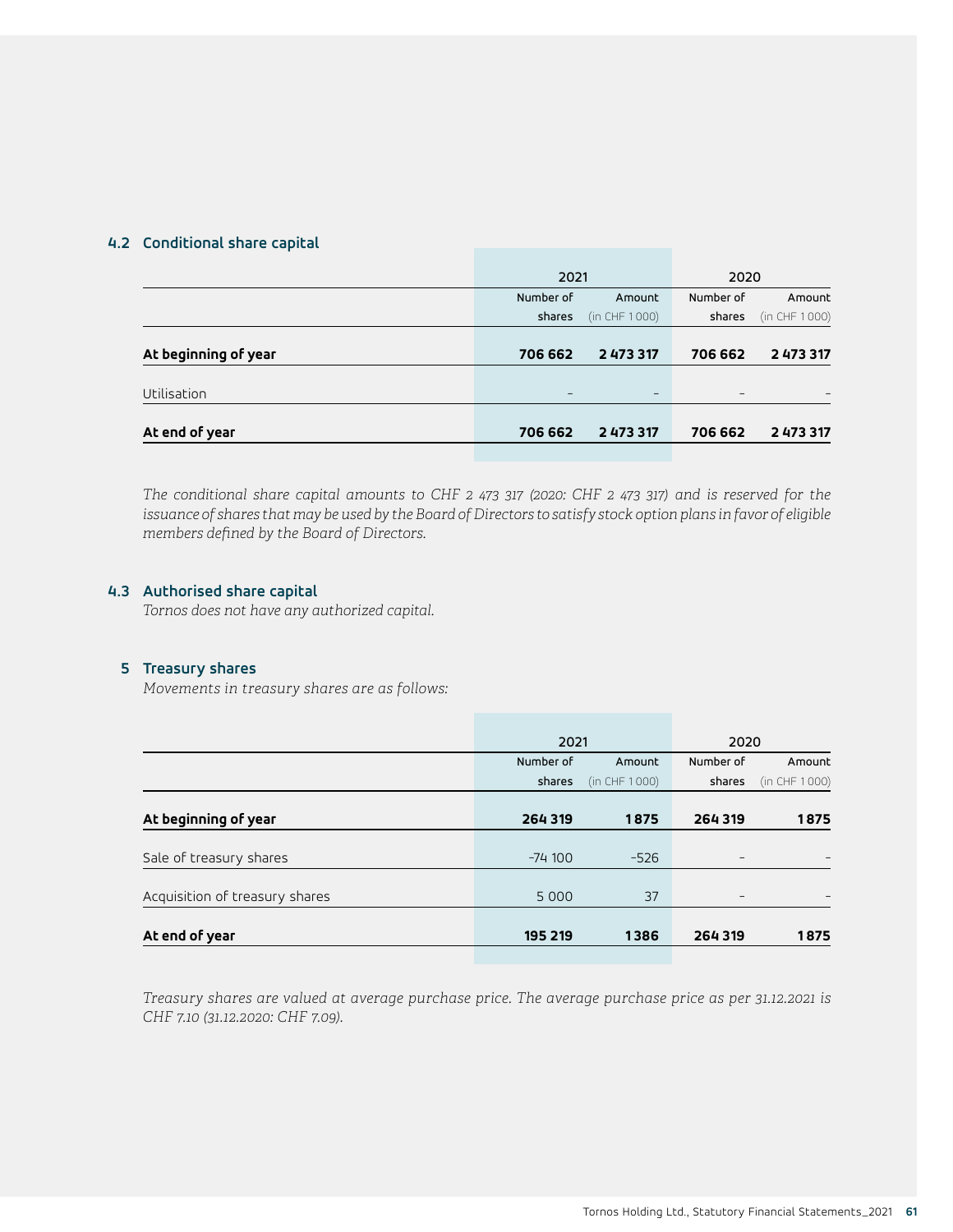### 4.2 Conditional share capital

| | 2021 | | 2020 | |
|---|---|---|---|---|
| | Number of shares | Amount (in CHF 1 000) | Number of shares | Amount (in CHF 1 000) |
| **At beginning of year** | **706 662** | **2 473 317** | **706 662** | **2 473 317** |
| Utilisation | – | – | – | – |
| **At end of year** | **706 662** | **2 473 317** | **706 662** | **2 473 317** |

*The conditional share capital amounts to CHF 2 473 317 (2020: CHF 2 473 317) and is reserved for the issuance of shares that may be used by the Board of Directors to satisfy stock option plans in favor of eligible members defined by the Board of Directors.*

### 4.3 Authorised share capital

*Tornos does not have any authorized capital.*

## 5 Treasury shares

*Movements in treasury shares are as follows:*

| | 2021 | | 2020 | |
|---|---|---|---|---|
| | Number of shares | Amount (in CHF 1 000) | Number of shares | Amount (in CHF 1 000) |
| **At beginning of year** | **264 319** | **1 875** | **264 319** | **1 875** |
| Sale of treasury shares | -74 100 | -526 | – | – |
| Acquisition of treasury shares | 5 000 | 37 | – | – |
| **At end of year** | **195 219** | **1 386** | **264 319** | **1 875** |

*Treasury shares are valued at average purchase price. The average purchase price as per 31.12.2021 is CHF 7.10 (31.12.2020: CHF 7.09).*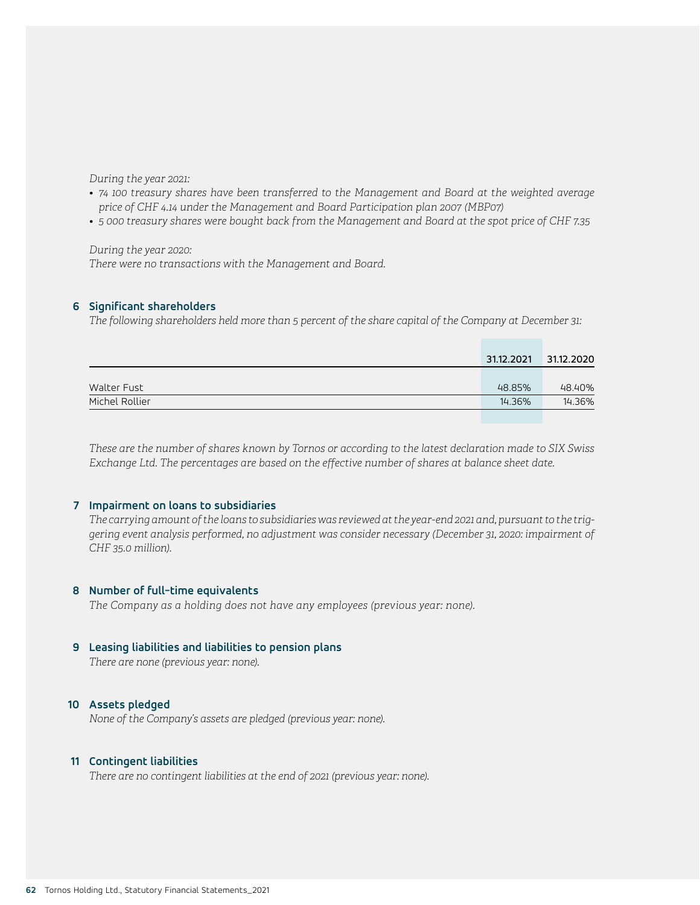*During the year 2021:*

- *74 100 treasury shares have been transferred to the Management and Board at the weighted average price of CHF 4.14 under the Management and Board Participation plan 2007 (MBP07)*
- *5 000 treasury shares were bought back from the Management and Board at the spot price of CHF 7.35*

*During the year 2020:*
*There were no transactions with the Management and Board.*

## 6 Significant shareholders

*The following shareholders held more than 5 percent of the share capital of the Company at December 31:*

| | 31.12.2021 | 31.12.2020 |
|---|---|---|
| Walter Fust | 48.85% | 48.40% |
| Michel Rollier | 14.36% | 14.36% |

*These are the number of shares known by Tornos or according to the latest declaration made to SIX Swiss Exchange Ltd. The percentages are based on the effective number of shares at balance sheet date.*

## 7 Impairment on loans to subsidiaries

*The carrying amount of the loans to subsidiaries was reviewed at the year-end 2021 and, pursuant to the triggering event analysis performed, no adjustment was consider necessary (December 31, 2020: impairment of CHF 35.0 million).*

## 8 Number of full-time equivalents

*The Company as a holding does not have any employees (previous year: none).*

## 9 Leasing liabilities and liabilities to pension plans

*There are none (previous year: none).*

## 10 Assets pledged

*None of the Company's assets are pledged (previous year: none).*

## 11 Contingent liabilities

*There are no contingent liabilities at the end of 2021 (previous year: none).*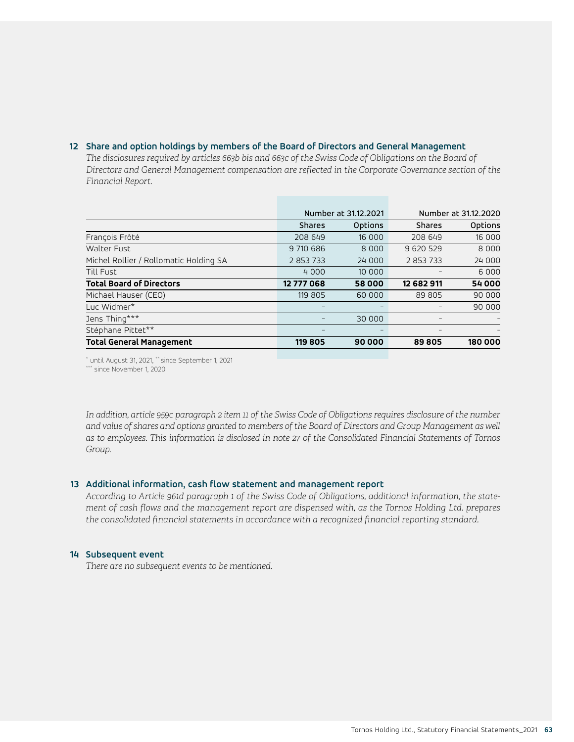## 12 Share and option holdings by members of the Board of Directors and General Management

*The disclosures required by articles 663b bis and 663c of the Swiss Code of Obligations on the Board of Directors and General Management compensation are reflected in the Corporate Governance section of the Financial Report.*

| | Number at 31.12.2021 | | Number at 31.12.2020 | |
|---|---|---|---|---|
| | Shares | Options | Shares | Options |
| François Frôté | 208 649 | 16 000 | 208 649 | 16 000 |
| Walter Fust | 9 710 686 | 8 000 | 9 620 529 | 8 000 |
| Michel Rollier / Rollomatic Holding SA | 2 853 733 | 24 000 | 2 853 733 | 24 000 |
| Till Fust | 4 000 | 10 000 | – | 6 000 |
| **Total Board of Directors** | **12 777 068** | **58 000** | **12 682 911** | **54 000** |
| Michael Hauser (CEO) | 119 805 | 60 000 | 89 805 | 90 000 |
| Luc Widmer* | – | – | – | 90 000 |
| Jens Thing*** | – | 30 000 | – | – |
| Stéphane Pittet** | – | – | – | – |
| **Total General Management** | **119 805** | **90 000** | **89 805** | **180 000** |

\* until August 31, 2021, ** since September 1, 2021
*** since November 1, 2020

*In addition, article 959c paragraph 2 item 11 of the Swiss Code of Obligations requires disclosure of the number and value of shares and options granted to members of the Board of Directors and Group Management as well as to employees. This information is disclosed in note 27 of the Consolidated Financial Statements of Tornos Group.*

## 13 Additional information, cash flow statement and management report

*According to Article 961d paragraph 1 of the Swiss Code of Obligations, additional information, the statement of cash flows and the management report are dispensed with, as the Tornos Holding Ltd. prepares the consolidated financial statements in accordance with a recognized financial reporting standard.*

## 14 Subsequent event

*There are no subsequent events to be mentioned.*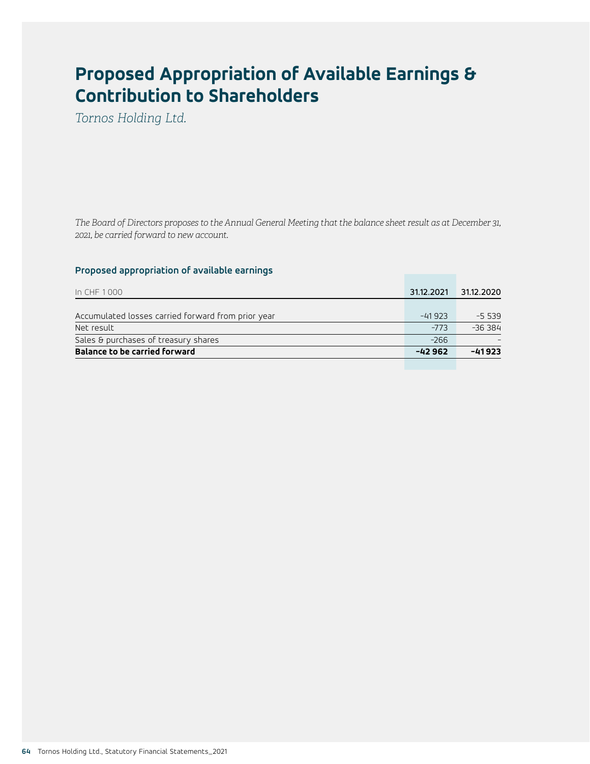# Proposed Appropriation of Available Earnings & Contribution to Shareholders

*Tornos Holding Ltd.*

*The Board of Directors proposes to the Annual General Meeting that the balance sheet result as at December 31, 2021, be carried forward to new account.*

### Proposed appropriation of available earnings

| In CHF 1 000 | 31.12.2021 | 31.12.2020 |
|---|---|---|
| Accumulated losses carried forward from prior year | -41 923 | -5 539 |
| Net result | -773 | -36 384 |
| Sales & purchases of treasury shares | -266 | – |
| **Balance to be carried forward** | **-42 962** | **-41 923** |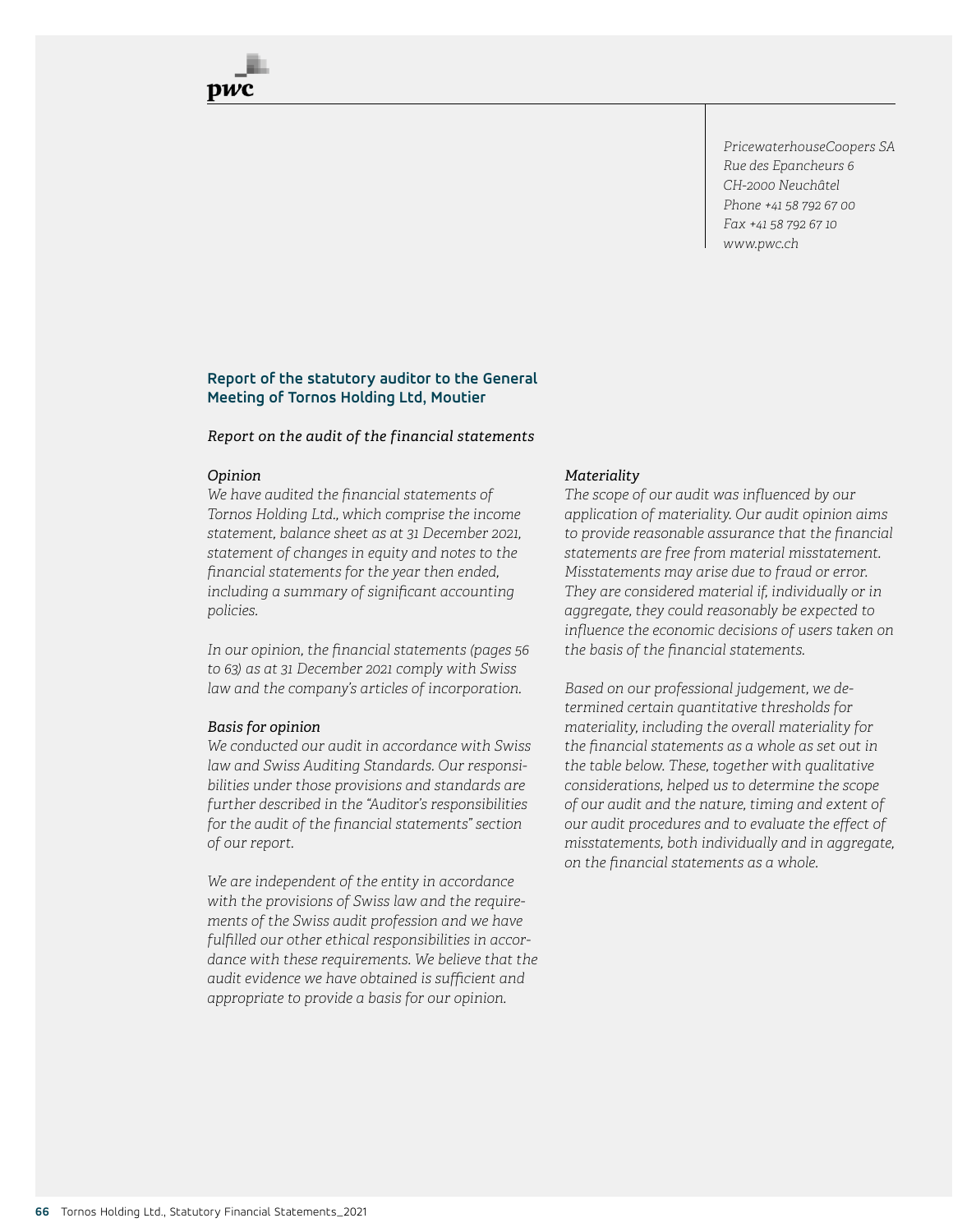pwc

*PricewaterhouseCoopers SA*
*Rue des Epancheurs 6*
*CH-2000 Neuchâtel*
*Phone +41 58 792 67 00*
*Fax +41 58 792 67 10*
*www.pwc.ch*

## Report of the statutory auditor to the General Meeting of Tornos Holding Ltd, Moutier

### *Report on the audit of the financial statements*

*Opinion*

*We have audited the financial statements of Tornos Holding Ltd., which comprise the income statement, balance sheet as at 31 December 2021, statement of changes in equity and notes to the financial statements for the year then ended, including a summary of significant accounting policies.*

*In our opinion, the financial statements (pages 56 to 63) as at 31 December 2021 comply with Swiss law and the company's articles of incorporation.*

*Basis for opinion*

*We conducted our audit in accordance with Swiss law and Swiss Auditing Standards. Our responsibilities under those provisions and standards are further described in the "Auditor's responsibilities for the audit of the financial statements" section of our report.*

*We are independent of the entity in accordance with the provisions of Swiss law and the requirements of the Swiss audit profession and we have fulfilled our other ethical responsibilities in accordance with these requirements. We believe that the audit evidence we have obtained is sufficient and appropriate to provide a basis for our opinion.*

*Materiality*

*The scope of our audit was influenced by our application of materiality. Our audit opinion aims to provide reasonable assurance that the financial statements are free from material misstatement. Misstatements may arise due to fraud or error. They are considered material if, individually or in aggregate, they could reasonably be expected to influence the economic decisions of users taken on the basis of the financial statements.*

*Based on our professional judgement, we determined certain quantitative thresholds for materiality, including the overall materiality for the financial statements as a whole as set out in the table below. These, together with qualitative considerations, helped us to determine the scope of our audit and the nature, timing and extent of our audit procedures and to evaluate the effect of misstatements, both individually and in aggregate, on the financial statements as a whole.*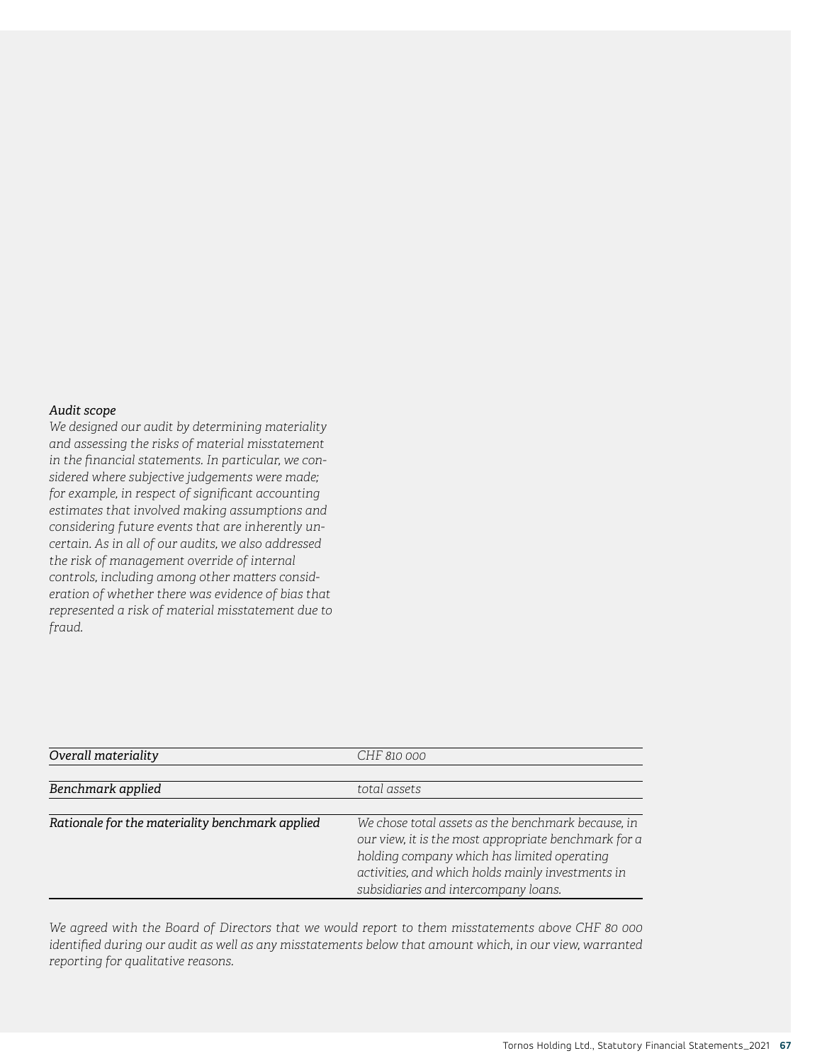*Audit scope*

*We designed our audit by determining materiality and assessing the risks of material misstatement in the financial statements. In particular, we considered where subjective judgements were made; for example, in respect of significant accounting estimates that involved making assumptions and considering future events that are inherently uncertain. As in all of our audits, we also addressed the risk of management override of internal controls, including among other matters consideration of whether there was evidence of bias that represented a risk of material misstatement due to fraud.*

| | |
|---|---|
| ***Overall materiality*** | *CHF 810 000* |
| ***Benchmark applied*** | *total assets* |
| ***Rationale for the materiality benchmark applied*** | *We chose total assets as the benchmark because, in our view, it is the most appropriate benchmark for a holding company which has limited operating activities, and which holds mainly investments in subsidiaries and intercompany loans.* |

*We agreed with the Board of Directors that we would report to them misstatements above CHF 80 000 identified during our audit as well as any misstatements below that amount which, in our view, warranted reporting for qualitative reasons.*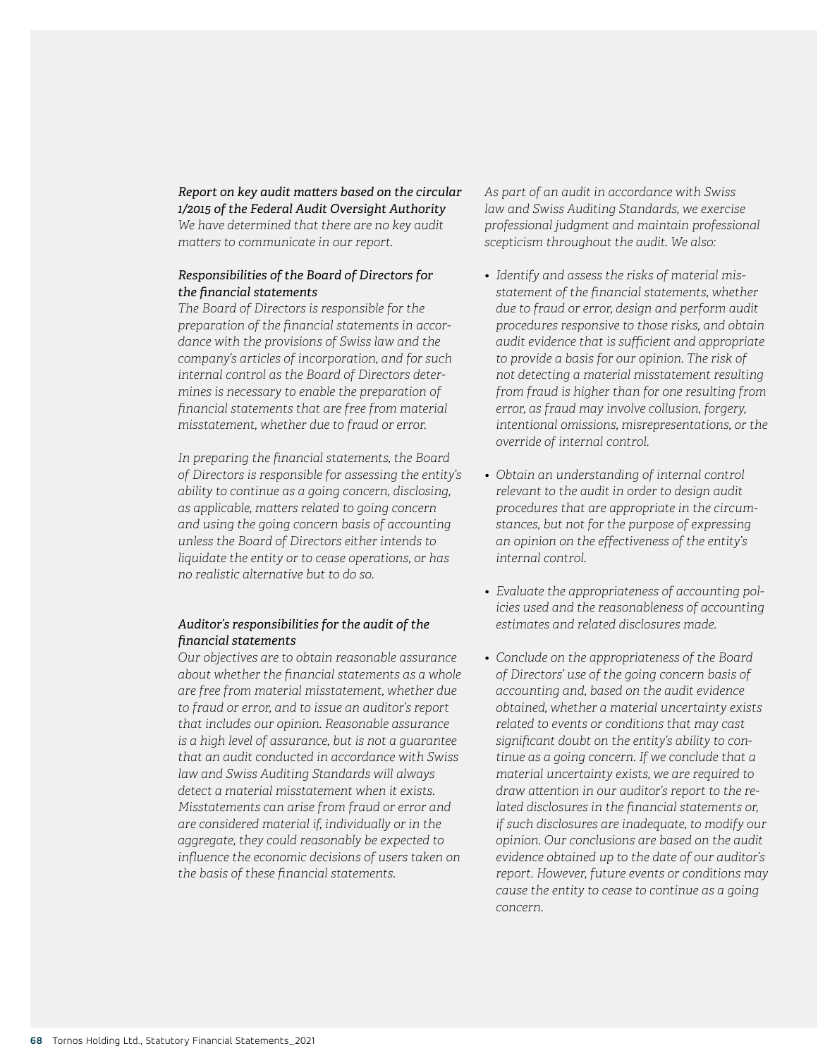*Report on key audit matters based on the circular 1/2015 of the Federal Audit Oversight Authority*

*We have determined that there are no key audit matters to communicate in our report.*

*Responsibilities of the Board of Directors for the financial statements*

*The Board of Directors is responsible for the preparation of the financial statements in accordance with the provisions of Swiss law and the company's articles of incorporation, and for such internal control as the Board of Directors determines is necessary to enable the preparation of financial statements that are free from material misstatement, whether due to fraud or error.*

*In preparing the financial statements, the Board of Directors is responsible for assessing the entity's ability to continue as a going concern, disclosing, as applicable, matters related to going concern and using the going concern basis of accounting unless the Board of Directors either intends to liquidate the entity or to cease operations, or has no realistic alternative but to do so.*

*Auditor's responsibilities for the audit of the financial statements*

*Our objectives are to obtain reasonable assurance about whether the financial statements as a whole are free from material misstatement, whether due to fraud or error, and to issue an auditor's report that includes our opinion. Reasonable assurance is a high level of assurance, but is not a guarantee that an audit conducted in accordance with Swiss law and Swiss Auditing Standards will always detect a material misstatement when it exists. Misstatements can arise from fraud or error and are considered material if, individually or in the aggregate, they could reasonably be expected to influence the economic decisions of users taken on the basis of these financial statements.*

*As part of an audit in accordance with Swiss law and Swiss Auditing Standards, we exercise professional judgment and maintain professional scepticism throughout the audit. We also:*

- *Identify and assess the risks of material misstatement of the financial statements, whether due to fraud or error, design and perform audit procedures responsive to those risks, and obtain audit evidence that is sufficient and appropriate to provide a basis for our opinion. The risk of not detecting a material misstatement resulting from fraud is higher than for one resulting from error, as fraud may involve collusion, forgery, intentional omissions, misrepresentations, or the override of internal control.*
- *Obtain an understanding of internal control relevant to the audit in order to design audit procedures that are appropriate in the circumstances, but not for the purpose of expressing an opinion on the effectiveness of the entity's internal control.*
- *Evaluate the appropriateness of accounting policies used and the reasonableness of accounting estimates and related disclosures made.*
- *Conclude on the appropriateness of the Board of Directors' use of the going concern basis of accounting and, based on the audit evidence obtained, whether a material uncertainty exists related to events or conditions that may cast significant doubt on the entity's ability to continue as a going concern. If we conclude that a material uncertainty exists, we are required to draw attention in our auditor's report to the related disclosures in the financial statements or, if such disclosures are inadequate, to modify our opinion. Our conclusions are based on the audit evidence obtained up to the date of our auditor's report. However, future events or conditions may cause the entity to cease to continue as a going concern.*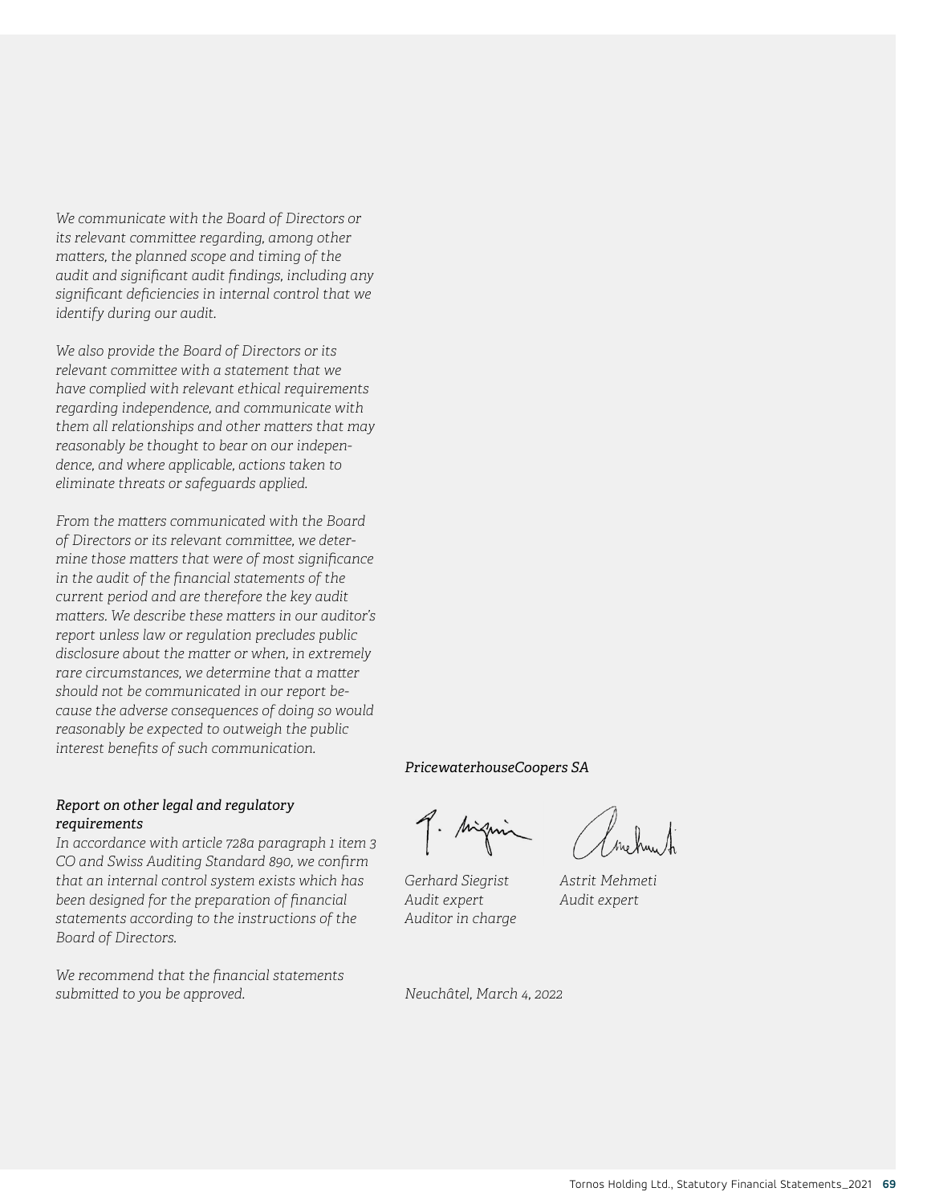*We communicate with the Board of Directors or its relevant committee regarding, among other matters, the planned scope and timing of the audit and significant audit findings, including any significant deficiencies in internal control that we identify during our audit.*

*We also provide the Board of Directors or its relevant committee with a statement that we have complied with relevant ethical requirements regarding independence, and communicate with them all relationships and other matters that may reasonably be thought to bear on our independence, and where applicable, actions taken to eliminate threats or safeguards applied.*

*From the matters communicated with the Board of Directors or its relevant committee, we determine those matters that were of most significance in the audit of the financial statements of the current period and are therefore the key audit matters. We describe these matters in our auditor's report unless law or regulation precludes public disclosure about the matter or when, in extremely rare circumstances, we determine that a matter should not be communicated in our report because the adverse consequences of doing so would reasonably be expected to outweigh the public interest benefits of such communication.*

### *Report on other legal and regulatory requirements*

*In accordance with article 728a paragraph 1 item 3 CO and Swiss Auditing Standard 890, we confirm that an internal control system exists which has been designed for the preparation of financial statements according to the instructions of the Board of Directors.*

*We recommend that the financial statements submitted to you be approved.*

*PricewaterhouseCoopers SA*

| | |
|---|---|
| *Gerhard Siegrist* | *Astrit Mehmeti* |
| *Audit expert* | *Audit expert* |
| *Auditor in charge* | |

*Neuchâtel, March 4, 2022*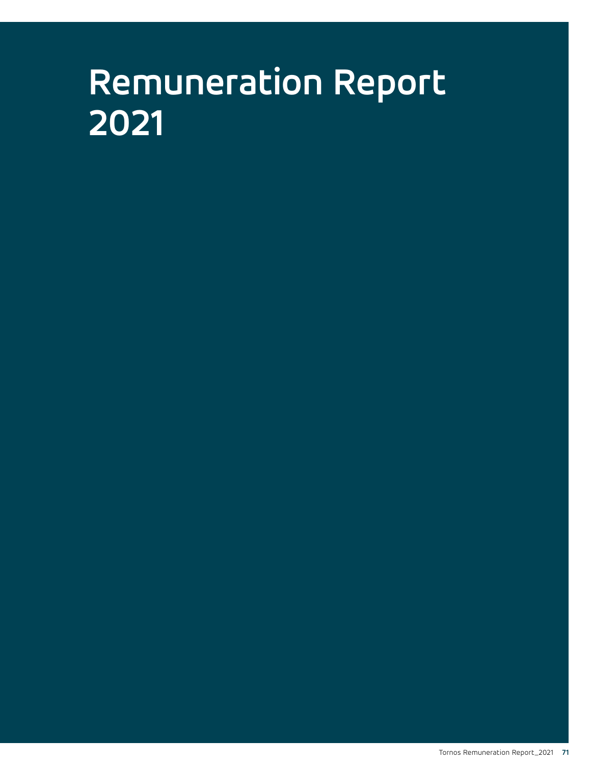# Remuneration Report 2021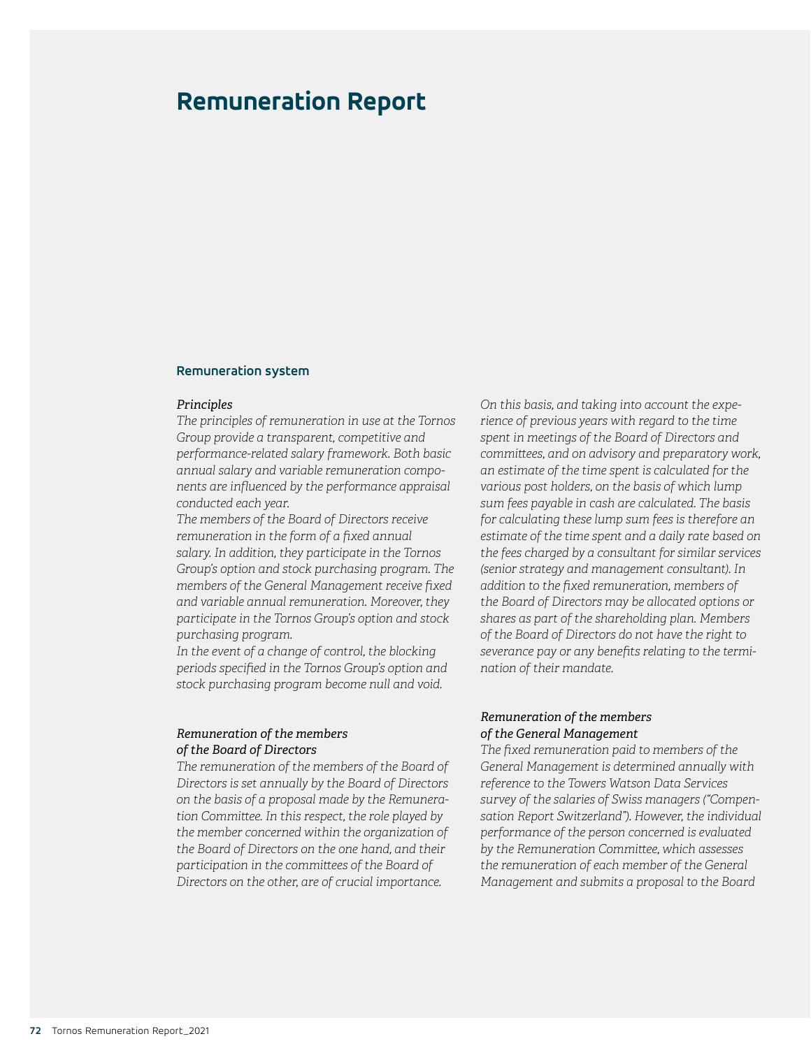# Remuneration Report

## Remuneration system

*Principles*

*The principles of remuneration in use at the Tornos Group provide a transparent, competitive and performance-related salary framework. Both basic annual salary and variable remuneration components are influenced by the performance appraisal conducted each year.*

*The members of the Board of Directors receive remuneration in the form of a fixed annual salary. In addition, they participate in the Tornos Group's option and stock purchasing program. The members of the General Management receive fixed and variable annual remuneration. Moreover, they participate in the Tornos Group's option and stock purchasing program.*

*In the event of a change of control, the blocking periods specified in the Tornos Group's option and stock purchasing program become null and void.*

*Remuneration of the members of the Board of Directors*

*The remuneration of the members of the Board of Directors is set annually by the Board of Directors on the basis of a proposal made by the Remuneration Committee. In this respect, the role played by the member concerned within the organization of the Board of Directors on the one hand, and their participation in the committees of the Board of Directors on the other, are of crucial importance.*

*On this basis, and taking into account the experience of previous years with regard to the time spent in meetings of the Board of Directors and committees, and on advisory and preparatory work, an estimate of the time spent is calculated for the various post holders, on the basis of which lump sum fees payable in cash are calculated. The basis for calculating these lump sum fees is therefore an estimate of the time spent and a daily rate based on the fees charged by a consultant for similar services (senior strategy and management consultant). In addition to the fixed remuneration, members of the Board of Directors may be allocated options or shares as part of the shareholding plan. Members of the Board of Directors do not have the right to severance pay or any benefits relating to the termination of their mandate.*

*Remuneration of the members of the General Management*

*The fixed remuneration paid to members of the General Management is determined annually with reference to the Towers Watson Data Services survey of the salaries of Swiss managers ("Compensation Report Switzerland"). However, the individual performance of the person concerned is evaluated by the Remuneration Committee, which assesses the remuneration of each member of the General Management and submits a proposal to the Board*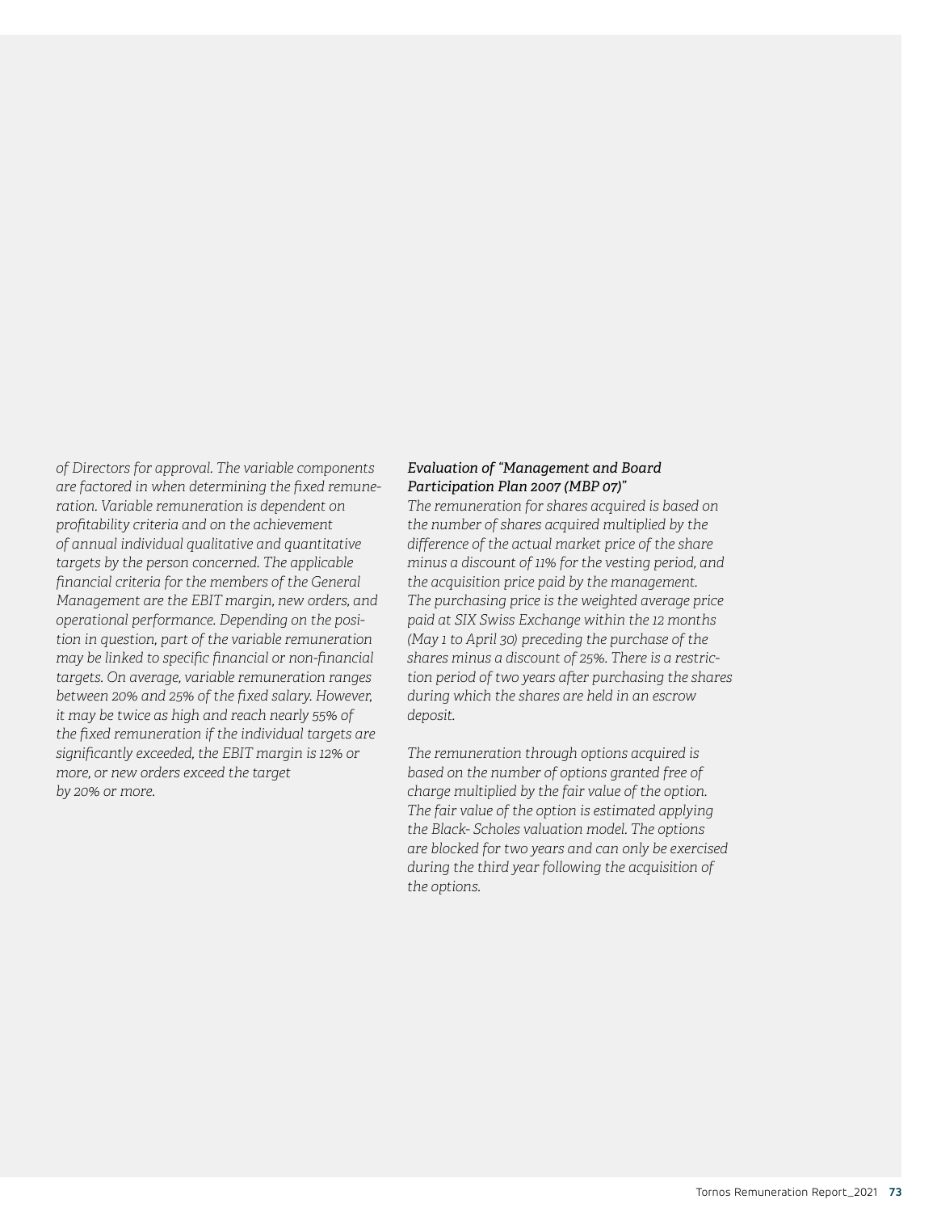*of Directors for approval. The variable components are factored in when determining the fixed remuneration. Variable remuneration is dependent on profitability criteria and on the achievement of annual individual qualitative and quantitative targets by the person concerned. The applicable financial criteria for the members of the General Management are the EBIT margin, new orders, and operational performance. Depending on the position in question, part of the variable remuneration may be linked to specific financial or non-financial targets. On average, variable remuneration ranges between 20% and 25% of the fixed salary. However, it may be twice as high and reach nearly 55% of the fixed remuneration if the individual targets are significantly exceeded, the EBIT margin is 12% or more, or new orders exceed the target by 20% or more.*

*Evaluation of "Management and Board Participation Plan 2007 (MBP 07)"*

*The remuneration for shares acquired is based on the number of shares acquired multiplied by the difference of the actual market price of the share minus a discount of 11% for the vesting period, and the acquisition price paid by the management. The purchasing price is the weighted average price paid at SIX Swiss Exchange within the 12 months (May 1 to April 30) preceding the purchase of the shares minus a discount of 25%. There is a restriction period of two years after purchasing the shares during which the shares are held in an escrow deposit.*

*The remuneration through options acquired is based on the number of options granted free of charge multiplied by the fair value of the option. The fair value of the option is estimated applying the Black- Scholes valuation model. The options are blocked for two years and can only be exercised during the third year following the acquisition of the options.*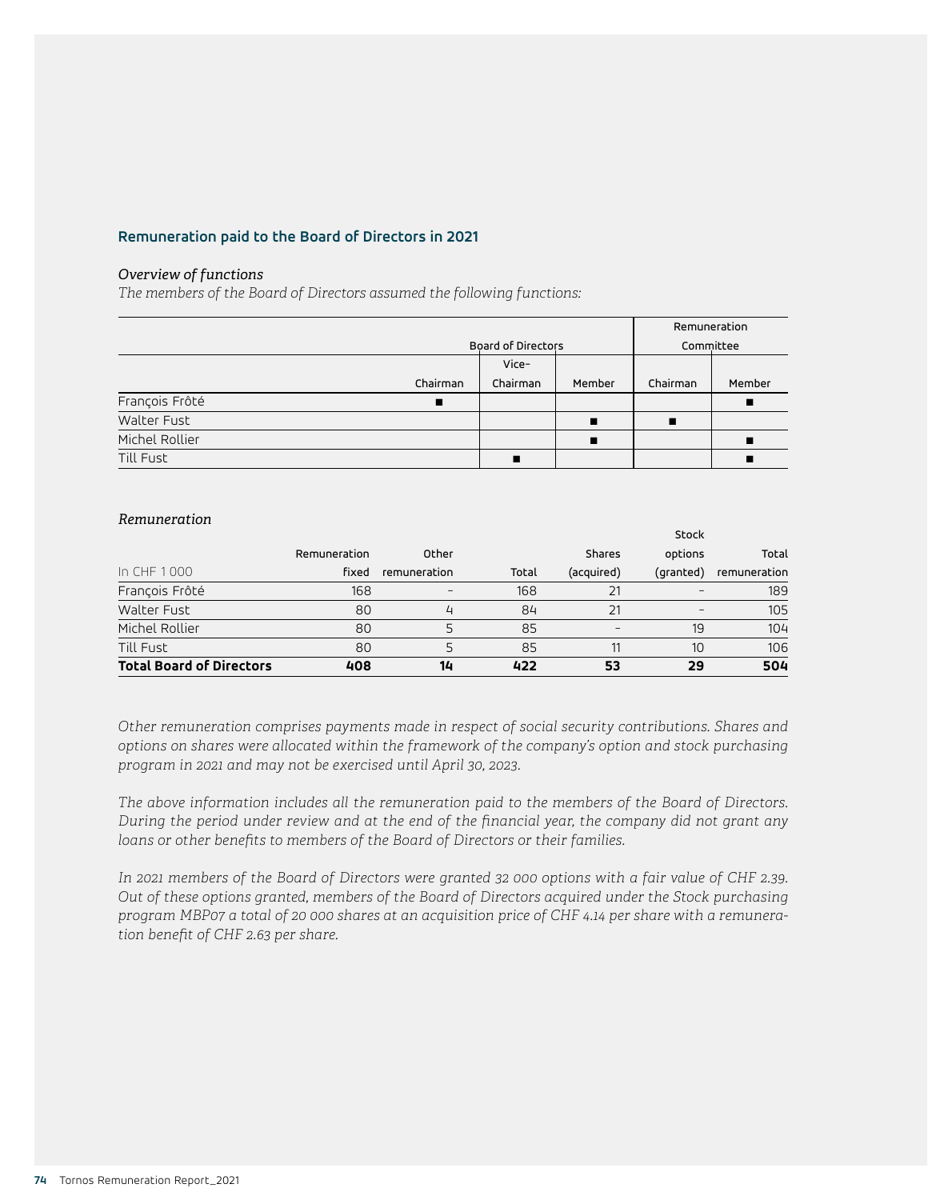## Remuneration paid to the Board of Directors in 2021

*Overview of functions*

*The members of the Board of Directors assumed the following functions:*

| | Board of Directors | | | Remuneration Committee | |
|---|---|---|---|---|---|
| | Chairman | Vice-Chairman | Member | Chairman | Member |
| François Frôté | ■ | | | | ■ |
| Walter Fust | | | ■ | ■ | |
| Michel Rollier | | | ■ | | ■ |
| Till Fust | | ■ | | | ■ |

*Remuneration*

| In CHF 1 000 | Remuneration fixed | Other remuneration | Total | Shares (acquired) | Stock options (granted) | Total remuneration |
|---|---|---|---|---|---|---|
| François Frôté | 168 | – | 168 | 21 | – | 189 |
| Walter Fust | 80 | 4 | 84 | 21 | – | 105 |
| Michel Rollier | 80 | 5 | 85 | – | 19 | 104 |
| Till Fust | 80 | 5 | 85 | 11 | 10 | 106 |
| **Total Board of Directors** | **408** | **14** | **422** | **53** | **29** | **504** |

*Other remuneration comprises payments made in respect of social security contributions. Shares and options on shares were allocated within the framework of the company's option and stock purchasing program in 2021 and may not be exercised until April 30, 2023.*

*The above information includes all the remuneration paid to the members of the Board of Directors. During the period under review and at the end of the financial year, the company did not grant any loans or other benefits to members of the Board of Directors or their families.*

*In 2021 members of the Board of Directors were granted 32 000 options with a fair value of CHF 2.39. Out of these options granted, members of the Board of Directors acquired under the Stock purchasing program MBP07 a total of 20 000 shares at an acquisition price of CHF 4.14 per share with a remuneration benefit of CHF 2.63 per share.*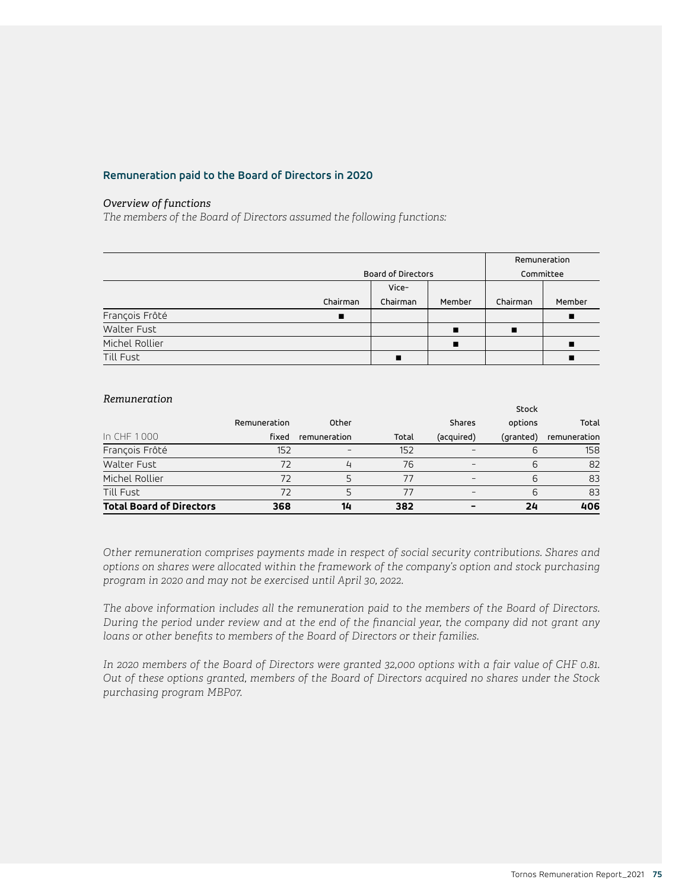## Remuneration paid to the Board of Directors in 2020

*Overview of functions*

*The members of the Board of Directors assumed the following functions:*

| | Board of Directors | | | Remuneration Committee | |
|---|---|---|---|---|---|
| | Chairman | Vice-Chairman | Member | Chairman | Member |
| François Frôté | ■ | | | | ■ |
| Walter Fust | | | ■ | ■ | |
| Michel Rollier | | | ■ | | ■ |
| Till Fust | | ■ | | | ■ |

*Remuneration*

| In CHF 1 000 | Remuneration fixed | Other remuneration | Total | Shares (acquired) | Stock options (granted) | Total remuneration |
|---|---|---|---|---|---|---|
| François Frôté | 152 | – | 152 | – | 6 | 158 |
| Walter Fust | 72 | 4 | 76 | – | 6 | 82 |
| Michel Rollier | 72 | 5 | 77 | – | 6 | 83 |
| Till Fust | 72 | 5 | 77 | – | 6 | 83 |
| **Total Board of Directors** | **368** | **14** | **382** | **–** | **24** | **406** |

*Other remuneration comprises payments made in respect of social security contributions. Shares and options on shares were allocated within the framework of the company's option and stock purchasing program in 2020 and may not be exercised until April 30, 2022.*

*The above information includes all the remuneration paid to the members of the Board of Directors. During the period under review and at the end of the financial year, the company did not grant any loans or other benefits to members of the Board of Directors or their families.*

*In 2020 members of the Board of Directors were granted 32,000 options with a fair value of CHF 0.81. Out of these options granted, members of the Board of Directors acquired no shares under the Stock purchasing program MBP07.*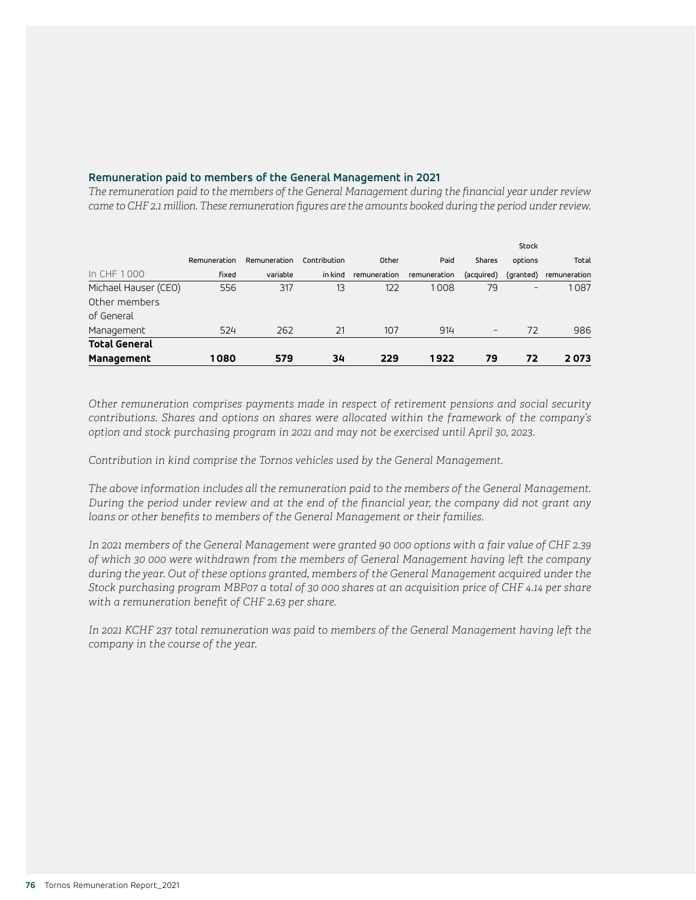### Remuneration paid to members of the General Management in 2021

*The remuneration paid to the members of the General Management during the financial year under review came to CHF 2.1 million. These remuneration figures are the amounts booked during the period under review.*

| In CHF 1 000 | Remuneration fixed | Remuneration variable | Contribution in kind | Other remuneration | Paid remuneration | Shares (acquired) | Stock options (granted) | Total remuneration |
|---|---|---|---|---|---|---|---|---|
| Michael Hauser (CEO) | 556 | 317 | 13 | 122 | 1 008 | 79 | – | 1 087 |
| Other members of General Management | 524 | 262 | 21 | 107 | 914 | – | 72 | 986 |
| **Total General Management** | **1 080** | **579** | **34** | **229** | **1 922** | **79** | **72** | **2 073** |

*Other remuneration comprises payments made in respect of retirement pensions and social security contributions. Shares and options on shares were allocated within the framework of the company's option and stock purchasing program in 2021 and may not be exercised until April 30, 2023.*

*Contribution in kind comprise the Tornos vehicles used by the General Management.*

*The above information includes all the remuneration paid to the members of the General Management. During the period under review and at the end of the financial year, the company did not grant any loans or other benefits to members of the General Management or their families.*

*In 2021 members of the General Management were granted 90 000 options with a fair value of CHF 2.39 of which 30 000 were withdrawn from the members of General Management having left the company during the year. Out of these options granted, members of the General Management acquired under the Stock purchasing program MBP07 a total of 30 000 shares at an acquisition price of CHF 4.14 per share with a remuneration benefit of CHF 2.63 per share.*

*In 2021 KCHF 237 total remuneration was paid to members of the General Management having left the company in the course of the year.*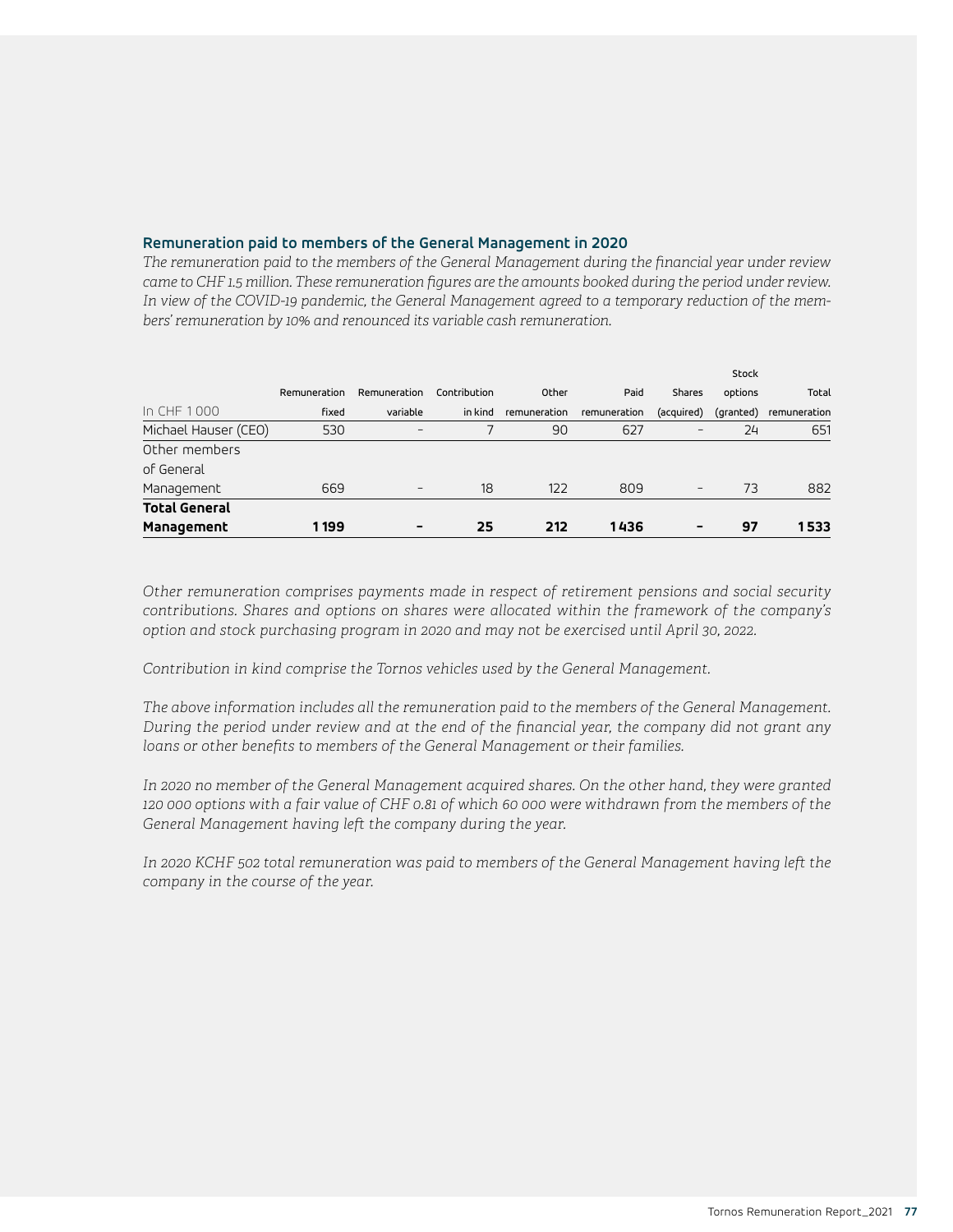### Remuneration paid to members of the General Management in 2020

*The remuneration paid to the members of the General Management during the financial year under review came to CHF 1.5 million. These remuneration figures are the amounts booked during the period under review. In view of the COVID-19 pandemic, the General Management agreed to a temporary reduction of the members' remuneration by 10% and renounced its variable cash remuneration.*

| In CHF 1 000 | Remuneration fixed | Remuneration variable | Contribution in kind | Other remuneration | Paid remuneration | Shares (acquired) | Stock options (granted) | Total remuneration |
|---|---|---|---|---|---|---|---|---|
| Michael Hauser (CEO) | 530 | – | 7 | 90 | 627 | – | 24 | 651 |
| Other members of General Management | 669 | – | 18 | 122 | 809 | – | 73 | 882 |
| **Total General Management** | **1 199** | **–** | **25** | **212** | **1 436** | **–** | **97** | **1 533** |

*Other remuneration comprises payments made in respect of retirement pensions and social security contributions. Shares and options on shares were allocated within the framework of the company's option and stock purchasing program in 2020 and may not be exercised until April 30, 2022.*

*Contribution in kind comprise the Tornos vehicles used by the General Management.*

*The above information includes all the remuneration paid to the members of the General Management. During the period under review and at the end of the financial year, the company did not grant any loans or other benefits to members of the General Management or their families.*

*In 2020 no member of the General Management acquired shares. On the other hand, they were granted 120 000 options with a fair value of CHF 0.81 of which 60 000 were withdrawn from the members of the General Management having left the company during the year.*

*In 2020 KCHF 502 total remuneration was paid to members of the General Management having left the company in the course of the year.*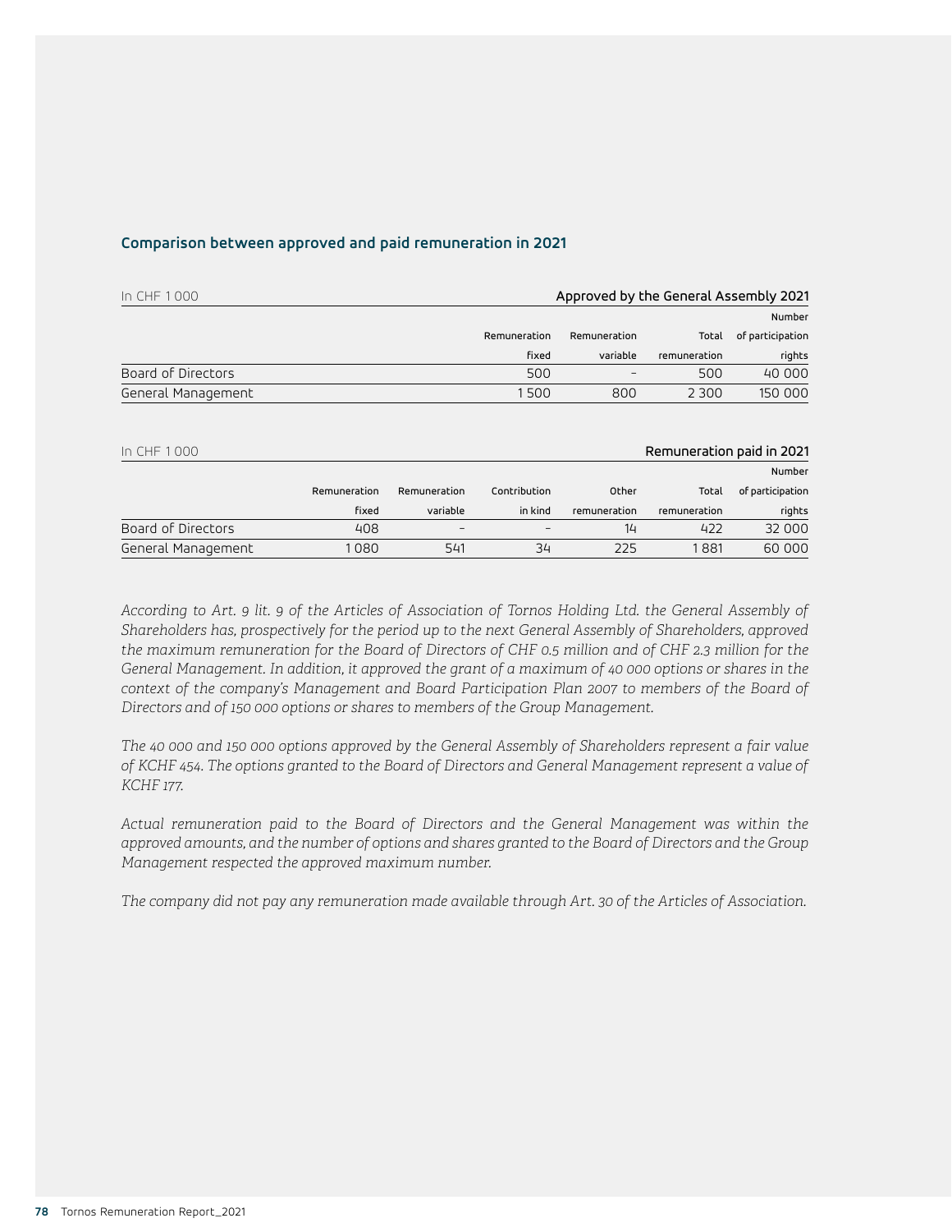## Comparison between approved and paid remuneration in 2021

| In CHF 1 000 | Approved by the General Assembly 2021 | | | |
|---|---|---|---|---|
| | Remuneration fixed | Remuneration variable | Total remuneration | Number of participation rights |
| Board of Directors | 500 | – | 500 | 40 000 |
| General Management | 1 500 | 800 | 2 300 | 150 000 |

| In CHF 1 000 | Remuneration paid in 2021 | | | | | |
|---|---|---|---|---|---|---|
| | Remuneration fixed | Remuneration variable | Contribution in kind | Other remuneration | Total remuneration | Number of participation rights |
| Board of Directors | 408 | – | – | 14 | 422 | 32 000 |
| General Management | 1 080 | 541 | 34 | 225 | 1 881 | 60 000 |

*According to Art. 9 lit. 9 of the Articles of Association of Tornos Holding Ltd. the General Assembly of Shareholders has, prospectively for the period up to the next General Assembly of Shareholders, approved the maximum remuneration for the Board of Directors of CHF 0.5 million and of CHF 2.3 million for the General Management. In addition, it approved the grant of a maximum of 40 000 options or shares in the context of the company's Management and Board Participation Plan 2007 to members of the Board of Directors and of 150 000 options or shares to members of the Group Management.*

*The 40 000 and 150 000 options approved by the General Assembly of Shareholders represent a fair value of KCHF 454. The options granted to the Board of Directors and General Management represent a value of KCHF 177.*

*Actual remuneration paid to the Board of Directors and the General Management was within the approved amounts, and the number of options and shares granted to the Board of Directors and the Group Management respected the approved maximum number.*

*The company did not pay any remuneration made available through Art. 30 of the Articles of Association.*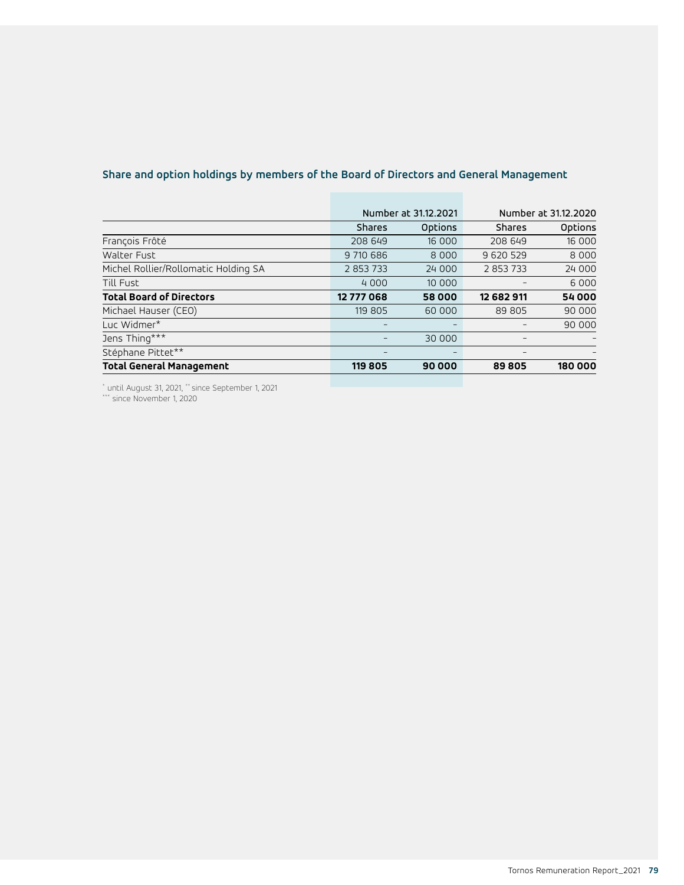### Share and option holdings by members of the Board of Directors and General Management

| | Number at 31.12.2021 | | Number at 31.12.2020 | |
|---|---|---|---|---|
| | Shares | Options | Shares | Options |
| François Frôté | 208 649 | 16 000 | 208 649 | 16 000 |
| Walter Fust | 9 710 686 | 8 000 | 9 620 529 | 8 000 |
| Michel Rollier/Rollomatic Holding SA | 2 853 733 | 24 000 | 2 853 733 | 24 000 |
| Till Fust | 4 000 | 10 000 | – | 6 000 |
| **Total Board of Directors** | **12 777 068** | **58 000** | **12 682 911** | **54 000** |
| Michael Hauser (CEO) | 119 805 | 60 000 | 89 805 | 90 000 |
| Luc Widmer* | – | – | – | 90 000 |
| Jens Thing*** | – | 30 000 | – | – |
| Stéphane Pittet** | – | – | – | – |
| **Total General Management** | **119 805** | **90 000** | **89 805** | **180 000** |

* until August 31, 2021, ** since September 1, 2021
*** since November 1, 2020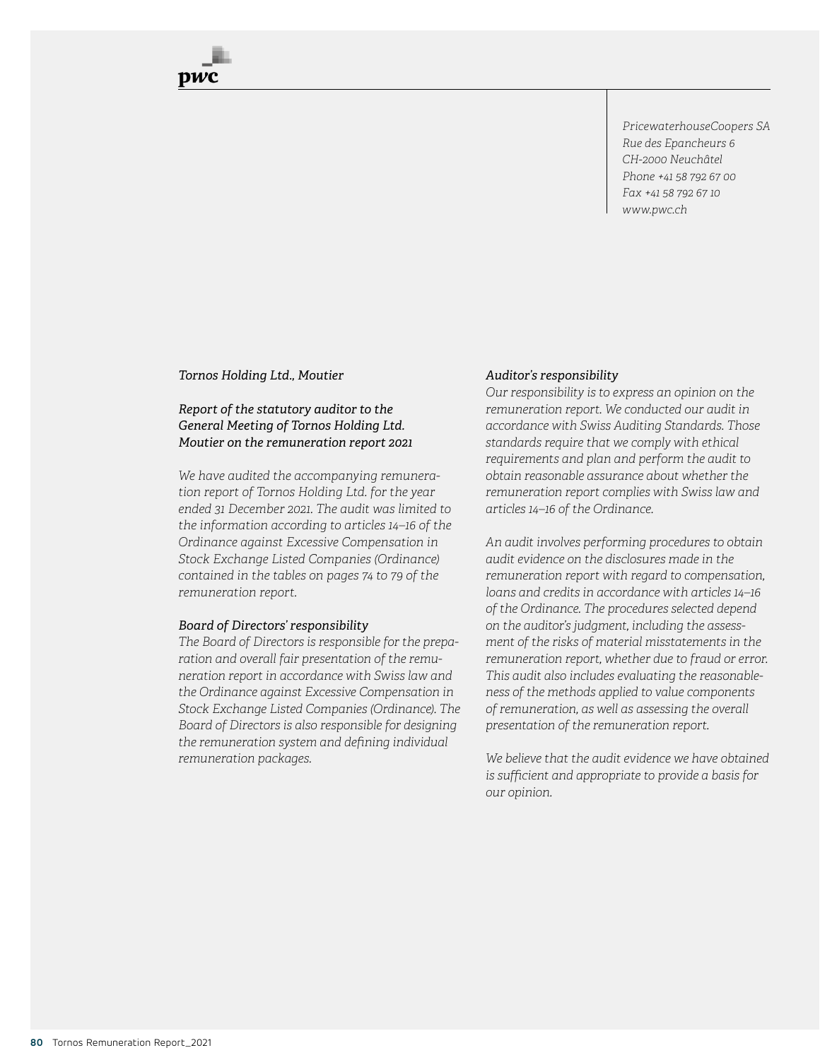pwc

*PricewaterhouseCoopers SA*
*Rue des Epancheurs 6*
*CH-2000 Neuchâtel*
*Phone +41 58 792 67 00*
*Fax +41 58 792 67 10*
*www.pwc.ch*

*Tornos Holding Ltd., Moutier*

*Report of the statutory auditor to the General Meeting of Tornos Holding Ltd. Moutier on the remuneration report 2021*

*We have audited the accompanying remuneration report of Tornos Holding Ltd. for the year ended 31 December 2021. The audit was limited to the information according to articles 14–16 of the Ordinance against Excessive Compensation in Stock Exchange Listed Companies (Ordinance) contained in the tables on pages 74 to 79 of the remuneration report.*

*Board of Directors' responsibility*

*The Board of Directors is responsible for the preparation and overall fair presentation of the remuneration report in accordance with Swiss law and the Ordinance against Excessive Compensation in Stock Exchange Listed Companies (Ordinance). The Board of Directors is also responsible for designing the remuneration system and defining individual remuneration packages.*

*Auditor's responsibility*

*Our responsibility is to express an opinion on the remuneration report. We conducted our audit in accordance with Swiss Auditing Standards. Those standards require that we comply with ethical requirements and plan and perform the audit to obtain reasonable assurance about whether the remuneration report complies with Swiss law and articles 14–16 of the Ordinance.*

*An audit involves performing procedures to obtain audit evidence on the disclosures made in the remuneration report with regard to compensation, loans and credits in accordance with articles 14–16 of the Ordinance. The procedures selected depend on the auditor's judgment, including the assessment of the risks of material misstatements in the remuneration report, whether due to fraud or error. This audit also includes evaluating the reasonableness of the methods applied to value components of remuneration, as well as assessing the overall presentation of the remuneration report.*

*We believe that the audit evidence we have obtained is sufficient and appropriate to provide a basis for our opinion.*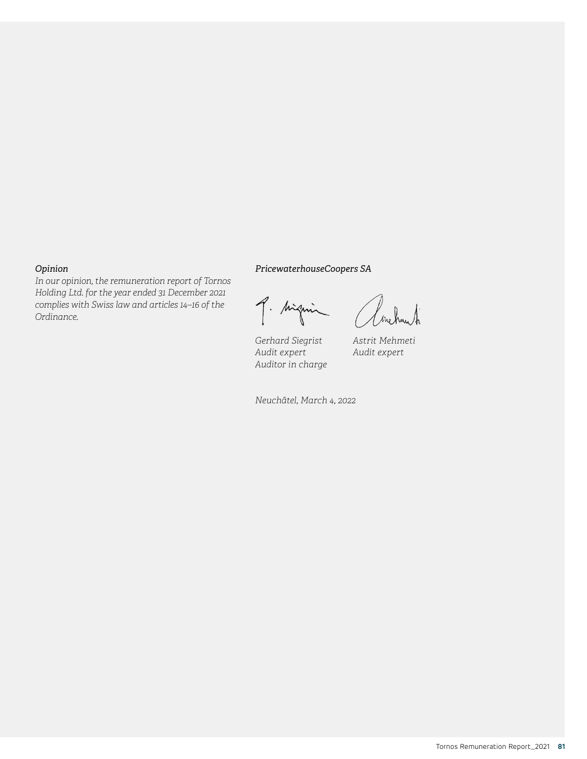*Opinion*

*In our opinion, the remuneration report of Tornos Holding Ltd. for the year ended 31 December 2021 complies with Swiss law and articles 14–16 of the Ordinance.*

*PricewaterhouseCoopers SA*

| | |
|---|---|
| *Gerhard Siegrist* | *Astrit Mehmeti* |
| *Audit expert* | *Audit expert* |
| *Auditor in charge* | |

*Neuchâtel, March 4, 2022*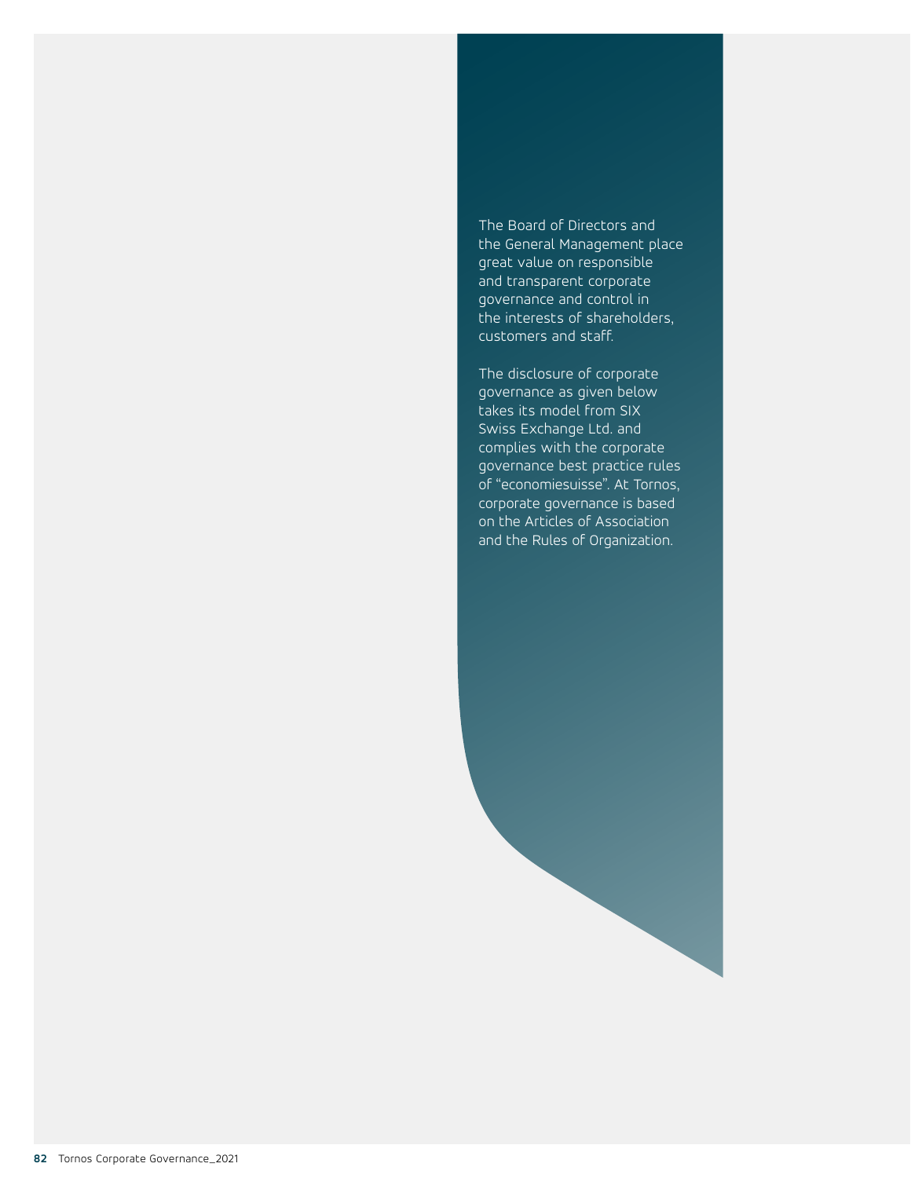The Board of Directors and the General Management place great value on responsible and transparent corporate governance and control in the interests of shareholders, customers and staff.

The disclosure of corporate governance as given below takes its model from SIX Swiss Exchange Ltd. and complies with the corporate governance best practice rules of "economiesuisse". At Tornos, corporate governance is based on the Articles of Association and the Rules of Organization.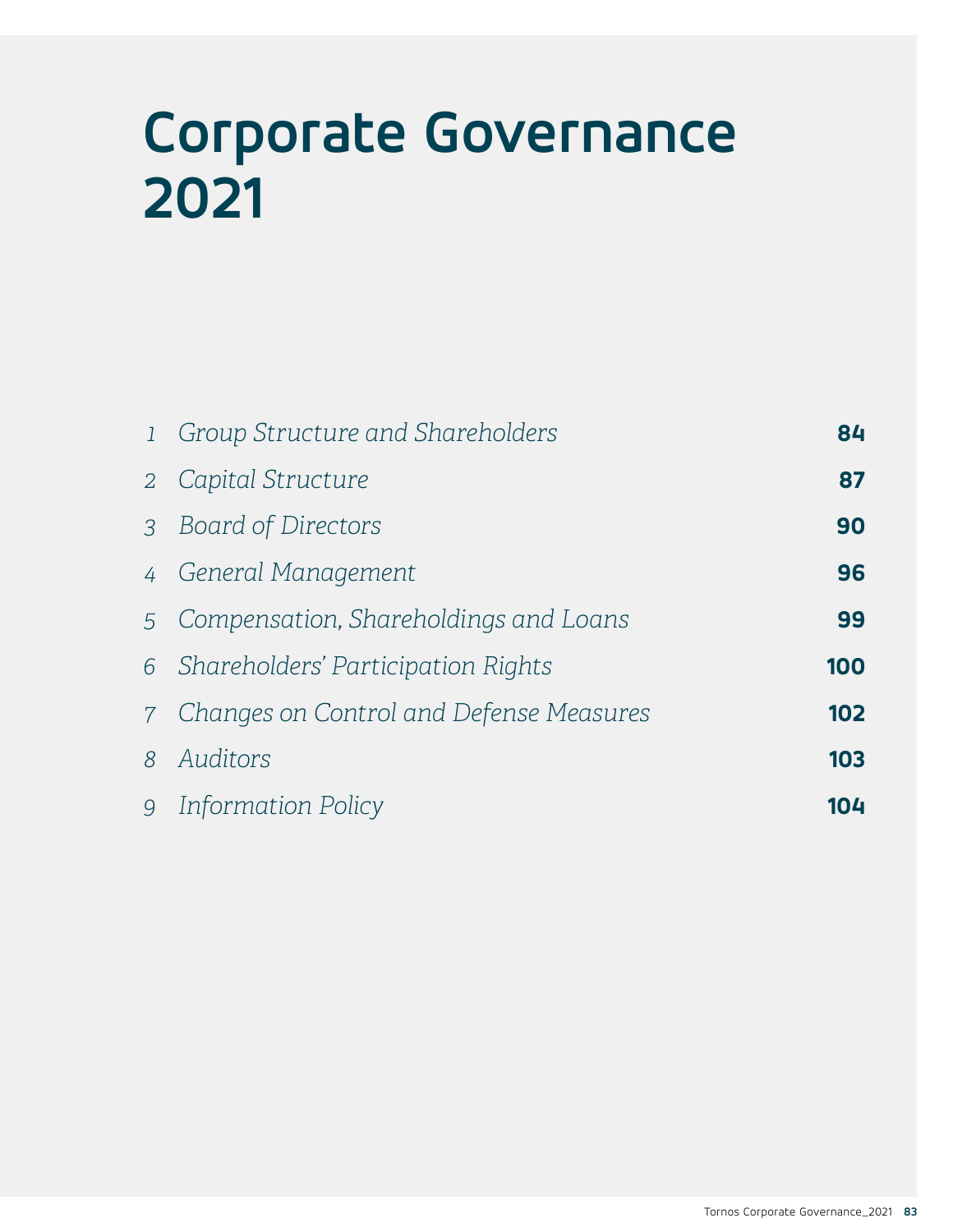# Corporate Governance 2021

| | | |
|---|---|---|
| 1 | *Group Structure and Shareholders* | **84** |
| 2 | *Capital Structure* | **87** |
| 3 | *Board of Directors* | **90** |
| 4 | *General Management* | **96** |
| 5 | *Compensation, Shareholdings and Loans* | **99** |
| 6 | *Shareholders' Participation Rights* | **100** |
| 7 | *Changes on Control and Defense Measures* | **102** |
| 8 | *Auditors* | **103** |
| 9 | *Information Policy* | **104** |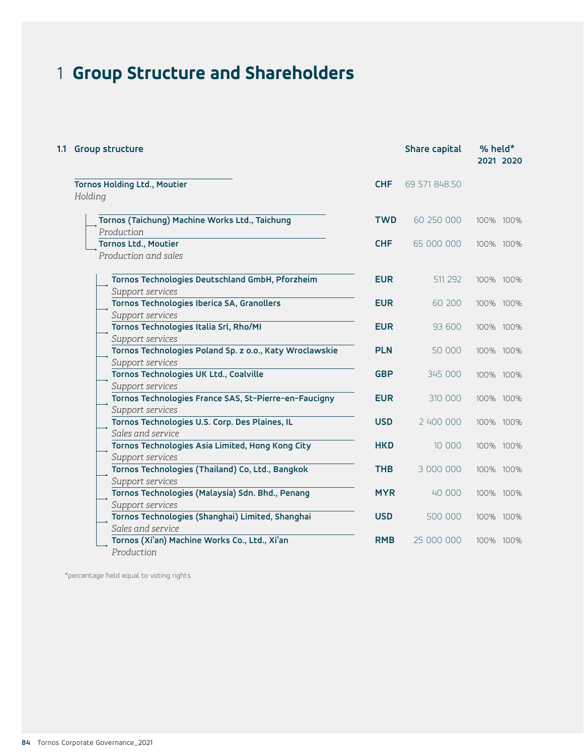# 1 Group Structure and Shareholders

## 1.1 Group structure

| Company | Currency | Share capital | % held* 2021 | % held* 2020 |
|---|---|---|---|---|
| **Tornos Holding Ltd., Moutier** *Holding* | **CHF** | 69 571 848.50 | | |
| **Tornos (Taichung) Machine Works Ltd., Taichung** *Production* | **TWD** | 60 250 000 | 100% | 100% |
| **Tornos Ltd., Moutier** *Production and sales* | **CHF** | 65 000 000 | 100% | 100% |
| **Tornos Technologies Deutschland GmbH, Pforzheim** *Support services* | **EUR** | 511 292 | 100% | 100% |
| **Tornos Technologies Iberica SA, Granollers** *Support services* | **EUR** | 60 200 | 100% | 100% |
| **Tornos Technologies Italia Srl, Rho/MI** *Support services* | **EUR** | 93 600 | 100% | 100% |
| **Tornos Technologies Poland Sp. z o.o., Katy Wroclawskie** *Support services* | **PLN** | 50 000 | 100% | 100% |
| **Tornos Technologies UK Ltd., Coalville** *Support services* | **GBP** | 345 000 | 100% | 100% |
| **Tornos Technologies France SAS, St-Pierre-en-Faucigny** *Support services* | **EUR** | 310 000 | 100% | 100% |
| **Tornos Technologies U.S. Corp. Des Plaines, IL** *Sales and service* | **USD** | 2 400 000 | 100% | 100% |
| **Tornos Technologies Asia Limited, Hong Kong City** *Support services* | **HKD** | 10 000 | 100% | 100% |
| **Tornos Technologies (Thailand) Co, Ltd., Bangkok** *Support services* | **THB** | 3 000 000 | 100% | 100% |
| **Tornos Technologies (Malaysia) Sdn. Bhd., Penang** *Support services* | **MYR** | 40 000 | 100% | 100% |
| **Tornos Technologies (Shanghai) Limited, Shanghai** *Sales and service* | **USD** | 500 000 | 100% | 100% |
| **Tornos (Xi'an) Machine Works Co., Ltd., Xi'an** *Production* | **RMB** | 25 000 000 | 100% | 100% |

*percentage held equal to voting rights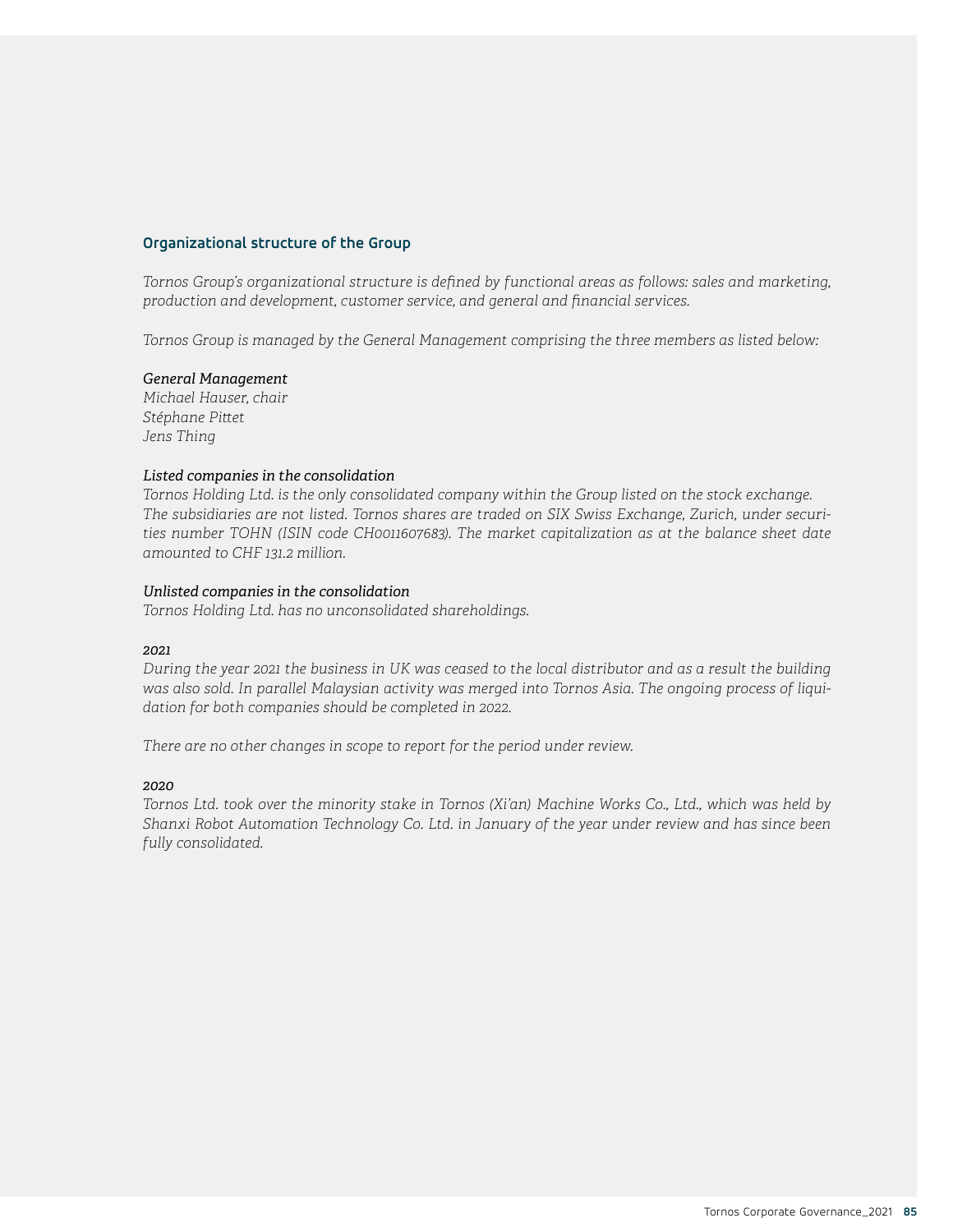## Organizational structure of the Group

*Tornos Group's organizational structure is defined by functional areas as follows: sales and marketing, production and development, customer service, and general and financial services.*

*Tornos Group is managed by the General Management comprising the three members as listed below:*

*General Management*
*Michael Hauser, chair*
*Stéphane Pittet*
*Jens Thing*

*Listed companies in the consolidation*
*Tornos Holding Ltd. is the only consolidated company within the Group listed on the stock exchange. The subsidiaries are not listed. Tornos shares are traded on SIX Swiss Exchange, Zurich, under securities number TOHN (ISIN code CH0011607683). The market capitalization as at the balance sheet date amounted to CHF 131.2 million.*

*Unlisted companies in the consolidation*
*Tornos Holding Ltd. has no unconsolidated shareholdings.*

*2021*
*During the year 2021 the business in UK was ceased to the local distributor and as a result the building was also sold. In parallel Malaysian activity was merged into Tornos Asia. The ongoing process of liquidation for both companies should be completed in 2022.*

*There are no other changes in scope to report for the period under review.*

*2020*
*Tornos Ltd. took over the minority stake in Tornos (Xi'an) Machine Works Co., Ltd., which was held by Shanxi Robot Automation Technology Co. Ltd. in January of the year under review and has since been fully consolidated.*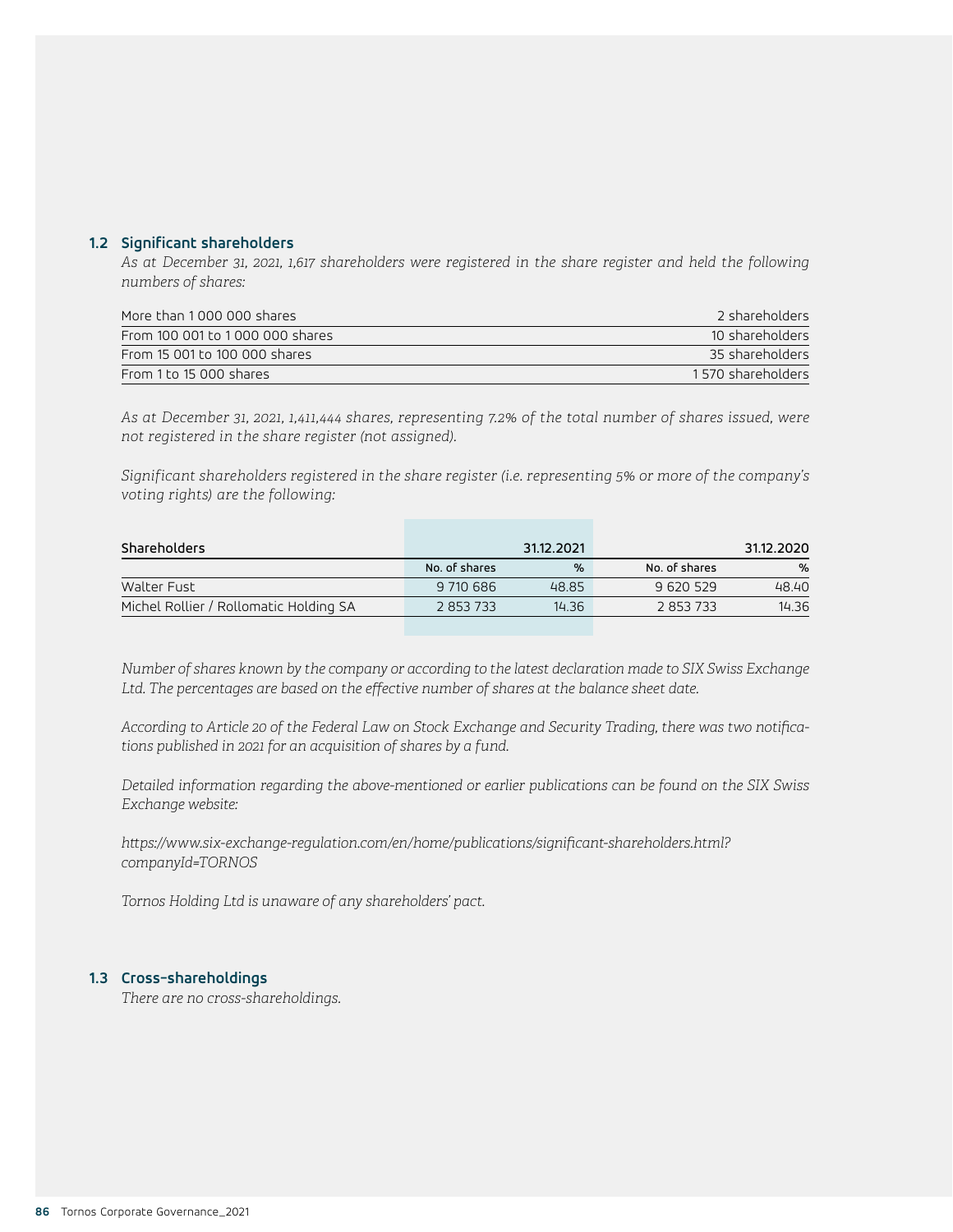## 1.2 Significant shareholders

*As at December 31, 2021, 1,617 shareholders were registered in the share register and held the following numbers of shares:*

| | |
|---|---|
| More than 1 000 000 shares | 2 shareholders |
| From 100 001 to 1 000 000 shares | 10 shareholders |
| From 15 001 to 100 000 shares | 35 shareholders |
| From 1 to 15 000 shares | 1 570 shareholders |

*As at December 31, 2021, 1,411,444 shares, representing 7.2% of the total number of shares issued, were not registered in the share register (not assigned).*

*Significant shareholders registered in the share register (i.e. representing 5% or more of the company's voting rights) are the following:*

| Shareholders | 31.12.2021 | | 31.12.2020 | |
|---|---|---|---|---|
| | No. of shares | % | No. of shares | % |
| Walter Fust | 9 710 686 | 48.85 | 9 620 529 | 48.40 |
| Michel Rollier / Rollomatic Holding SA | 2 853 733 | 14.36 | 2 853 733 | 14.36 |

*Number of shares known by the company or according to the latest declaration made to SIX Swiss Exchange Ltd. The percentages are based on the effective number of shares at the balance sheet date.*

*According to Article 20 of the Federal Law on Stock Exchange and Security Trading, there was two notifications published in 2021 for an acquisition of shares by a fund.*

*Detailed information regarding the above-mentioned or earlier publications can be found on the SIX Swiss Exchange website:*

*https://www.six-exchange-regulation.com/en/home/publications/significant-shareholders.html?companyId=TORNOS*

*Tornos Holding Ltd is unaware of any shareholders' pact.*

## 1.3 Cross-shareholdings

*There are no cross-shareholdings.*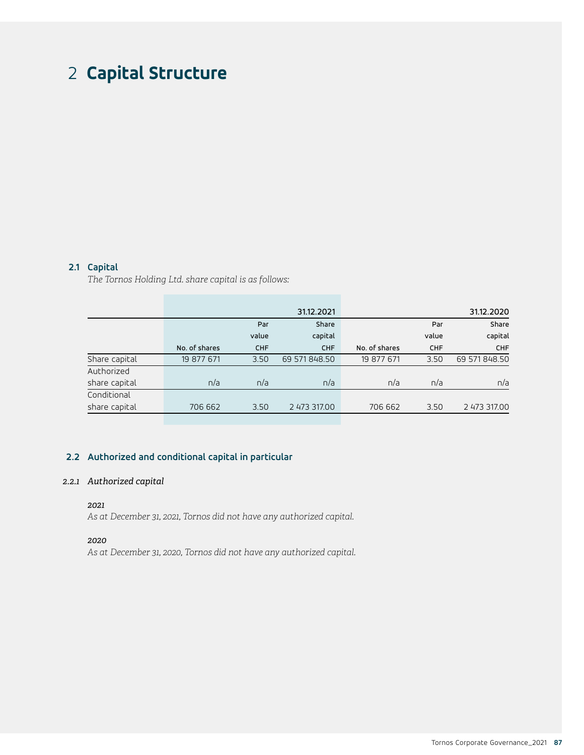# 2 Capital Structure

## 2.1 Capital

*The Tornos Holding Ltd. share capital is as follows:*

| | 31.12.2021 | | | 31.12.2020 | | |
|---|---|---|---|---|---|---|
| | No. of shares | Par value CHF | Share capital CHF | No. of shares | Par value CHF | Share capital CHF |
| Share capital | 19 877 671 | 3.50 | 69 571 848.50 | 19 877 671 | 3.50 | 69 571 848.50 |
| Authorized share capital | n/a | n/a | n/a | n/a | n/a | n/a |
| Conditional share capital | 706 662 | 3.50 | 2 473 317.00 | 706 662 | 3.50 | 2 473 317.00 |

## 2.2 Authorized and conditional capital in particular

### 2.2.1 *Authorized capital*

***2021***

*As at December 31, 2021, Tornos did not have any authorized capital.*

***2020***

*As at December 31, 2020, Tornos did not have any authorized capital.*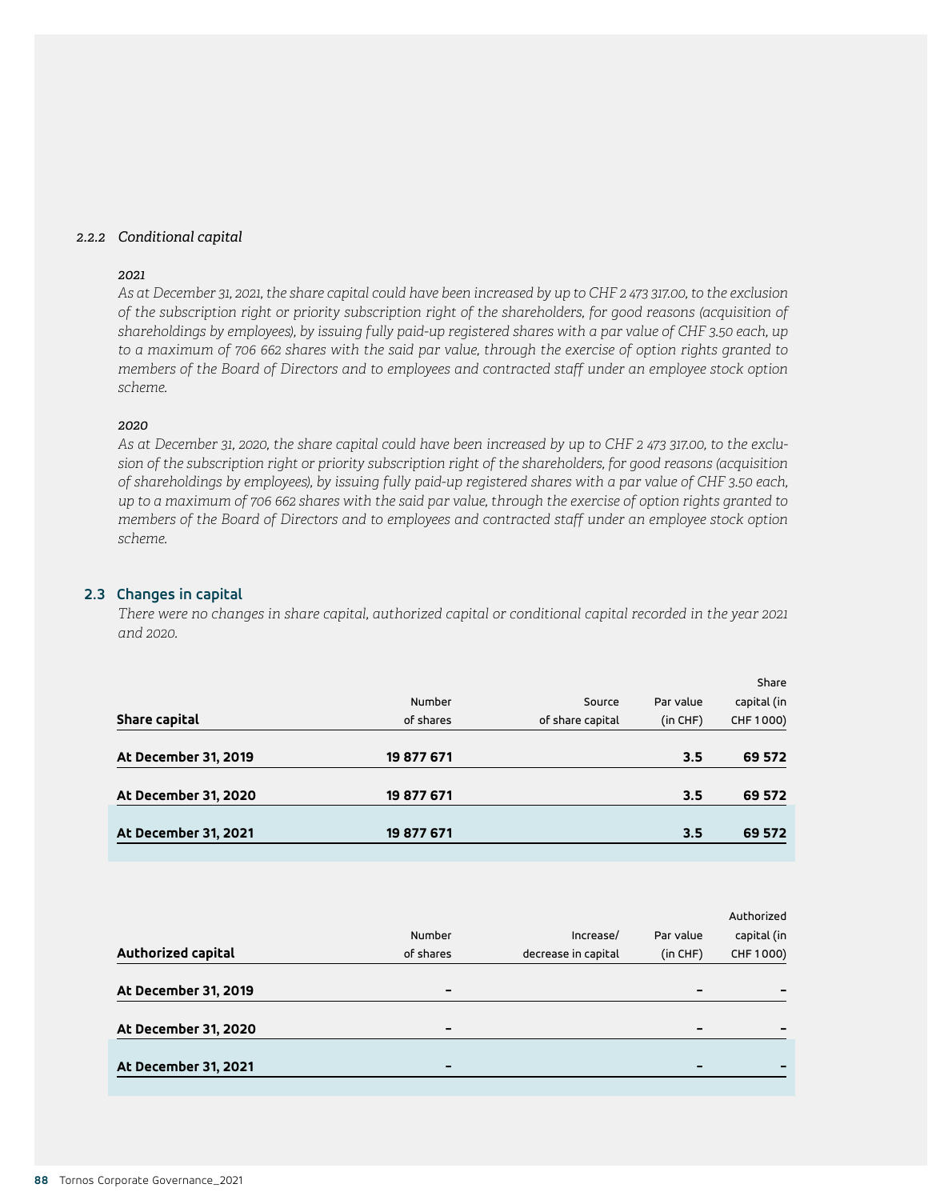### 2.2.2 *Conditional capital*

*2021*

*As at December 31, 2021, the share capital could have been increased by up to CHF 2 473 317.00, to the exclusion of the subscription right or priority subscription right of the shareholders, for good reasons (acquisition of shareholdings by employees), by issuing fully paid-up registered shares with a par value of CHF 3.50 each, up to a maximum of 706 662 shares with the said par value, through the exercise of option rights granted to members of the Board of Directors and to employees and contracted staff under an employee stock option scheme.*

*2020*

*As at December 31, 2020, the share capital could have been increased by up to CHF 2 473 317.00, to the exclusion of the subscription right or priority subscription right of the shareholders, for good reasons (acquisition of shareholdings by employees), by issuing fully paid-up registered shares with a par value of CHF 3.50 each, up to a maximum of 706 662 shares with the said par value, through the exercise of option rights granted to members of the Board of Directors and to employees and contracted staff under an employee stock option scheme.*

## 2.3 Changes in capital

*There were no changes in share capital, authorized capital or conditional capital recorded in the year 2021 and 2020.*

| Share capital | Number of shares | Source of share capital | Par value (in CHF) | Share capital (in CHF 1 000) |
|---|---|---|---|---|
| **At December 31, 2019** | **19 877 671** | | **3.5** | **69 572** |
| **At December 31, 2020** | **19 877 671** | | **3.5** | **69 572** |
| **At December 31, 2021** | **19 877 671** | | **3.5** | **69 572** |

| Authorized capital | Number of shares | Increase/ decrease in capital | Par value (in CHF) | Authorized capital (in CHF 1 000) |
|---|---|---|---|---|
| **At December 31, 2019** | **–** | | **–** | **–** |
| **At December 31, 2020** | **–** | | **–** | **–** |
| **At December 31, 2021** | **–** | | **–** | **–** |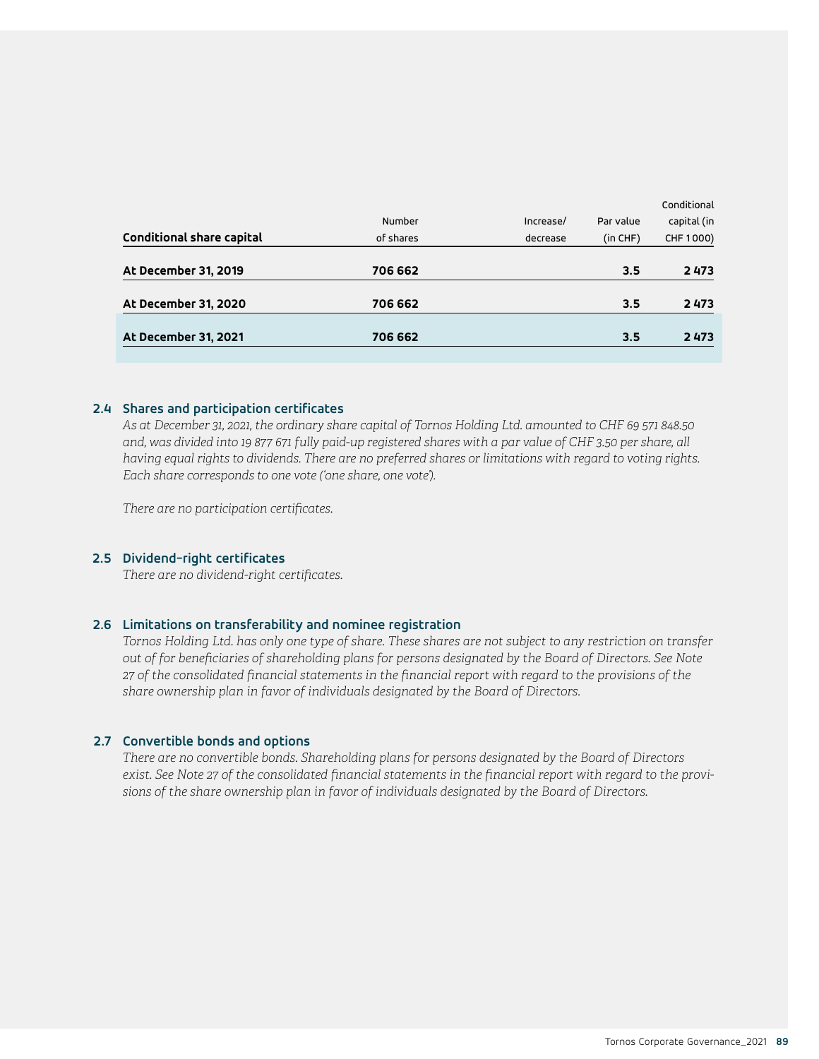| Conditional share capital | Number of shares | Increase/ decrease | Par value (in CHF) | Conditional capital (in CHF 1000) |
|---|---|---|---|---|
| **At December 31, 2019** | **706 662** | | **3.5** | **2 473** |
| **At December 31, 2020** | **706 662** | | **3.5** | **2 473** |
| **At December 31, 2021** | **706 662** | | **3.5** | **2 473** |

## 2.4 Shares and participation certificates

*As at December 31, 2021, the ordinary share capital of Tornos Holding Ltd. amounted to CHF 69 571 848.50 and, was divided into 19 877 671 fully paid-up registered shares with a par value of CHF 3.50 per share, all having equal rights to dividends. There are no preferred shares or limitations with regard to voting rights. Each share corresponds to one vote ('one share, one vote').*

*There are no participation certificates.*

## 2.5 Dividend-right certificates

*There are no dividend-right certificates.*

## 2.6 Limitations on transferability and nominee registration

*Tornos Holding Ltd. has only one type of share. These shares are not subject to any restriction on transfer out of for beneficiaries of shareholding plans for persons designated by the Board of Directors. See Note 27 of the consolidated financial statements in the financial report with regard to the provisions of the share ownership plan in favor of individuals designated by the Board of Directors.*

## 2.7 Convertible bonds and options

*There are no convertible bonds. Shareholding plans for persons designated by the Board of Directors exist. See Note 27 of the consolidated financial statements in the financial report with regard to the provisions of the share ownership plan in favor of individuals designated by the Board of Directors.*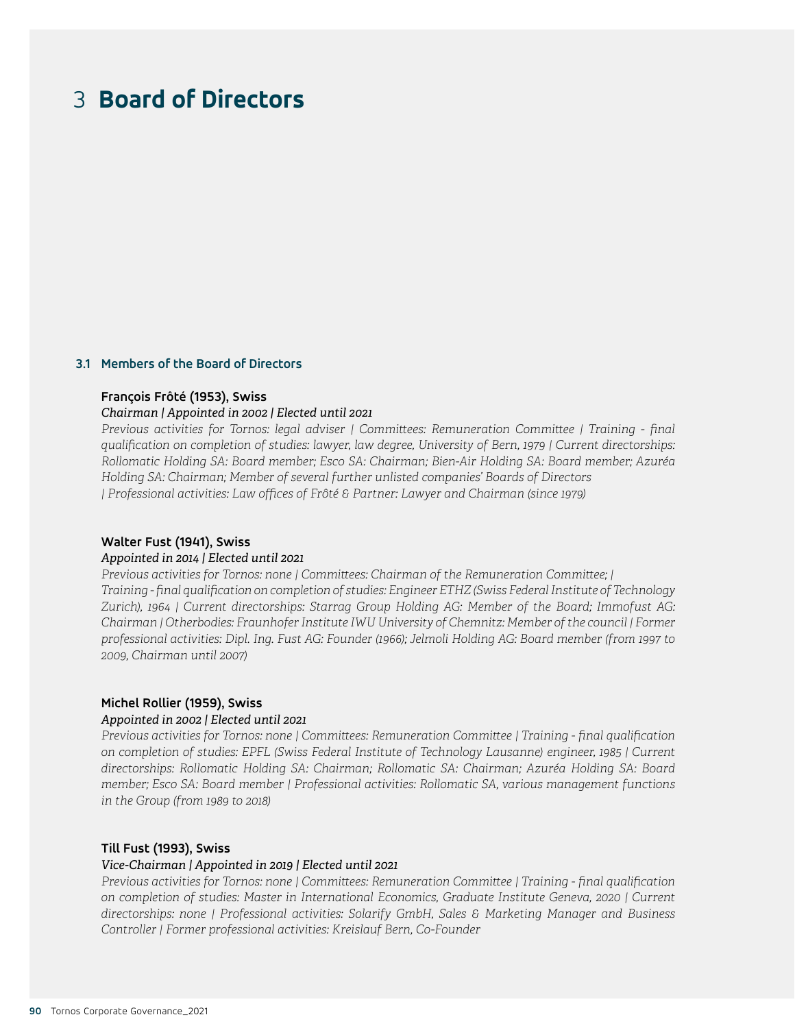# 3 **Board of Directors**

## 3.1 Members of the Board of Directors

**François Frôté (1953), Swiss**

*Chairman | Appointed in 2002 | Elected until 2021*

*Previous activities for Tornos: legal adviser | Committees: Remuneration Committee | Training - final qualification on completion of studies: lawyer, law degree, University of Bern, 1979 | Current directorships: Rollomatic Holding SA: Board member; Esco SA: Chairman; Bien-Air Holding SA: Board member; Azuréa Holding SA: Chairman; Member of several further unlisted companies' Boards of Directors | Professional activities: Law offices of Frôté & Partner: Lawyer and Chairman (since 1979)*

**Walter Fust (1941), Swiss**

*Appointed in 2014 | Elected until 2021*

*Previous activities for Tornos: none | Committees: Chairman of the Remuneration Committee; | Training - final qualification on completion of studies: Engineer ETHZ (Swiss Federal Institute of Technology Zurich), 1964 | Current directorships: Starrag Group Holding AG: Member of the Board; Immofust AG: Chairman | Otherbodies: Fraunhofer Institute IWU University of Chemnitz: Member of the council | Former professional activities: Dipl. Ing. Fust AG: Founder (1966); Jelmoli Holding AG: Board member (from 1997 to 2009, Chairman until 2007)*

**Michel Rollier (1959), Swiss**

*Appointed in 2002 | Elected until 2021*

*Previous activities for Tornos: none | Committees: Remuneration Committee | Training - final qualification on completion of studies: EPFL (Swiss Federal Institute of Technology Lausanne) engineer, 1985 | Current directorships: Rollomatic Holding SA: Chairman; Rollomatic SA: Chairman; Azuréa Holding SA: Board member; Esco SA: Board member | Professional activities: Rollomatic SA, various management functions in the Group (from 1989 to 2018)*

**Till Fust (1993), Swiss**

*Vice-Chairman | Appointed in 2019 | Elected until 2021*

*Previous activities for Tornos: none | Committees: Remuneration Committee | Training - final qualification on completion of studies: Master in International Economics, Graduate Institute Geneva, 2020 | Current directorships: none | Professional activities: Solarify GmbH, Sales & Marketing Manager and Business Controller | Former professional activities: Kreislauf Bern, Co-Founder*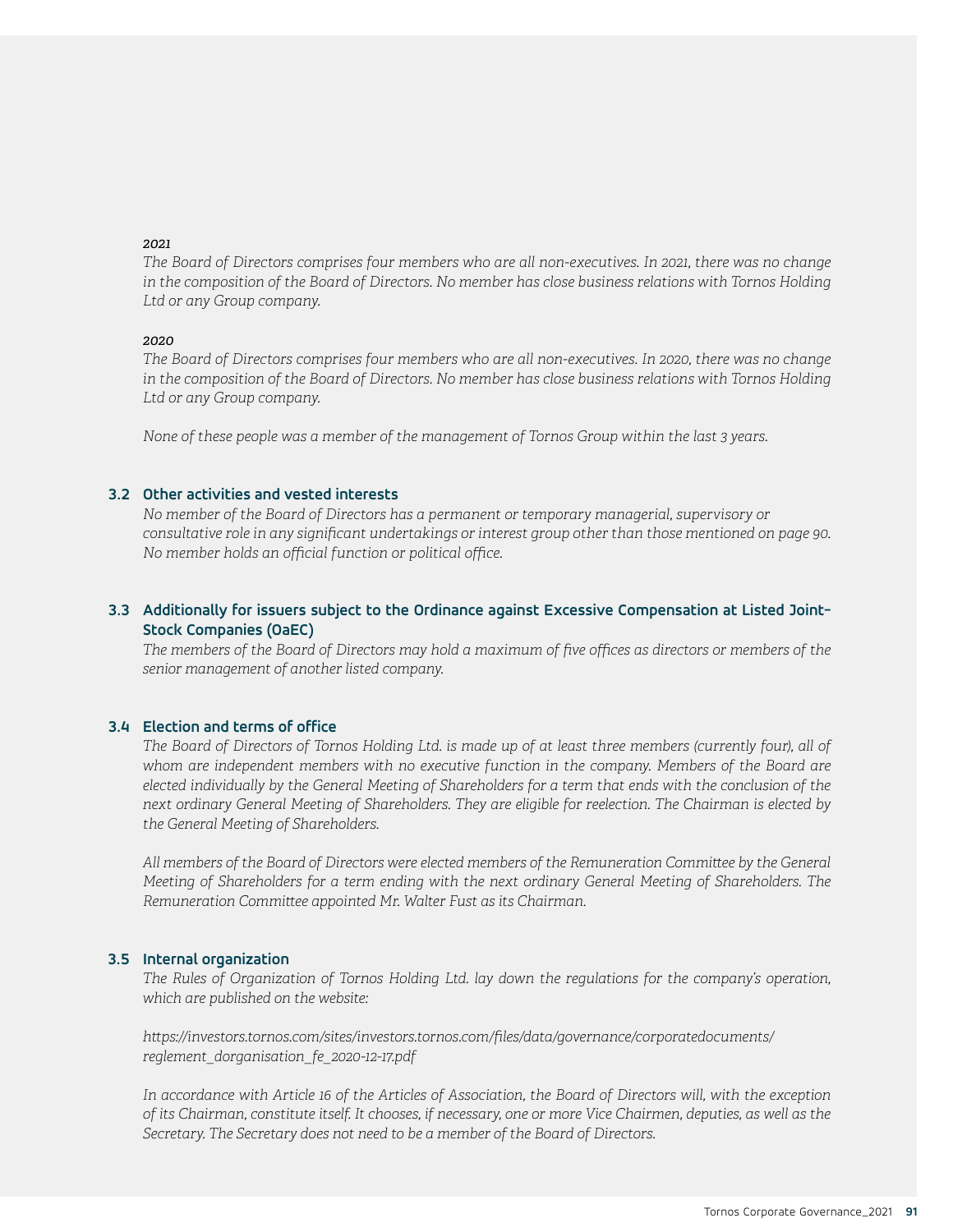*2021*

*The Board of Directors comprises four members who are all non-executives. In 2021, there was no change in the composition of the Board of Directors. No member has close business relations with Tornos Holding Ltd or any Group company.*

*2020*

*The Board of Directors comprises four members who are all non-executives. In 2020, there was no change in the composition of the Board of Directors. No member has close business relations with Tornos Holding Ltd or any Group company.*

*None of these people was a member of the management of Tornos Group within the last 3 years.*

### 3.2 Other activities and vested interests

*No member of the Board of Directors has a permanent or temporary managerial, supervisory or consultative role in any significant undertakings or interest group other than those mentioned on page 90. No member holds an official function or political office.*

### 3.3 Additionally for issuers subject to the Ordinance against Excessive Compensation at Listed Joint-Stock Companies (OaEC)

*The members of the Board of Directors may hold a maximum of five offices as directors or members of the senior management of another listed company.*

### 3.4 Election and terms of office

*The Board of Directors of Tornos Holding Ltd. is made up of at least three members (currently four), all of whom are independent members with no executive function in the company. Members of the Board are elected individually by the General Meeting of Shareholders for a term that ends with the conclusion of the next ordinary General Meeting of Shareholders. They are eligible for reelection. The Chairman is elected by the General Meeting of Shareholders.*

*All members of the Board of Directors were elected members of the Remuneration Committee by the General Meeting of Shareholders for a term ending with the next ordinary General Meeting of Shareholders. The Remuneration Committee appointed Mr. Walter Fust as its Chairman.*

### 3.5 Internal organization

*The Rules of Organization of Tornos Holding Ltd. lay down the regulations for the company's operation, which are published on the website:*

*https://investors.tornos.com/sites/investors.tornos.com/files/data/governance/corporatedocuments/reglement_dorganisation_fe_2020-12-17.pdf*

*In accordance with Article 16 of the Articles of Association, the Board of Directors will, with the exception of its Chairman, constitute itself. It chooses, if necessary, one or more Vice Chairmen, deputies, as well as the Secretary. The Secretary does not need to be a member of the Board of Directors.*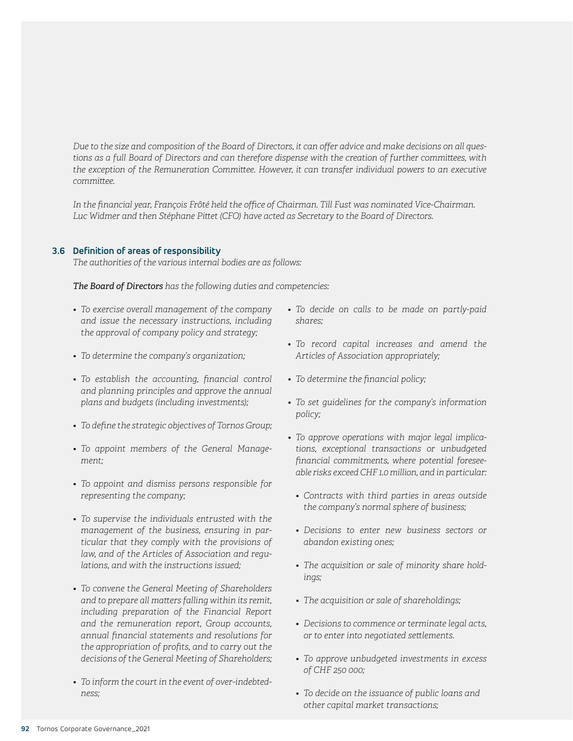*Due to the size and composition of the Board of Directors, it can offer advice and make decisions on all questions as a full Board of Directors and can therefore dispense with the creation of further committees, with the exception of the Remuneration Committee. However, it can transfer individual powers to an executive committee.*

*In the financial year, François Frôté held the office of Chairman. Till Fust was nominated Vice-Chairman. Luc Widmer and then Stéphane Pittet (CFO) have acted as Secretary to the Board of Directors.*

### 3.6 Definition of areas of responsibility

*The authorities of the various internal bodies are as follows:*

***The Board of Directors** has the following duties and competencies:*

- *To exercise overall management of the company and issue the necessary instructions, including the approval of company policy and strategy;*
- *To determine the company's organization;*
- *To establish the accounting, financial control and planning principles and approve the annual plans and budgets (including investments);*
- *To define the strategic objectives of Tornos Group;*
- *To appoint members of the General Management;*
- *To appoint and dismiss persons responsible for representing the company;*
- *To supervise the individuals entrusted with the management of the business, ensuring in particular that they comply with the provisions of law, and of the Articles of Association and regulations, and with the instructions issued;*
- *To convene the General Meeting of Shareholders and to prepare all matters falling within its remit, including preparation of the Financial Report and the remuneration report, Group accounts, annual financial statements and resolutions for the appropriation of profits, and to carry out the decisions of the General Meeting of Shareholders;*
- *To inform the court in the event of over-indebtedness;*
- *To decide on calls to be made on partly-paid shares;*
- *To record capital increases and amend the Articles of Association appropriately;*
- *To determine the financial policy;*
- *To set guidelines for the company's information policy;*
- *To approve operations with major legal implications, exceptional transactions or unbudgeted financial commitments, where potential foreseeable risks exceed CHF 1.0 million, and in particular:*
  - *Contracts with third parties in areas outside the company's normal sphere of business;*
  - *Decisions to enter new business sectors or abandon existing ones;*
  - *The acquisition or sale of minority share holdings;*
  - *The acquisition or sale of shareholdings;*
  - *Decisions to commence or terminate legal acts, or to enter into negotiated settlements.*
  - *To approve unbudgeted investments in excess of CHF 250 000;*
  - *To decide on the issuance of public loans and other capital market transactions;*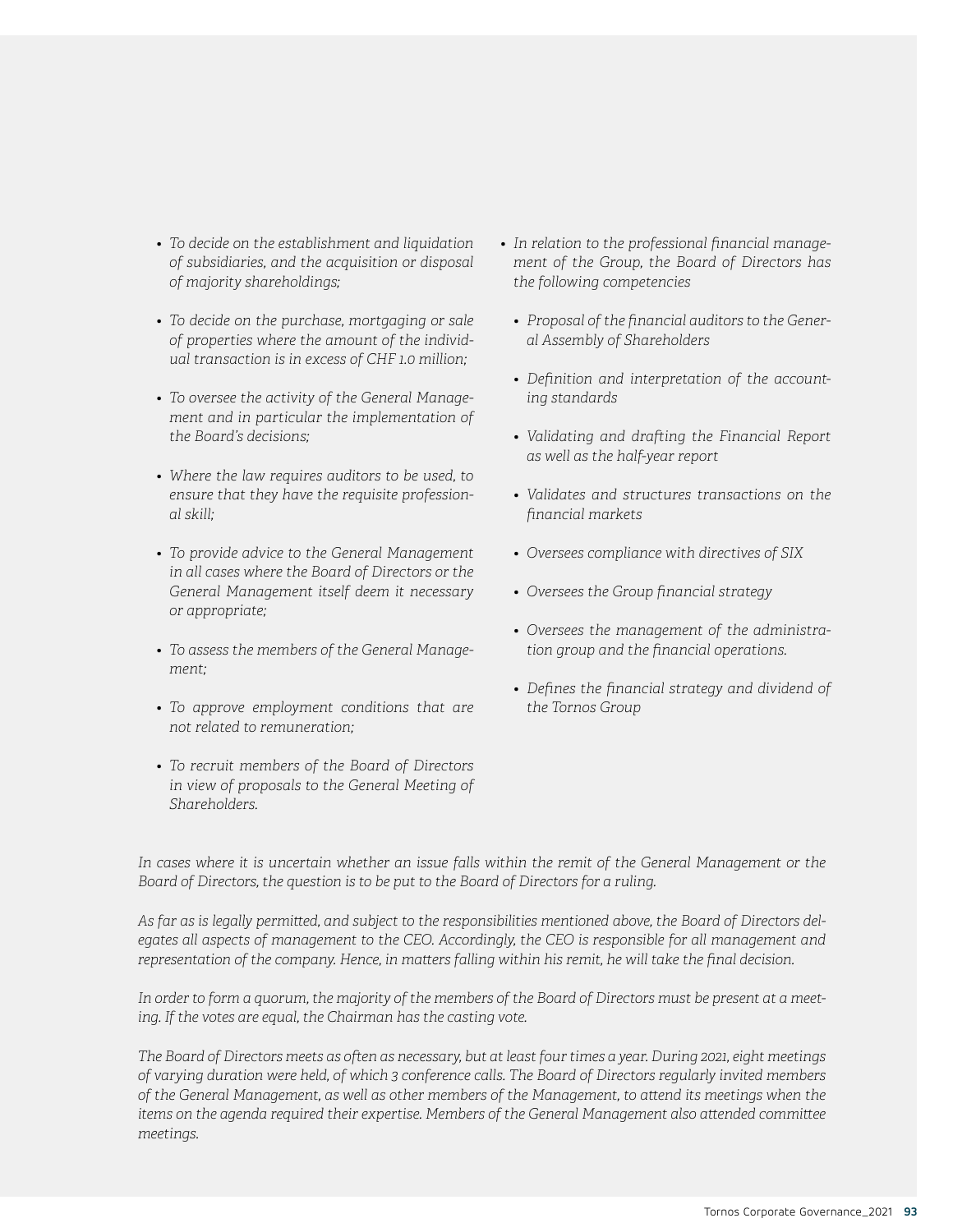- *To decide on the establishment and liquidation of subsidiaries, and the acquisition or disposal of majority shareholdings;*
- *To decide on the purchase, mortgaging or sale of properties where the amount of the individual transaction is in excess of CHF 1.0 million;*
- *To oversee the activity of the General Management and in particular the implementation of the Board's decisions;*
- *Where the law requires auditors to be used, to ensure that they have the requisite professional skill;*
- *To provide advice to the General Management in all cases where the Board of Directors or the General Management itself deem it necessary or appropriate;*
- *To assess the members of the General Management;*
- *To approve employment conditions that are not related to remuneration;*
- *To recruit members of the Board of Directors in view of proposals to the General Meeting of Shareholders.*
- *In relation to the professional financial management of the Group, the Board of Directors has the following competencies*
  - *Proposal of the financial auditors to the General Assembly of Shareholders*
  - *Definition and interpretation of the accounting standards*
  - *Validating and drafting the Financial Report as well as the half-year report*
  - *Validates and structures transactions on the financial markets*
  - *Oversees compliance with directives of SIX*
  - *Oversees the Group financial strategy*
  - *Oversees the management of the administration group and the financial operations.*
  - *Defines the financial strategy and dividend of the Tornos Group*

*In cases where it is uncertain whether an issue falls within the remit of the General Management or the Board of Directors, the question is to be put to the Board of Directors for a ruling.*

*As far as is legally permitted, and subject to the responsibilities mentioned above, the Board of Directors delegates all aspects of management to the CEO. Accordingly, the CEO is responsible for all management and representation of the company. Hence, in matters falling within his remit, he will take the final decision.*

*In order to form a quorum, the majority of the members of the Board of Directors must be present at a meeting. If the votes are equal, the Chairman has the casting vote.*

*The Board of Directors meets as often as necessary, but at least four times a year. During 2021, eight meetings of varying duration were held, of which 3 conference calls. The Board of Directors regularly invited members of the General Management, as well as other members of the Management, to attend its meetings when the items on the agenda required their expertise. Members of the General Management also attended committee meetings.*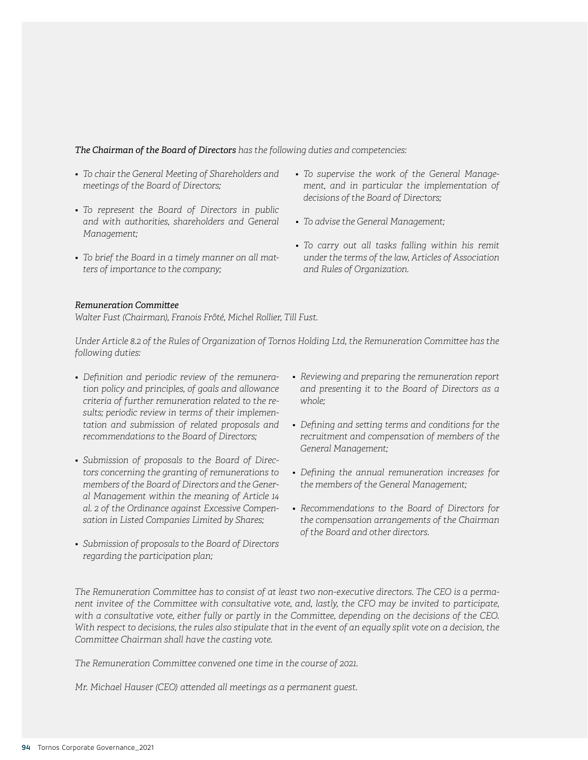***The Chairman of the Board of Directors*** *has the following duties and competencies:*

- *To chair the General Meeting of Shareholders and meetings of the Board of Directors;*
- *To represent the Board of Directors in public and with authorities, shareholders and General Management;*
- *To brief the Board in a timely manner on all matters of importance to the company;*
- *To supervise the work of the General Management, and in particular the implementation of decisions of the Board of Directors;*
- *To advise the General Management;*
- *To carry out all tasks falling within his remit under the terms of the law, Articles of Association and Rules of Organization.*

***Remuneration Committee***

*Walter Fust (Chairman), Franois Frôté, Michel Rollier, Till Fust.*

*Under Article 8.2 of the Rules of Organization of Tornos Holding Ltd, the Remuneration Committee has the following duties:*

- *Definition and periodic review of the remuneration policy and principles, of goals and allowance criteria of further remuneration related to the results; periodic review in terms of their implementation and submission of related proposals and recommendations to the Board of Directors;*
- *Submission of proposals to the Board of Directors concerning the granting of remunerations to members of the Board of Directors and the General Management within the meaning of Article 14 al. 2 of the Ordinance against Excessive Compensation in Listed Companies Limited by Shares;*
- *Submission of proposals to the Board of Directors regarding the participation plan;*
- *Reviewing and preparing the remuneration report and presenting it to the Board of Directors as a whole;*
- *Defining and setting terms and conditions for the recruitment and compensation of members of the General Management;*
- *Defining the annual remuneration increases for the members of the General Management;*
- *Recommendations to the Board of Directors for the compensation arrangements of the Chairman of the Board and other directors.*

*The Remuneration Committee has to consist of at least two non-executive directors. The CEO is a permanent invitee of the Committee with consultative vote, and, lastly, the CFO may be invited to participate, with a consultative vote, either fully or partly in the Committee, depending on the decisions of the CEO. With respect to decisions, the rules also stipulate that in the event of an equally split vote on a decision, the Committee Chairman shall have the casting vote.*

*The Remuneration Committee convened one time in the course of 2021.*

*Mr. Michael Hauser (CEO) attended all meetings as a permanent guest.*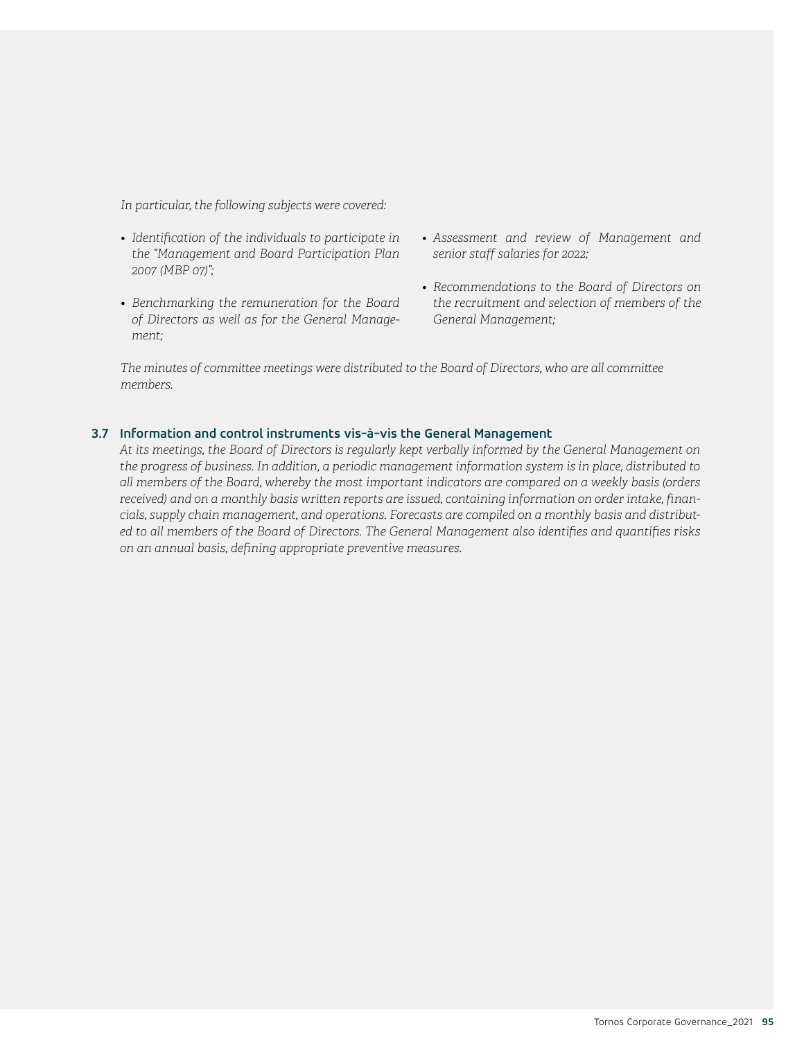*In particular, the following subjects were covered:*

- *Identification of the individuals to participate in the "Management and Board Participation Plan 2007 (MBP 07)";*
- *Benchmarking the remuneration for the Board of Directors as well as for the General Management;*
- *Assessment and review of Management and senior staff salaries for 2022;*
- *Recommendations to the Board of Directors on the recruitment and selection of members of the General Management;*

*The minutes of committee meetings were distributed to the Board of Directors, who are all committee members.*

### 3.7 Information and control instruments vis-à-vis the General Management

*At its meetings, the Board of Directors is regularly kept verbally informed by the General Management on the progress of business. In addition, a periodic management information system is in place, distributed to all members of the Board, whereby the most important indicators are compared on a weekly basis (orders received) and on a monthly basis written reports are issued, containing information on order intake, financials, supply chain management, and operations. Forecasts are compiled on a monthly basis and distributed to all members of the Board of Directors. The General Management also identifies and quantifies risks on an annual basis, defining appropriate preventive measures.*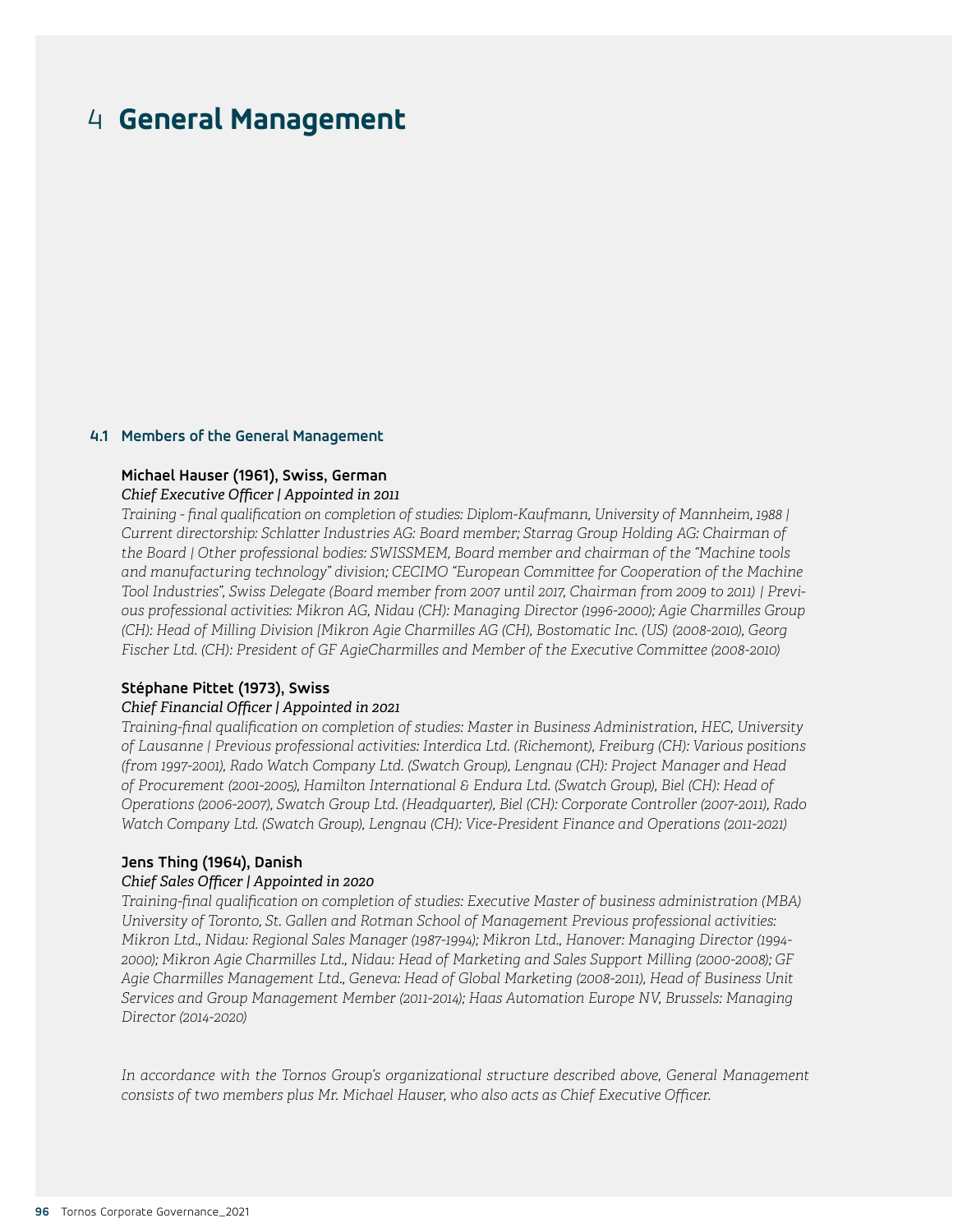# 4 General Management

## 4.1 Members of the General Management

**Michael Hauser (1961), Swiss, German**

*Chief Executive Officer | Appointed in 2011*

*Training - final qualification on completion of studies: Diplom-Kaufmann, University of Mannheim, 1988 | Current directorship: Schlatter Industries AG: Board member; Starrag Group Holding AG: Chairman of the Board | Other professional bodies: SWISSMEM, Board member and chairman of the "Machine tools and manufacturing technology" division; CECIMO "European Committee for Cooperation of the Machine Tool Industries", Swiss Delegate (Board member from 2007 until 2017, Chairman from 2009 to 2011) | Previous professional activities: Mikron AG, Nidau (CH): Managing Director (1996-2000); Agie Charmilles Group (CH): Head of Milling Division [Mikron Agie Charmilles AG (CH), Bostomatic Inc. (US) (2008-2010), Georg Fischer Ltd. (CH): President of GF AgieCharmilles and Member of the Executive Committee (2008-2010)*

**Stéphane Pittet (1973), Swiss**

*Chief Financial Officer | Appointed in 2021*

*Training-final qualification on completion of studies: Master in Business Administration, HEC, University of Lausanne | Previous professional activities: Interdica Ltd. (Richemont), Freiburg (CH): Various positions (from 1997-2001), Rado Watch Company Ltd. (Swatch Group), Lengnau (CH): Project Manager and Head of Procurement (2001-2005), Hamilton International & Endura Ltd. (Swatch Group), Biel (CH): Head of Operations (2006-2007), Swatch Group Ltd. (Headquarter), Biel (CH): Corporate Controller (2007-2011), Rado Watch Company Ltd. (Swatch Group), Lengnau (CH): Vice-President Finance and Operations (2011-2021)*

**Jens Thing (1964), Danish**

*Chief Sales Officer | Appointed in 2020*

*Training-final qualification on completion of studies: Executive Master of business administration (MBA) University of Toronto, St. Gallen and Rotman School of Management Previous professional activities: Mikron Ltd., Nidau: Regional Sales Manager (1987-1994); Mikron Ltd., Hanover: Managing Director (1994-2000); Mikron Agie Charmilles Ltd., Nidau: Head of Marketing and Sales Support Milling (2000-2008); GF Agie Charmilles Management Ltd., Geneva: Head of Global Marketing (2008-2011), Head of Business Unit Services and Group Management Member (2011-2014); Haas Automation Europe NV, Brussels: Managing Director (2014-2020)*

*In accordance with the Tornos Group's organizational structure described above, General Management consists of two members plus Mr. Michael Hauser, who also acts as Chief Executive Officer.*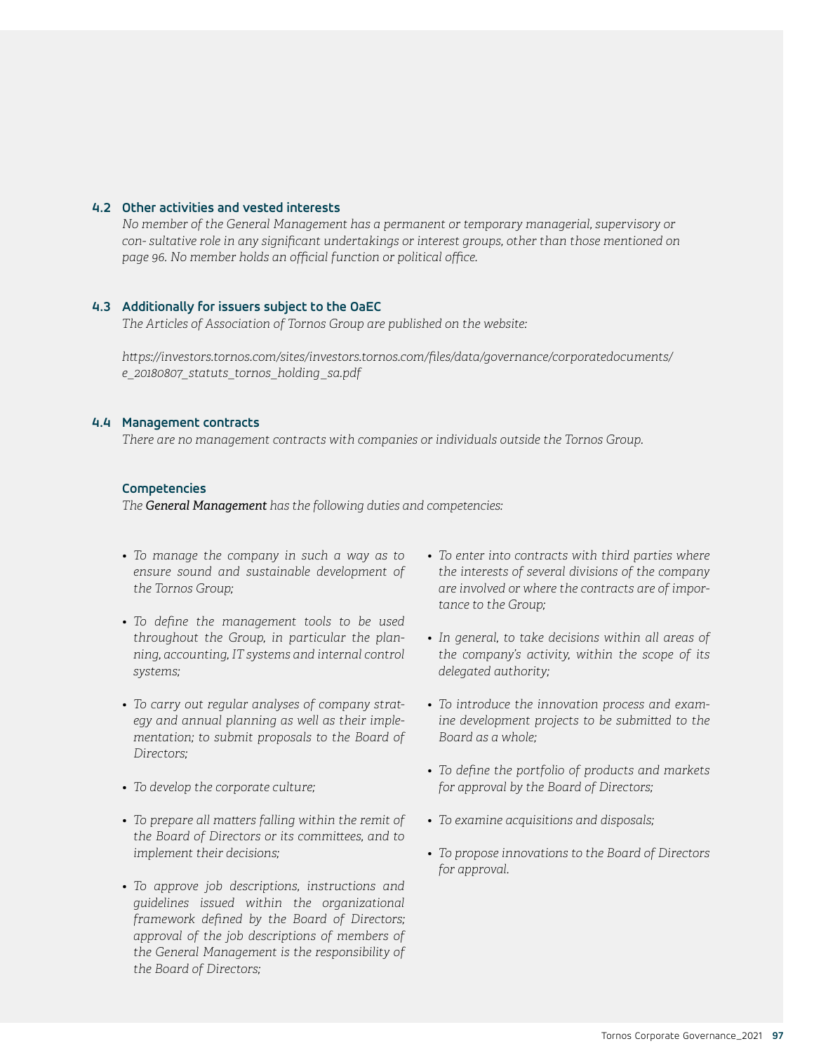### 4.2 Other activities and vested interests

*No member of the General Management has a permanent or temporary managerial, supervisory or con- sultative role in any significant undertakings or interest groups, other than those mentioned on page 96. No member holds an official function or political office.*

### 4.3 Additionally for issuers subject to the OaEC

*The Articles of Association of Tornos Group are published on the website:*

*https://investors.tornos.com/sites/investors.tornos.com/files/data/governance/corporatedocuments/e_20180807_statuts_tornos_holding_sa.pdf*

### 4.4 Management contracts

*There are no management contracts with companies or individuals outside the Tornos Group.*

#### Competencies

*The **General Management** has the following duties and competencies:*

- *To manage the company in such a way as to ensure sound and sustainable development of the Tornos Group;*
- *To define the management tools to be used throughout the Group, in particular the planning, accounting, IT systems and internal control systems;*
- *To carry out regular analyses of company strategy and annual planning as well as their implementation; to submit proposals to the Board of Directors;*
- *To develop the corporate culture;*
- *To prepare all matters falling within the remit of the Board of Directors or its committees, and to implement their decisions;*
- *To approve job descriptions, instructions and guidelines issued within the organizational framework defined by the Board of Directors; approval of the job descriptions of members of the General Management is the responsibility of the Board of Directors;*
- *To enter into contracts with third parties where the interests of several divisions of the company are involved or where the contracts are of importance to the Group;*
- *In general, to take decisions within all areas of the company's activity, within the scope of its delegated authority;*
- *To introduce the innovation process and examine development projects to be submitted to the Board as a whole;*
- *To define the portfolio of products and markets for approval by the Board of Directors;*
- *To examine acquisitions and disposals;*
- *To propose innovations to the Board of Directors for approval.*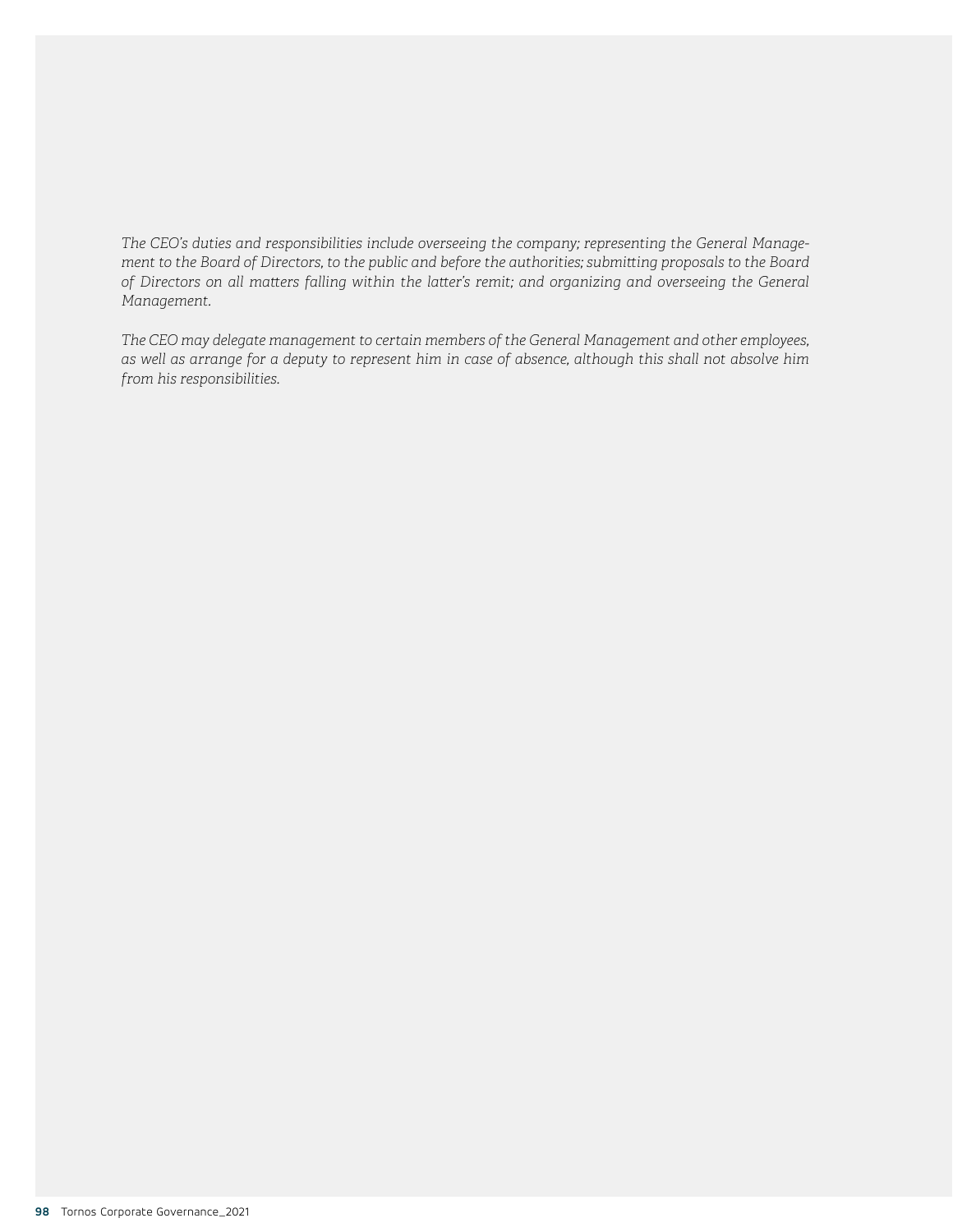*The CEO's duties and responsibilities include overseeing the company; representing the General Management to the Board of Directors, to the public and before the authorities; submitting proposals to the Board of Directors on all matters falling within the latter's remit; and organizing and overseeing the General Management.*

*The CEO may delegate management to certain members of the General Management and other employees, as well as arrange for a deputy to represent him in case of absence, although this shall not absolve him from his responsibilities.*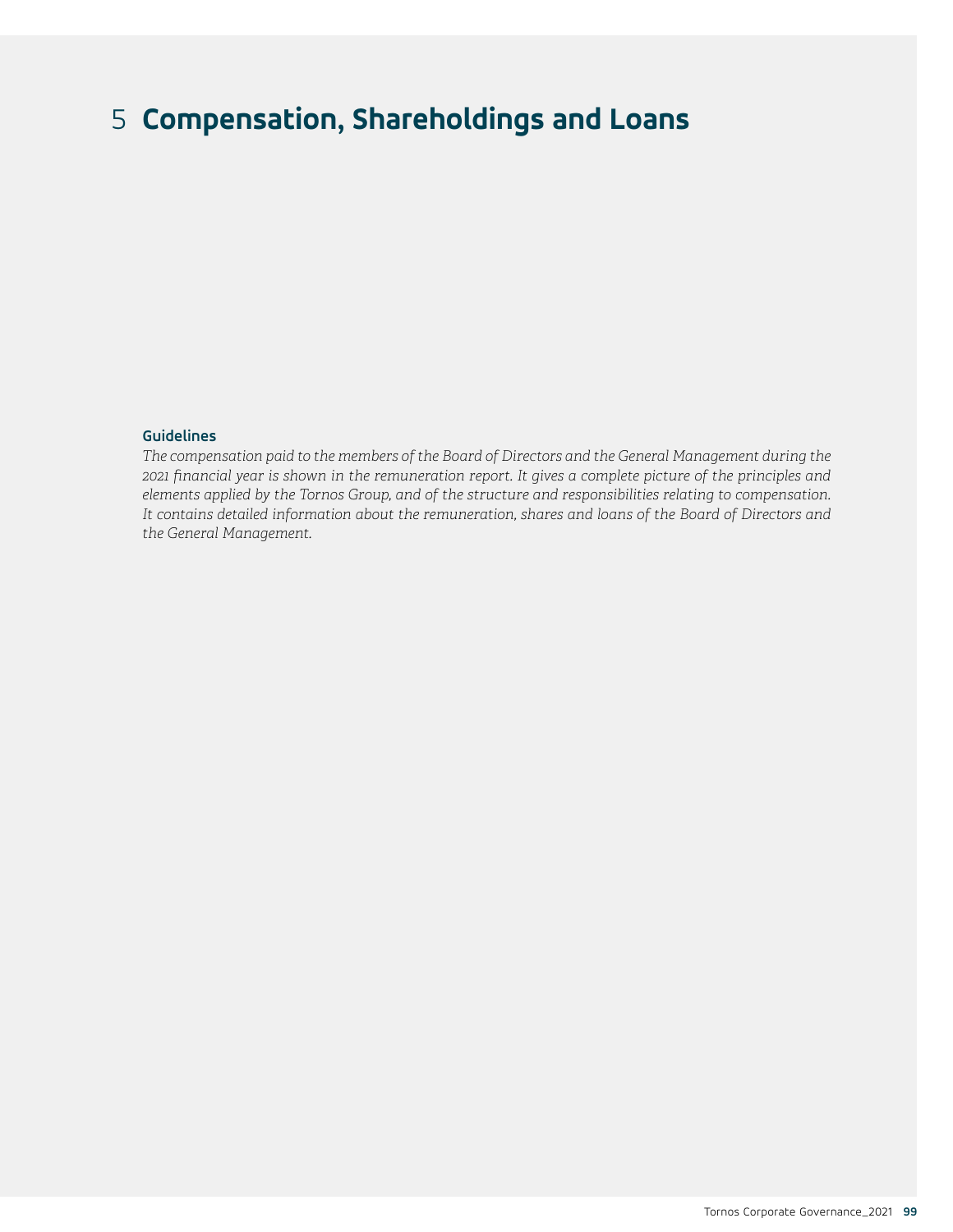# 5 Compensation, Shareholdings and Loans

### Guidelines

*The compensation paid to the members of the Board of Directors and the General Management during the 2021 financial year is shown in the remuneration report. It gives a complete picture of the principles and elements applied by the Tornos Group, and of the structure and responsibilities relating to compensation. It contains detailed information about the remuneration, shares and loans of the Board of Directors and the General Management.*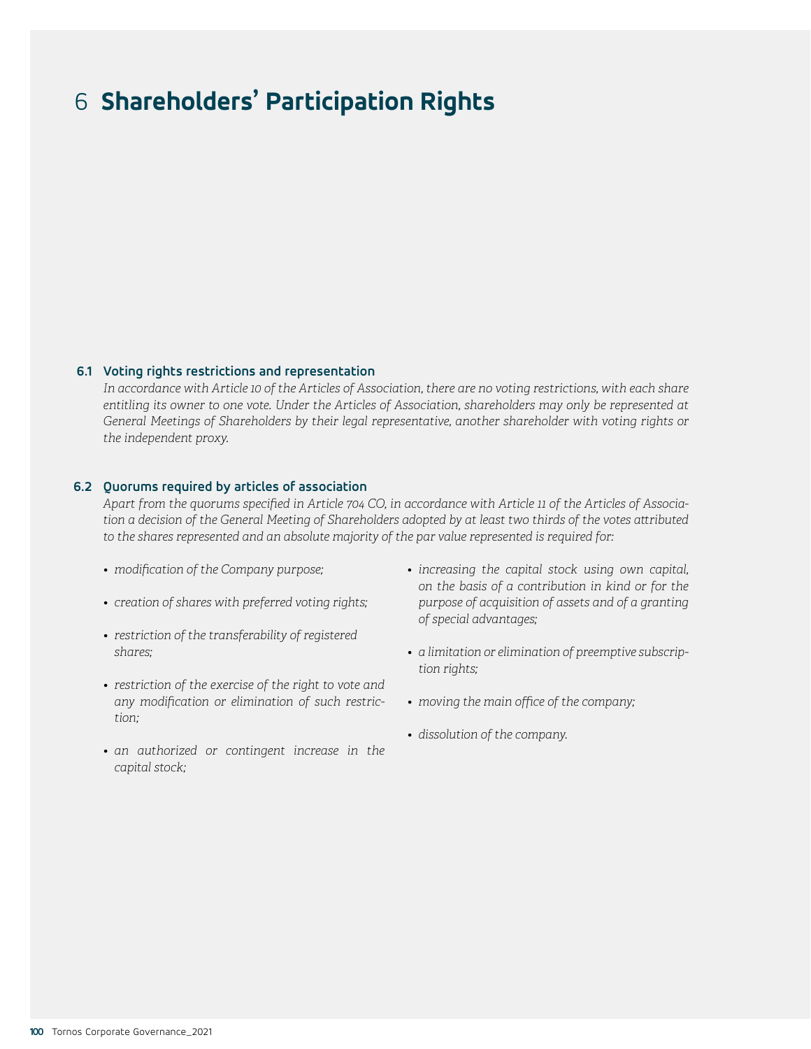# 6 Shareholders' Participation Rights

## 6.1 Voting rights restrictions and representation

*In accordance with Article 10 of the Articles of Association, there are no voting restrictions, with each share entitling its owner to one vote. Under the Articles of Association, shareholders may only be represented at General Meetings of Shareholders by their legal representative, another shareholder with voting rights or the independent proxy.*

## 6.2 Quorums required by articles of association

*Apart from the quorums specified in Article 704 CO, in accordance with Article 11 of the Articles of Association a decision of the General Meeting of Shareholders adopted by at least two thirds of the votes attributed to the shares represented and an absolute majority of the par value represented is required for:*

- *modification of the Company purpose;*
- *creation of shares with preferred voting rights;*
- *restriction of the transferability of registered shares;*
- *restriction of the exercise of the right to vote and any modification or elimination of such restriction;*
- *an authorized or contingent increase in the capital stock;*
- *increasing the capital stock using own capital, on the basis of a contribution in kind or for the purpose of acquisition of assets and of a granting of special advantages;*
- *a limitation or elimination of preemptive subscription rights;*
- *moving the main office of the company;*
- *dissolution of the company.*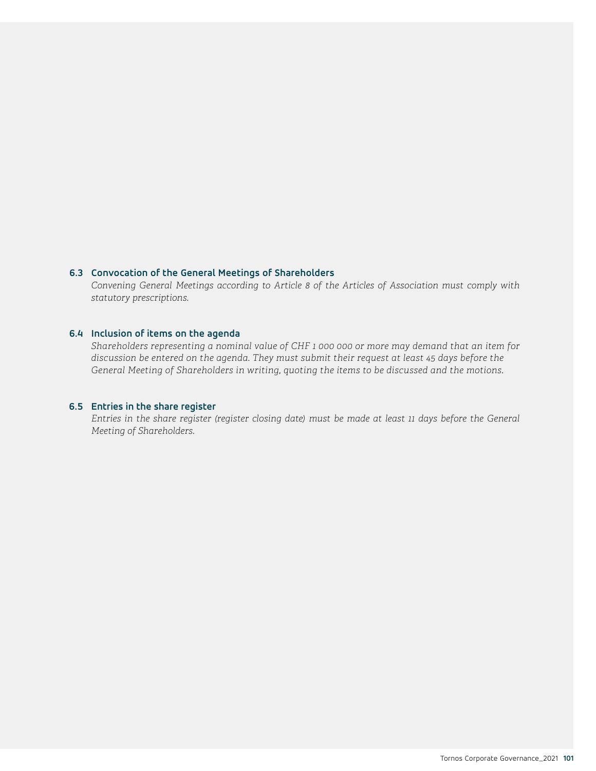### 6.3 Convocation of the General Meetings of Shareholders

*Convening General Meetings according to Article 8 of the Articles of Association must comply with statutory prescriptions.*

### 6.4 Inclusion of items on the agenda

*Shareholders representing a nominal value of CHF 1 000 000 or more may demand that an item for discussion be entered on the agenda. They must submit their request at least 45 days before the General Meeting of Shareholders in writing, quoting the items to be discussed and the motions.*

### 6.5 Entries in the share register

*Entries in the share register (register closing date) must be made at least 11 days before the General Meeting of Shareholders.*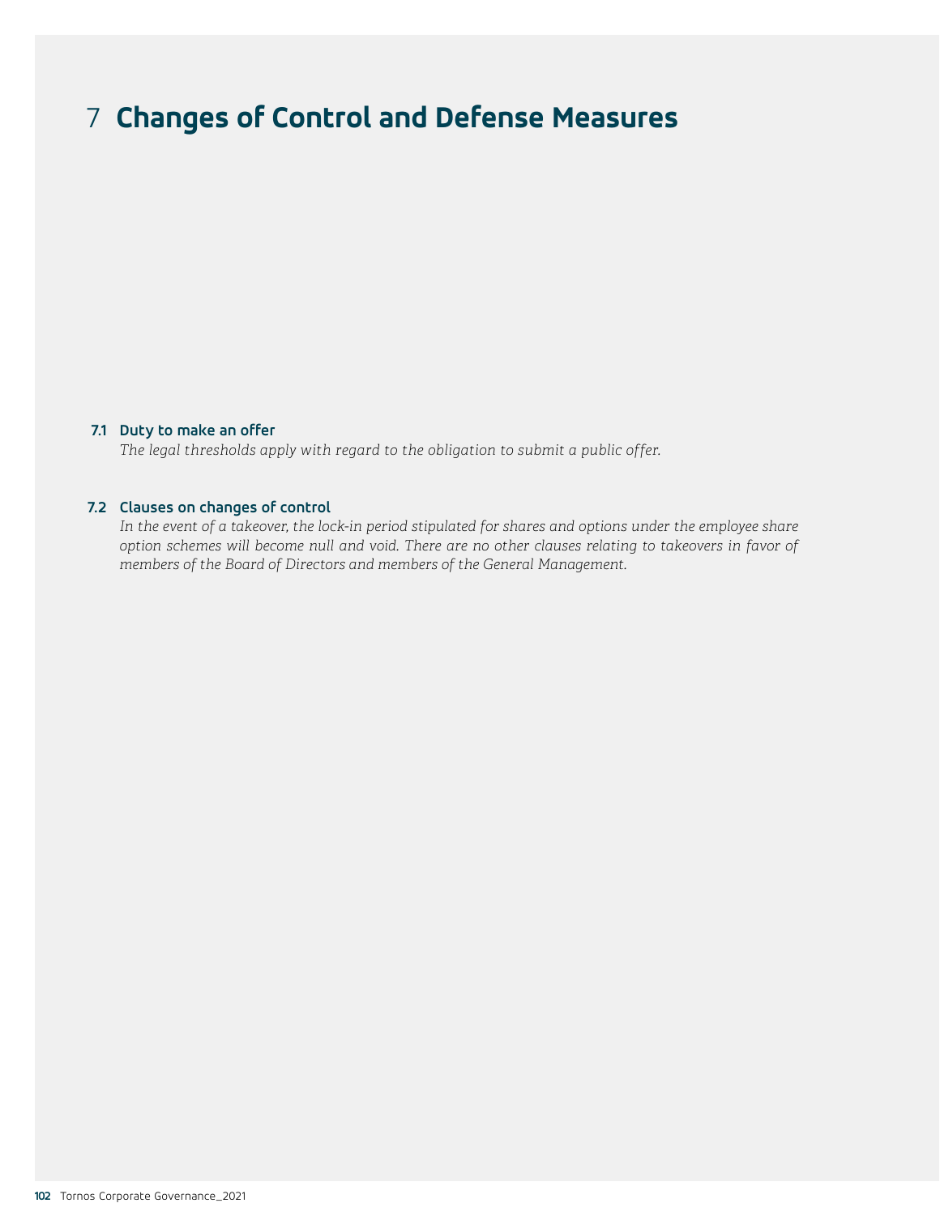# 7 Changes of Control and Defense Measures

### 7.1 Duty to make an offer

*The legal thresholds apply with regard to the obligation to submit a public offer.*

### 7.2 Clauses on changes of control

*In the event of a takeover, the lock-in period stipulated for shares and options under the employee share option schemes will become null and void. There are no other clauses relating to takeovers in favor of members of the Board of Directors and members of the General Management.*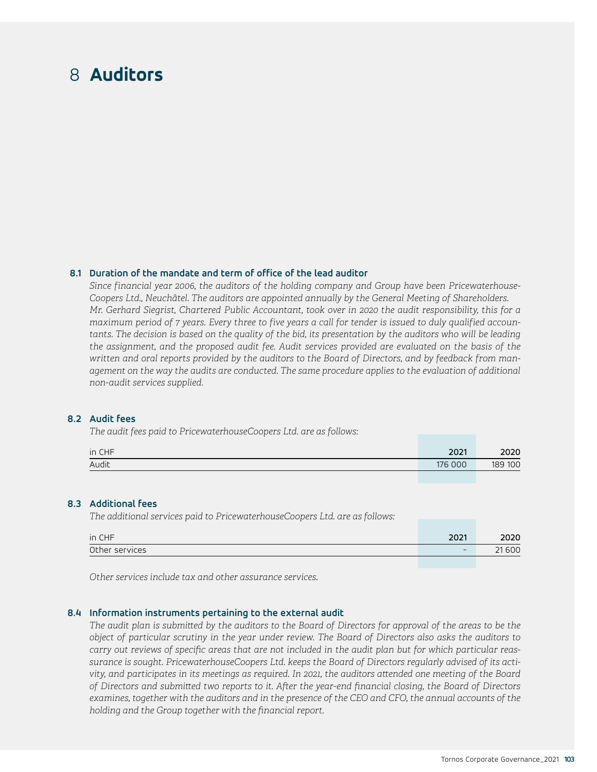# 8 Auditors

## 8.1 Duration of the mandate and term of office of the lead auditor

*Since financial year 2006, the auditors of the holding company and Group have been Pricewaterhouse-Coopers Ltd., Neuchâtel. The auditors are appointed annually by the General Meeting of Shareholders. Mr. Gerhard Siegrist, Chartered Public Accountant, took over in 2020 the audit responsibility, this for a maximum period of 7 years. Every three to five years a call for tender is issued to duly qualified accountants. The decision is based on the quality of the bid, its presentation by the auditors who will be leading the assignment, and the proposed audit fee. Audit services provided are evaluated on the basis of the written and oral reports provided by the auditors to the Board of Directors, and by feedback from management on the way the audits are conducted. The same procedure applies to the evaluation of additional non-audit services supplied.*

## 8.2 Audit fees

*The audit fees paid to PricewaterhouseCoopers Ltd. are as follows:*

| in CHF | 2021 | 2020 |
|---|---|---|
| Audit | 176 000 | 189 100 |

## 8.3 Additional fees

*The additional services paid to PricewaterhouseCoopers Ltd. are as follows:*

| in CHF | 2021 | 2020 |
|---|---|---|
| Other services | – | 21 600 |

*Other services include tax and other assurance services.*

## 8.4 Information instruments pertaining to the external audit

*The audit plan is submitted by the auditors to the Board of Directors for approval of the areas to be the object of particular scrutiny in the year under review. The Board of Directors also asks the auditors to carry out reviews of specific areas that are not included in the audit plan but for which particular reassurance is sought. PricewaterhouseCoopers Ltd. keeps the Board of Directors regularly advised of its activity, and participates in its meetings as required. In 2021, the auditors attended one meeting of the Board of Directors and submitted two reports to it. After the year-end financial closing, the Board of Directors examines, together with the auditors and in the presence of the CEO and CFO, the annual accounts of the holding and the Group together with the financial report.*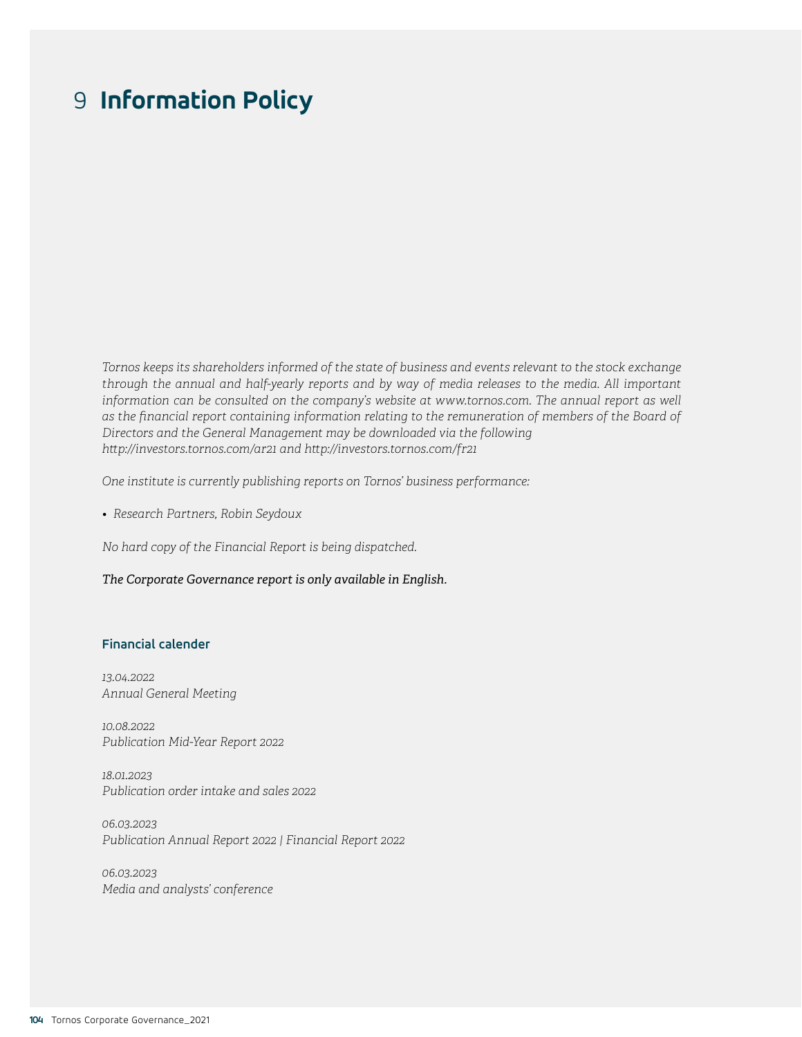# 9 Information Policy

*Tornos keeps its shareholders informed of the state of business and events relevant to the stock exchange through the annual and half-yearly reports and by way of media releases to the media. All important information can be consulted on the company's website at www.tornos.com. The annual report as well as the financial report containing information relating to the remuneration of members of the Board of Directors and the General Management may be downloaded via the following http://investors.tornos.com/ar21 and http://investors.tornos.com/fr21*

*One institute is currently publishing reports on Tornos' business performance:*

- *Research Partners, Robin Seydoux*

*No hard copy of the Financial Report is being dispatched.*

***The Corporate Governance report is only available in English.***

### Financial calender

*13.04.2022*
*Annual General Meeting*

*10.08.2022*
*Publication Mid-Year Report 2022*

*18.01.2023*
*Publication order intake and sales 2022*

*06.03.2023*
*Publication Annual Report 2022 | Financial Report 2022*

*06.03.2023*
*Media and analysts' conference*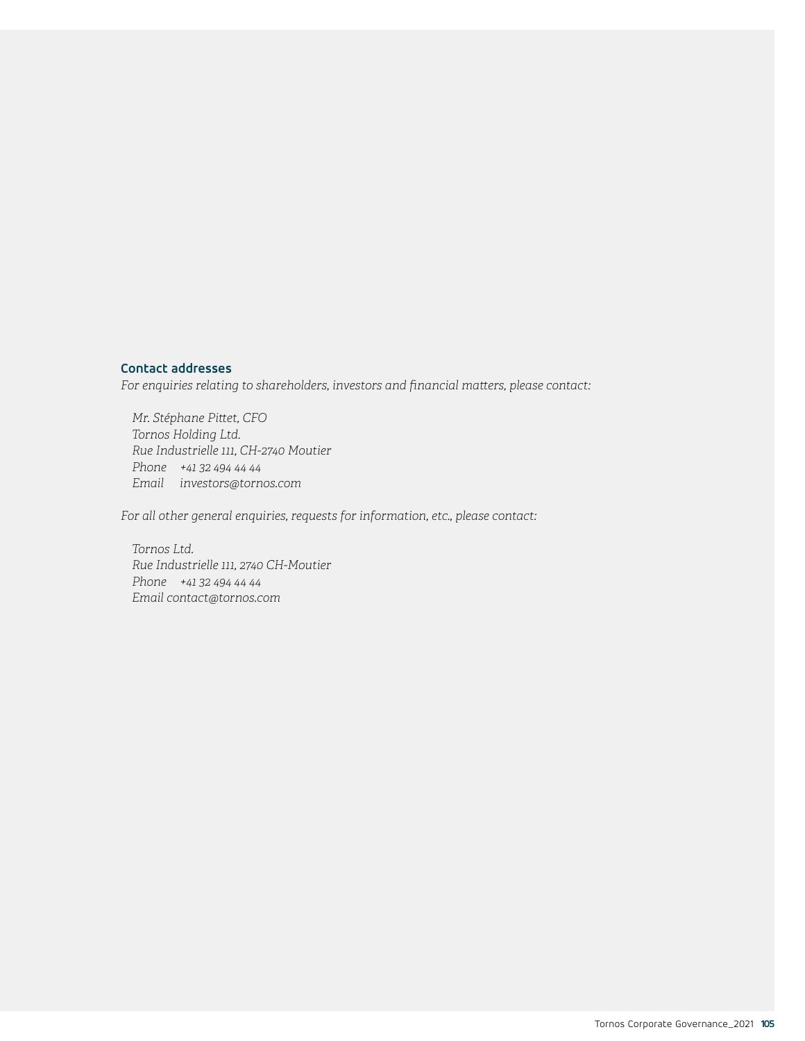## Contact addresses

*For enquiries relating to shareholders, investors and financial matters, please contact:*

*Mr. Stéphane Pittet, CFO*
*Tornos Holding Ltd.*
*Rue Industrielle 111, CH-2740 Moutier*
*Phone +41 32 494 44 44*
*Email investors@tornos.com*

*For all other general enquiries, requests for information, etc., please contact:*

*Tornos Ltd.*
*Rue Industrielle 111, 2740 CH-Moutier*
*Phone +41 32 494 44 44*
*Email contact@tornos.com*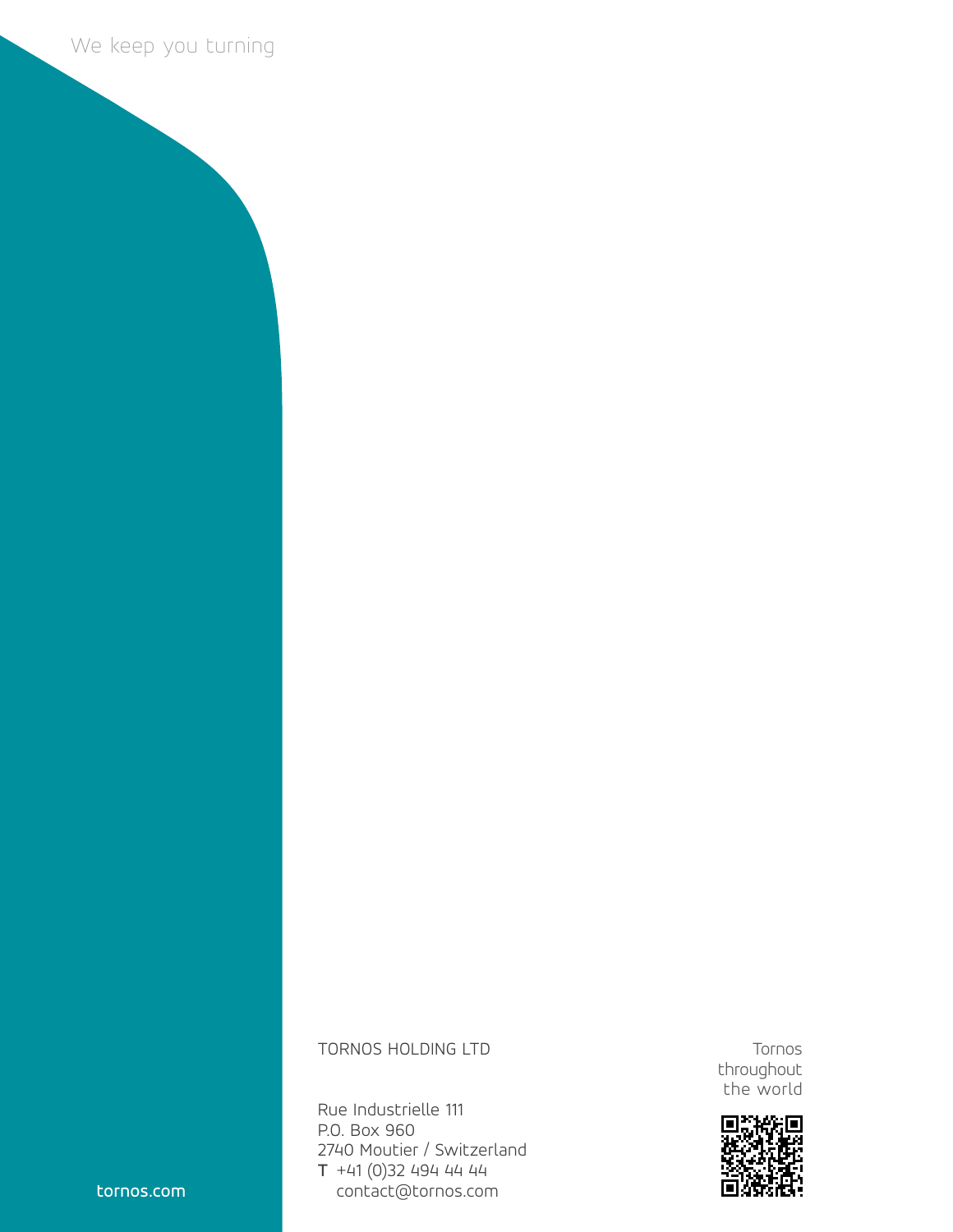We keep you turning

TORNOS HOLDING LTD

Rue Industrielle 111
P.O. Box 960
2740 Moutier / Switzerland
T +41 (0)32 494 44 44
contact@tornos.com

Tornos
throughout
the world

tornos.com